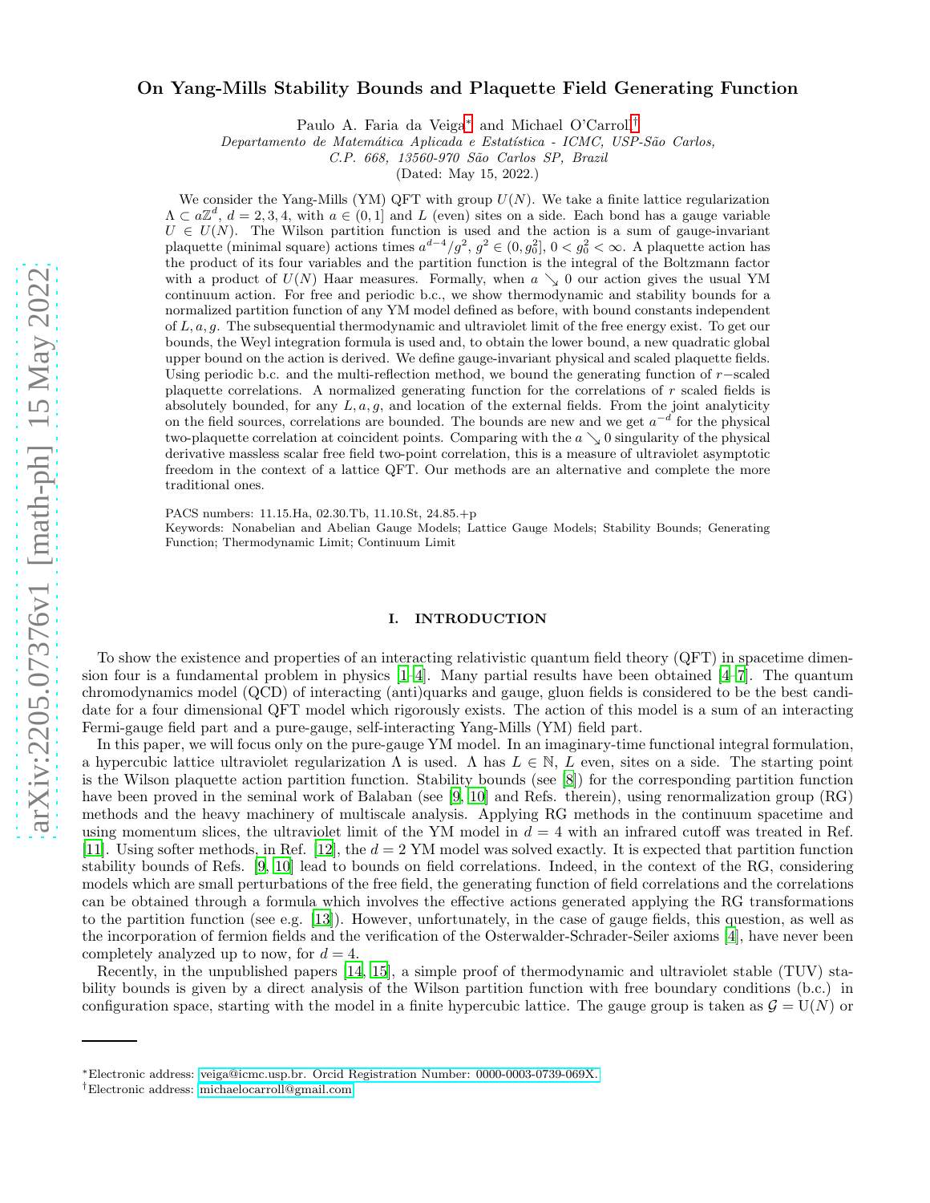# On Yang-Mills Stability Bounds and Plaquette Field Generating Function

Paulo A. Faria da Veiga[*] and Michael O'Carroll[†]

*Departamento de Matemática Aplicada e Estatística - ICMC, USP-São Carlos,*
*C.P. 668, 13560-970 São Carlos SP, Brazil*
(Dated: May 15, 2022.)

We consider the Yang-Mills (YM) QFT with group $U(N)$. We take a finite lattice regularization $\Lambda \subset a\mathbb{Z}^d$, $d = 2, 3, 4$, with $a \in (0, 1]$ and $L$ (even) sites on a side. Each bond has a gauge variable $U \in U(N)$. The Wilson partition function is used and the action is a sum of gauge-invariant plaquette (minimal square) actions times $a^{d-4}/g^2$, $g^2 \in (0, g_0^2]$, $0 < g_0^2 < \infty$. A plaquette action has the product of its four variables and the partition function is the integral of the Boltzmann factor with a product of $U(N)$ Haar measures. Formally, when $a \searrow 0$ our action gives the usual YM continuum action. For free and periodic b.c., we show thermodynamic and stability bounds for a normalized partition function of any YM model defined as before, with bound constants independent of $L, a, g$. The subsequential thermodynamic and ultraviolet limit of the free energy exist. To get our bounds, the Weyl integration formula is used and, to obtain the lower bound, a new quadratic global upper bound on the action is derived. We define gauge-invariant physical and scaled plaquette fields. Using periodic b.c. and the multi-reflection method, we bound the generating function of $r-$scaled plaquette correlations. A normalized generating function for the correlations of $r$ scaled fields is absolutely bounded, for any $L, a, g$, and location of the external fields. From the joint analyticity on the field sources, correlations are bounded. The bounds are new and we get $a^{-d}$ for the physical two-plaquette correlation at coincident points. Comparing with the $a \searrow 0$ singularity of the physical derivative massless scalar free field two-point correlation, this is a measure of ultraviolet asymptotic freedom in the context of a lattice QFT. Our methods are an alternative and complete the more traditional ones.

PACS numbers: 11.15.Ha, 02.30.Tb, 11.10.St, 24.85.+p

Keywords: Nonabelian and Abelian Gauge Models; Lattice Gauge Models; Stability Bounds; Generating Function; Thermodynamic Limit; Continuum Limit

## I. INTRODUCTION

To show the existence and properties of an interacting relativistic quantum field theory (QFT) in spacetime dimension four is a fundamental problem in physics [1–4]. Many partial results have been obtained [4–7]. The quantum chromodynamics model (QCD) of interacting (anti)quarks and gauge, gluon fields is considered to be the best candidate for a four dimensional QFT model which rigorously exists. The action of this model is a sum of an interacting Fermi-gauge field part and a pure-gauge, self-interacting Yang-Mills (YM) field part.

In this paper, we will focus only on the pure-gauge YM model. In an imaginary-time functional integral formulation, a hypercubic lattice ultraviolet regularization $\Lambda$ is used. $\Lambda$ has $L \in \mathbb{N}$, $L$ even, sites on a side. The starting point is the Wilson plaquette action partition function. Stability bounds (see [8]) for the corresponding partition function have been proved in the seminal work of Balaban (see [9, 10] and Refs. therein), using renormalization group (RG) methods and the heavy machinery of multiscale analysis. Applying RG methods in the continuum spacetime and using momentum slices, the ultraviolet limit of the YM model in $d = 4$ with an infrared cutoff was treated in Ref. [11]. Using softer methods, in Ref. [12], the $d = 2$ YM model was solved exactly. It is expected that partition function stability bounds of Refs. [9, 10] lead to bounds on field correlations. Indeed, in the context of the RG, considering models which are small perturbations of the free field, the generating function of field correlations and the correlations can be obtained through a formula which involves the effective actions generated applying the RG transformations to the partition function (see e.g. [13]). However, unfortunately, in the case of gauge fields, this question, as well as the incorporation of fermion fields and the verification of the Osterwalder-Schrader-Seiler axioms [4], have never been completely analyzed up to now, for $d = 4$.

Recently, in the unpublished papers [14, 15], a simple proof of thermodynamic and ultraviolet stable (TUV) stability bounds is given by a direct analysis of the Wilson partition function with free boundary conditions (b.c.) in configuration space, starting with the model in a finite hypercubic lattice. The gauge group is taken as $\mathcal{G} = \mathrm{U}(N)$ or

---

[*] Electronic address: veiga@icmc.usp.br. Orcid Registration Number: 0000-0003-0739-069X.

[†] Electronic address: michaelocarroll@gmail.com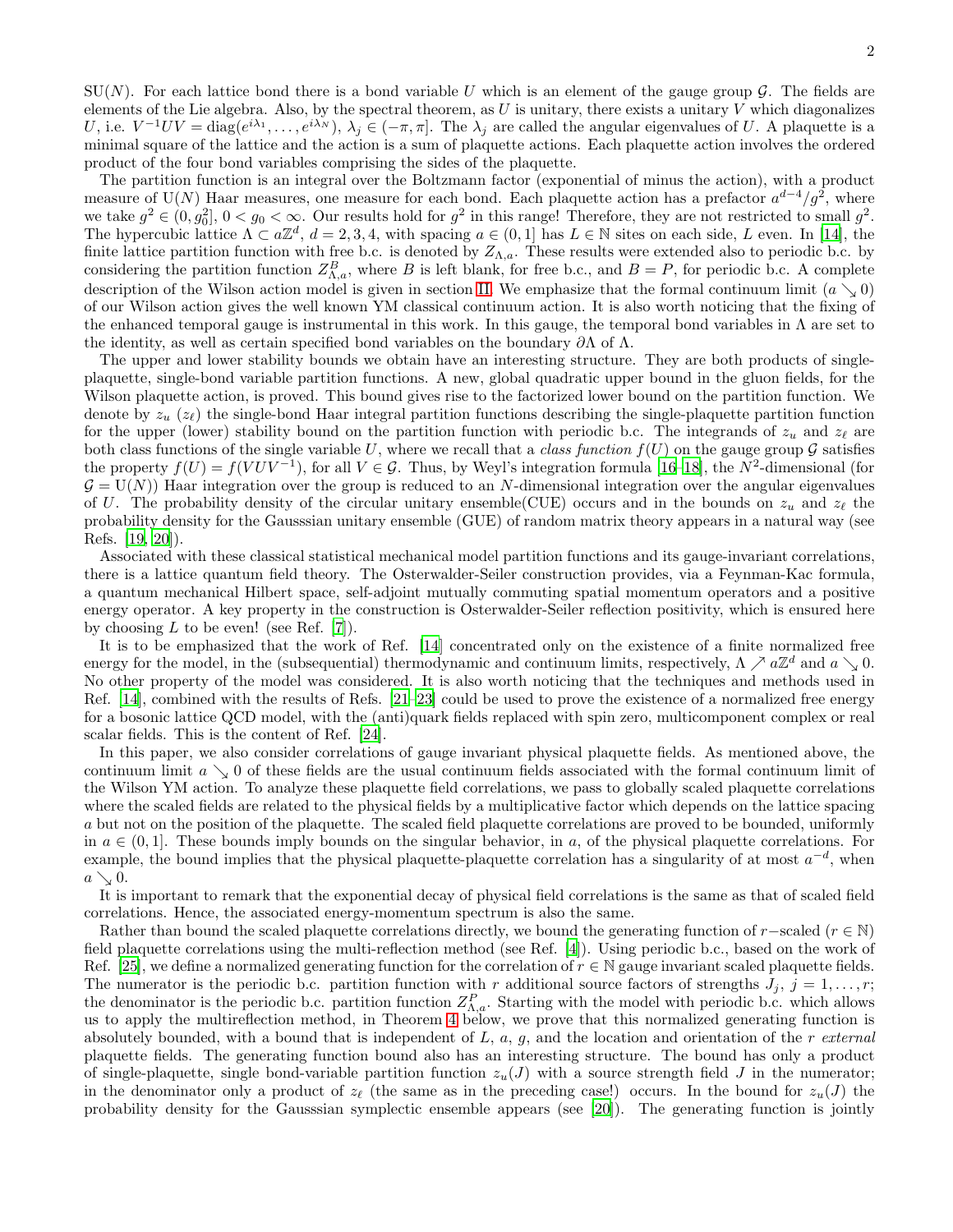SU($N$). For each lattice bond there is a bond variable $U$ which is an element of the gauge group $\mathcal{G}$. The fields are elements of the Lie algebra. Also, by the spectral theorem, as $U$ is unitary, there exists a unitary $V$ which diagonalizes $U$, i.e. $V^{-1}UV = \mathrm{diag}(e^{i\lambda_1}, \ldots, e^{i\lambda_N})$, $\lambda_j \in (-\pi, \pi]$. The $\lambda_j$ are called the angular eigenvalues of $U$. A plaquette is a minimal square of the lattice and the action is a sum of plaquette actions. Each plaquette action involves the ordered product of the four bond variables comprising the sides of the plaquette.

The partition function is an integral over the Boltzmann factor (exponential of minus the action), with a product measure of U($N$) Haar measures, one measure for each bond. Each plaquette action has a prefactor $a^{d-4}/g^2$, where we take $g^2 \in (0, g_0^2]$, $0 < g_0 < \infty$. Our results hold for $g^2$ in this range! Therefore, they are not restricted to small $g^2$. The hypercubic lattice $\Lambda \subset a\mathbb{Z}^d$, $d = 2, 3, 4$, with spacing $a \in (0, 1]$ has $L \in \mathbb{N}$ sites on each side, $L$ even. In [14], the finite lattice partition function with free b.c. is denoted by $Z_{\Lambda,a}$. These results were extended also to periodic b.c. by considering the partition function $Z^B_{\Lambda,a}$, where $B$ is left blank, for free b.c., and $B = P$, for periodic b.c. A complete description of the Wilson action model is given in section II. We emphasize that the formal continuum limit ($a \searrow 0$) of our Wilson action gives the well known YM classical continuum action. It is also worth noticing that the fixing of the enhanced temporal gauge is instrumental in this work. In this gauge, the temporal bond variables in $\Lambda$ are set to the identity, as well as certain specified bond variables on the boundary $\partial\Lambda$ of $\Lambda$.

The upper and lower stability bounds we obtain have an interesting structure. They are both products of single-plaquette, single-bond variable partition functions. A new, global quadratic upper bound in the gluon fields, for the Wilson plaquette action, is proved. This bound gives rise to the factorized lower bound on the partition function. We denote by $z_u$ ($z_\ell$) the single-bond Haar integral partition functions describing the single-plaquette partition function for the upper (lower) stability bound on the partition function with periodic b.c. The integrands of $z_u$ and $z_\ell$ are both class functions of the single variable $U$, where we recall that a *class function* $f(U)$ on the gauge group $\mathcal{G}$ satisfies the property $f(U) = f(VUV^{-1})$, for all $V \in \mathcal{G}$. Thus, by Weyl's integration formula [16–18], the $N^2$-dimensional (for $\mathcal{G} = \mathrm{U}(N)$) Haar integration over the group is reduced to an $N$-dimensional integration over the angular eigenvalues of $U$. The probability density of the circular unitary ensemble(CUE) occurs and in the bounds on $z_u$ and $z_\ell$ the probability density for the Gausssian unitary ensemble (GUE) of random matrix theory appears in a natural way (see Refs. [19, 20]).

Associated with these classical statistical mechanical model partition functions and its gauge-invariant correlations, there is a lattice quantum field theory. The Osterwalder-Seiler construction provides, via a Feynman-Kac formula, a quantum mechanical Hilbert space, self-adjoint mutually commuting spatial momentum operators and a positive energy operator. A key property in the construction is Osterwalder-Seiler reflection positivity, which is ensured here by choosing $L$ to be even! (see Ref. [7]).

It is to be emphasized that the work of Ref. [14] concentrated only on the existence of a finite normalized free energy for the model, in the (subsequential) thermodynamic and continuum limits, respectively, $\Lambda \nearrow a\mathbb{Z}^d$ and $a \searrow 0$. No other property of the model was considered. It is also worth noticing that the techniques and methods used in Ref. [14], combined with the results of Refs. [21–23] could be used to prove the existence of a normalized free energy for a bosonic lattice QCD model, with the (anti)quark fields replaced with spin zero, multicomponent complex or real scalar fields. This is the content of Ref. [24].

In this paper, we also consider correlations of gauge invariant physical plaquette fields. As mentioned above, the continuum limit $a \searrow 0$ of these fields are the usual continuum fields associated with the formal continuum limit of the Wilson YM action. To analyze these plaquette field correlations, we pass to globally scaled plaquette correlations where the scaled fields are related to the physical fields by a multiplicative factor which depends on the lattice spacing $a$ but not on the position of the plaquette. The scaled field plaquette correlations are proved to be bounded, uniformly in $a \in (0, 1]$. These bounds imply bounds on the singular behavior, in $a$, of the physical plaquette correlations. For example, the bound implies that the physical plaquette-plaquette correlation has a singularity of at most $a^{-d}$, when $a \searrow 0$.

It is important to remark that the exponential decay of physical field correlations is the same as that of scaled field correlations. Hence, the associated energy-momentum spectrum is also the same.

Rather than bound the scaled plaquette correlations directly, we bound the generating function of $r-$scaled ($r \in \mathbb{N}$) field plaquette correlations using the multi-reflection method (see Ref. [4]). Using periodic b.c., based on the work of Ref. [25], we define a normalized generating function for the correlation of $r \in \mathbb{N}$ gauge invariant scaled plaquette fields. The numerator is the periodic b.c. partition function with $r$ additional source factors of strengths $J_j$, $j = 1, \ldots, r$; the denominator is the periodic b.c. partition function $Z^P_{\Lambda,a}$. Starting with the model with periodic b.c. which allows us to apply the multireflection method, in Theorem 4 below, we prove that this normalized generating function is absolutely bounded, with a bound that is independent of $L$, $a$, $g$, and the location and orientation of the $r$ *external* plaquette fields. The generating function bound also has an interesting structure. The bound has only a product of single-plaquette, single bond-variable partition function $z_u(J)$ with a source strength field $J$ in the numerator; in the denominator only a product of $z_\ell$ (the same as in the preceding case!) occurs. In the bound for $z_u(J)$ the probability density for the Gausssian symplectic ensemble appears (see [20]). The generating function is jointly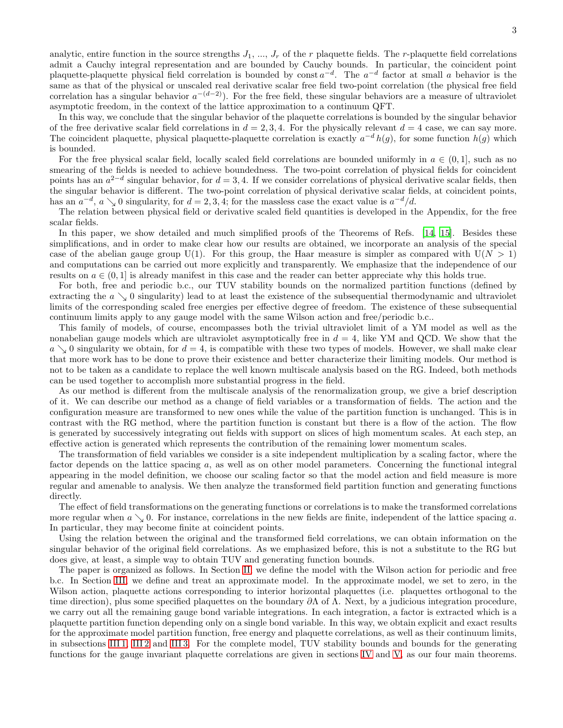analytic, entire function in the source strengths $J_1$, ..., $J_r$ of the $r$ plaquette fields. The $r$-plaquette field correlations admit a Cauchy integral representation and are bounded by Cauchy bounds. In particular, the coincident point plaquette-plaquette physical field correlation is bounded by const $a^{-d}$. The $a^{-d}$ factor at small $a$ behavior is the same as that of the physical or unscaled real derivative scalar free field two-point correlation (the physical free field correlation has a singular behavior $a^{-(d-2)}$). For the free field, these singular behaviors are a measure of ultraviolet asymptotic freedom, in the context of the lattice approximation to a continuum QFT.

In this way, we conclude that the singular behavior of the plaquette correlations is bounded by the singular behavior of the free derivative scalar field correlations in $d = 2, 3, 4$. For the physically relevant $d = 4$ case, we can say more. The coincident plaquette, physical plaquette-plaquette correlation is exactly $a^{-d}\, h(g)$, for some function $h(g)$ which is bounded.

For the free physical scalar field, locally scaled field correlations are bounded uniformly in $a \in (0, 1]$, such as no smearing of the fields is needed to achieve boundedness. The two-point correlation of physical fields for coincident points has an $a^{2-d}$ singular behavior, for $d = 3, 4$. If we consider correlations of physical derivative scalar fields, then the singular behavior is different. The two-point correlation of physical derivative scalar fields, at coincident points, has an $a^{-d}$, $a \searrow 0$ singularity, for $d = 2, 3, 4$; for the massless case the exact value is $a^{-d}/d$.

The relation between physical field or derivative scaled field quantities is developed in the Appendix, for the free scalar fields.

In this paper, we show detailed and much simplified proofs of the Theorems of Refs. [14, 15]. Besides these simplifications, and in order to make clear how our results are obtained, we incorporate an analysis of the special case of the abelian gauge group U(1). For this group, the Haar measure is simpler as compared with $\mathrm{U}(N > 1)$ and computations can be carried out more explicitly and transparently. We emphasize that the independence of our results on $a \in (0, 1]$ is already manifest in this case and the reader can better appreciate why this holds true.

For both, free and periodic b.c., our TUV stability bounds on the normalized partition functions (defined by extracting the $a \searrow 0$ singularity) lead to at least the existence of the subsequential thermodynamic and ultraviolet limits of the corresponding scaled free energies per effective degree of freedom. The existence of these subsequential continuum limits apply to any gauge model with the same Wilson action and free/periodic b.c..

This family of models, of course, encompasses both the trivial ultraviolet limit of a YM model as well as the nonabelian gauge models which are ultraviolet asymptotically free in $d = 4$, like YM and QCD. We show that the $a \searrow 0$ singularity we obtain, for $d = 4$, is compatible with these two types of models. However, we shall make clear that more work has to be done to prove their existence and better characterize their limiting models. Our method is not to be taken as a candidate to replace the well known multiscale analysis based on the RG. Indeed, both methods can be used together to accomplish more substantial progress in the field.

As our method is different from the multiscale analysis of the renormalization group, we give a brief description of it. We can describe our method as a change of field variables or a transformation of fields. The action and the configuration measure are transformed to new ones while the value of the partition function is unchanged. This is in contrast with the RG method, where the partition function is constant but there is a flow of the action. The flow is generated by successively integrating out fields with support on slices of high momentum scales. At each step, an effective action is generated which represents the contribution of the remaining lower momentum scales.

The transformation of field variables we consider is a site independent multiplication by a scaling factor, where the factor depends on the lattice spacing $a$, as well as on other model parameters. Concerning the functional integral appearing in the model definition, we choose our scaling factor so that the model action and field measure is more regular and amenable to analysis. We then analyze the transformed field partition function and generating functions directly.

The effect of field transformations on the generating functions or correlations is to make the transformed correlations more regular when $a \searrow 0$. For instance, correlations in the new fields are finite, independent of the lattice spacing $a$. In particular, they may become finite at coincident points.

Using the relation between the original and the transformed field correlations, we can obtain information on the singular behavior of the original field correlations. As we emphasized before, this is not a substitute to the RG but does give, at least, a simple way to obtain TUV and generating function bounds.

The paper is organized as follows. In Section II, we define the model with the Wilson action for periodic and free b.c. In Section III, we define and treat an approximate model. In the approximate model, we set to zero, in the Wilson action, plaquette actions corresponding to interior horizontal plaquettes (i.e. plaquettes orthogonal to the time direction), plus some specified plaquettes on the boundary $\partial\Lambda$ of $\Lambda$. Next, by a judicious integration procedure, we carry out all the remaining gauge bond variable integrations. In each integration, a factor is extracted which is a plaquette partition function depending only on a single bond variable. In this way, we obtain explicit and exact results for the approximate model partition function, free energy and plaquette correlations, as well as their continuum limits, in subsections III 1, III 2 and III 3. For the complete model, TUV stability bounds and bounds for the generating functions for the gauge invariant plaquette correlations are given in sections IV and V, as our four main theorems.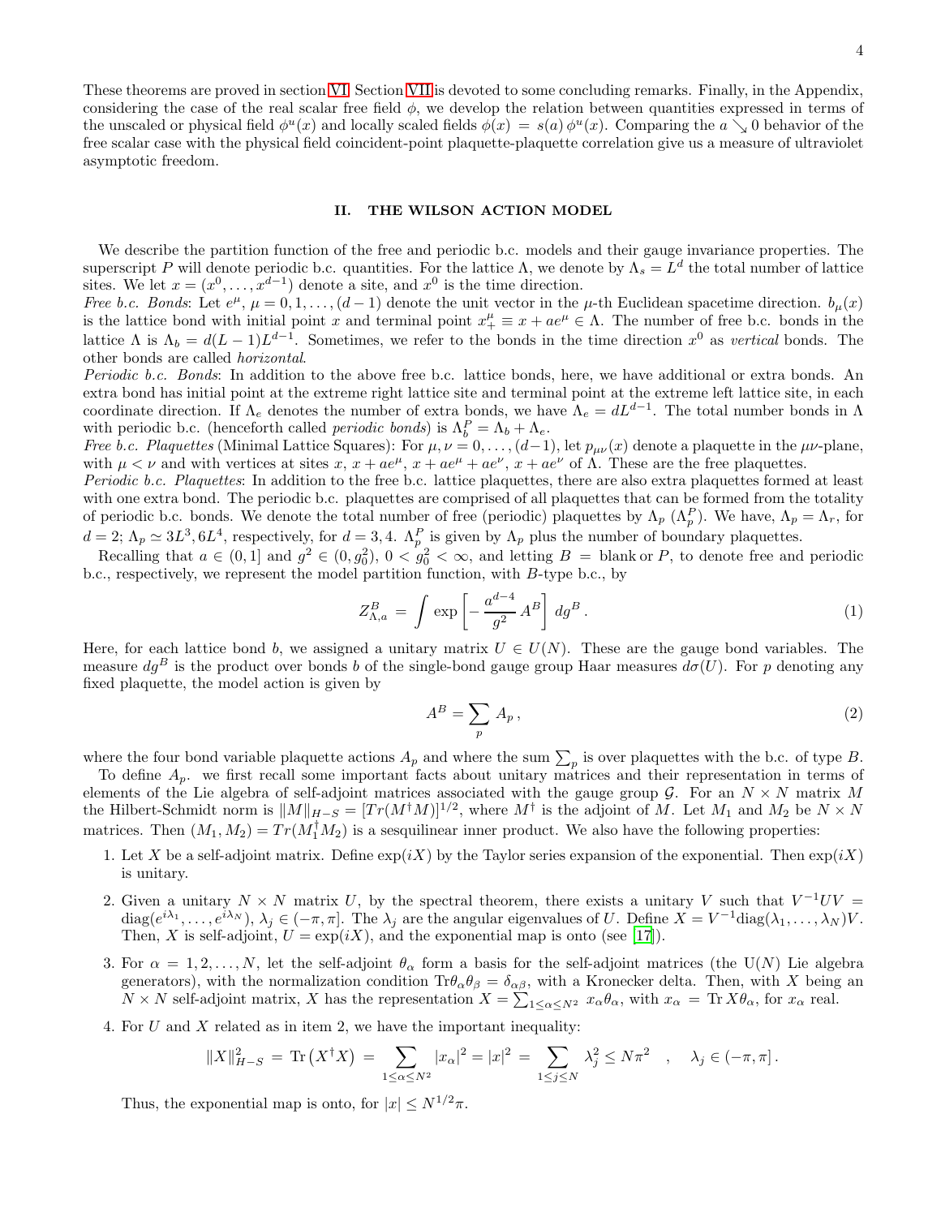These theorems are proved in section VI. Section VII is devoted to some concluding remarks. Finally, in the Appendix, considering the case of the real scalar free field $\phi$, we develop the relation between quantities expressed in terms of the unscaled or physical field $\phi^u(x)$ and locally scaled fields $\phi(x) = s(a)\,\phi^u(x)$. Comparing the $a \searrow 0$ behavior of the free scalar case with the physical field coincident-point plaquette-plaquette correlation give us a measure of ultraviolet asymptotic freedom.

## II. THE WILSON ACTION MODEL

We describe the partition function of the free and periodic b.c. models and their gauge invariance properties. The superscript $P$ will denote periodic b.c. quantities. For the lattice $\Lambda$, we denote by $\Lambda_s = L^d$ the total number of lattice sites. We let $x = (x^0, \ldots, x^{d-1})$ denote a site, and $x^0$ is the time direction.

*Free b.c. Bonds*: Let $e^\mu$, $\mu = 0, 1, \ldots, (d-1)$ denote the unit vector in the $\mu$-th Euclidean spacetime direction. $b_\mu(x)$ is the lattice bond with initial point $x$ and terminal point $x^\mu_+ \equiv x + ae^\mu \in \Lambda$. The number of free b.c. bonds in the lattice $\Lambda$ is $\Lambda_b = d(L-1)L^{d-1}$. Sometimes, we refer to the bonds in the time direction $x^0$ as *vertical* bonds. The other bonds are called *horizontal*.

*Periodic b.c. Bonds*: In addition to the above free b.c. lattice bonds, here, we have additional or extra bonds. An extra bond has initial point at the extreme right lattice site and terminal point at the extreme left lattice site, in each coordinate direction. If $\Lambda_e$ denotes the number of extra bonds, we have $\Lambda_e = dL^{d-1}$. The total number bonds in $\Lambda$ with periodic b.c. (henceforth called *periodic bonds*) is $\Lambda^P_b = \Lambda_b + \Lambda_e$.

*Free b.c. Plaquettes* (Minimal Lattice Squares): For $\mu, \nu = 0, \ldots, (d-1)$, let $p_{\mu\nu}(x)$ denote a plaquette in the $\mu\nu$-plane, with $\mu < \nu$ and with vertices at sites $x$, $x + ae^\mu$, $x + ae^\mu + ae^\nu$, $x + ae^\nu$ of $\Lambda$. These are the free plaquettes.

*Periodic b.c. Plaquettes*: In addition to the free b.c. lattice plaquettes, there are also extra plaquettes formed at least with one extra bond. The periodic b.c. plaquettes are comprised of all plaquettes that can be formed from the totality of periodic b.c. bonds. We denote the total number of free (periodic) plaquettes by $\Lambda_p$ ($\Lambda^P_p$). We have, $\Lambda_p = \Lambda_r$, for $d = 2$; $\Lambda_p \simeq 3L^3, 6L^4$, respectively, for $d = 3, 4$. $\Lambda^P_p$ is given by $\Lambda_p$ plus the number of boundary plaquettes.

Recalling that $a \in (0, 1]$ and $g^2 \in (0, g_0^2)$, $0 < g_0^2 < \infty$, and letting $B =$ blank or $P$, to denote free and periodic b.c., respectively, we represent the model partition function, with $B$-type b.c., by

$$Z^B_{\Lambda,a} = \int \exp\left[-\,\frac{a^{d-4}}{g^2}\,A^B\right]\,dg^B\,. \tag{1}$$

Here, for each lattice bond $b$, we assigned a unitary matrix $U \in U(N)$. These are the gauge bond variables. The measure $dg^B$ is the product over bonds $b$ of the single-bond gauge group Haar measures $d\sigma(U)$. For $p$ denoting any fixed plaquette, the model action is given by

$$A^B = \sum_p A_p\,, \tag{2}$$

where the four bond variable plaquette actions $A_p$ and where the sum $\sum_p$ is over plaquettes with the b.c. of type $B$.

To define $A_p$. we first recall some important facts about unitary matrices and their representation in terms of elements of the Lie algebra of self-adjoint matrices associated with the gauge group $\mathcal{G}$. For an $N \times N$ matrix $M$ the Hilbert-Schmidt norm is $\|M\|_{H-S} = [Tr(M^\dagger M)]^{1/2}$, where $M^\dagger$ is the adjoint of $M$. Let $M_1$ and $M_2$ be $N \times N$ matrices. Then $(M_1, M_2) = Tr(M_1^\dagger M_2)$ is a sesquilinear inner product. We also have the following properties:

1. Let $X$ be a self-adjoint matrix. Define $\exp(iX)$ by the Taylor series expansion of the exponential. Then $\exp(iX)$ is unitary.

2. Given a unitary $N \times N$ matrix $U$, by the spectral theorem, there exists a unitary $V$ such that $V^{-1}UV = \mathrm{diag}(e^{i\lambda_1}, \ldots, e^{i\lambda_N})$, $\lambda_j \in (-\pi, \pi]$. The $\lambda_j$ are the angular eigenvalues of $U$. Define $X = V^{-1}\mathrm{diag}(\lambda_1, \ldots, \lambda_N)V$. Then, $X$ is self-adjoint, $U = \exp(iX)$, and the exponential map is onto (see [17]).

3. For $\alpha = 1, 2, \ldots, N$, let the self-adjoint $\theta_\alpha$ form a basis for the self-adjoint matrices (the U($N$) Lie algebra generators), with the normalization condition $\mathrm{Tr}\theta_\alpha\theta_\beta = \delta_{\alpha\beta}$, with a Kronecker delta. Then, with $X$ being an $N \times N$ self-adjoint matrix, $X$ has the representation $X = \sum_{1\leq\alpha\leq N^2} x_\alpha\theta_\alpha$, with $x_\alpha = \mathrm{Tr}\,X\theta_\alpha$, for $x_\alpha$ real.

4. For $U$ and $X$ related as in item 2, we have the important inequality:
$$\|X\|^2_{H-S} = \mathrm{Tr}\left(X^\dagger X\right) = \sum_{1\leq\alpha\leq N^2} |x_\alpha|^2 = |x|^2 = \sum_{1\leq j\leq N} \lambda_j^2 \leq N\pi^2 \quad , \quad \lambda_j \in (-\pi, \pi]\,.$$
Thus, the exponential map is onto, for $|x| \leq N^{1/2}\pi$.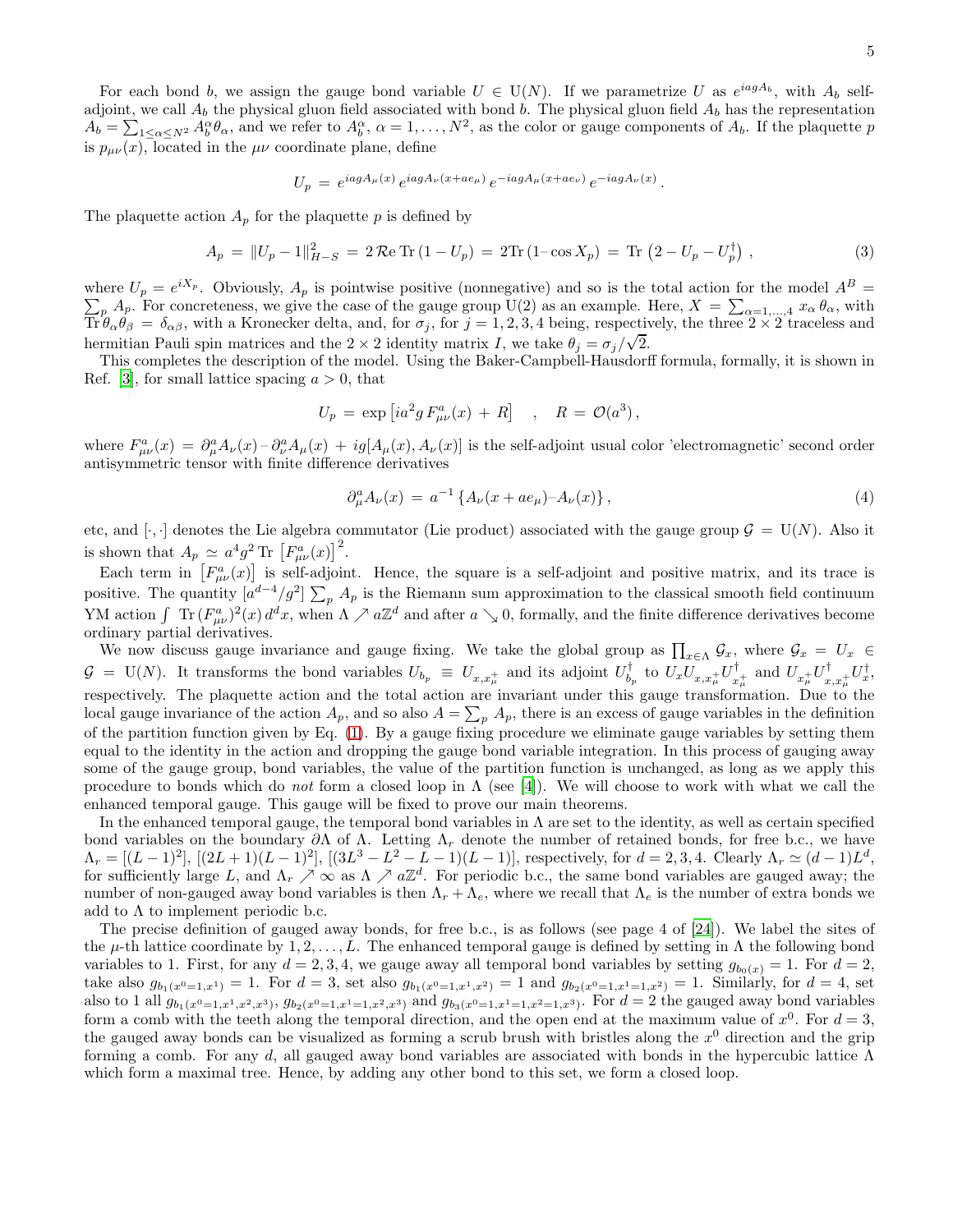For each bond $b$, we assign the gauge bond variable $U \in \mathrm{U}(N)$. If we parametrize $U$ as $e^{iagA_b}$, with $A_b$ self-adjoint, we call $A_b$ the physical gluon field associated with bond $b$. The physical gluon field $A_b$ has the representation $A_b = \sum_{1\leq\alpha\leq N^2} A^\alpha_b \theta_\alpha$, and we refer to $A^\alpha_b$, $\alpha = 1,\ldots,N^2$, as the color or gauge components of $A_b$. If the plaquette $p$ is $p_{\mu\nu}(x)$, located in the $\mu\nu$ coordinate plane, define

$$U_p = e^{iagA_\mu(x)}\, e^{iagA_\nu(x+ae_\mu)}\, e^{-iagA_\mu(x+ae_\nu)}\, e^{-iagA_\nu(x)}\,.$$

The plaquette action $A_p$ for the plaquette $p$ is defined by

$$A_p = \|U_p - 1\|^2_{H-S} = 2\,\mathcal{R}\mathrm{e}\,\mathrm{Tr}\,(1 - U_p) = 2\mathrm{Tr}\,(1 - \cos X_p) = \mathrm{Tr}\,\left(2 - U_p - U_p^\dagger\right)\,, \tag{3}$$

where $U_p = e^{iX_p}$. Obviously, $A_p$ is pointwise positive (nonnegative) and so is the total action for the model $A^B = \sum_p A_p$. For concreteness, we give the case of the gauge group U(2) as an example. Here, $X = \sum_{\alpha=1,\ldots,4} x_\alpha\,\theta_\alpha$, with $\mathrm{Tr}\,\theta_\alpha\theta_\beta = \delta_{\alpha\beta}$, with a Kronecker delta, and, for $\sigma_j$, for $j = 1,2,3,4$ being, respectively, the three $2\times 2$ traceless and hermitian Pauli spin matrices and the $2\times 2$ identity matrix $I$, we take $\theta_j = \sigma_j/\sqrt{2}$.

This completes the description of the model. Using the Baker-Campbell-Hausdorff formula, formally, it is shown in Ref. [3], for small lattice spacing $a > 0$, that

$$U_p = \exp\left[ia^2 g\, F^a_{\mu\nu}(x) + R\right] \quad , \quad R = \mathcal{O}(a^3)\,,$$

where $F^a_{\mu\nu}(x) = \partial^a_\mu A_\nu(x) - \partial^a_\nu A_\mu(x) + ig[A_\mu(x), A_\nu(x)]$ is the self-adjoint usual color 'electromagnetic' second order antisymmetric tensor with finite difference derivatives

$$\partial^a_\mu A_\nu(x) = a^{-1}\left\{A_\nu(x + ae_\mu) - A_\nu(x)\right\}, \tag{4}$$

etc, and $[\cdot,\cdot]$ denotes the Lie algebra commutator (Lie product) associated with the gauge group $\mathcal{G} = \mathrm{U}(N)$. Also it is shown that $A_p \simeq a^4 g^2\,\mathrm{Tr}\,\left[F^a_{\mu\nu}(x)\right]^2$.

Each term in $\left[F^a_{\mu\nu}(x)\right]$ is self-adjoint. Hence, the square is a self-adjoint and positive matrix, and its trace is positive. The quantity $[a^{d-4}/g^2]\sum_p A_p$ is the Riemann sum approximation to the classical smooth field continuum YM action $\int\,\mathrm{Tr}\,(F^a_{\mu\nu})^2(x)\,d^dx$, when $\Lambda \nearrow a\mathbb{Z}^d$ and after $a \searrow 0$, formally, and the finite difference derivatives become ordinary partial derivatives.

We now discuss gauge invariance and gauge fixing. We take the global group as $\prod_{x\in\Lambda}\mathcal{G}_x$, where $\mathcal{G}_x = U_x \in \mathcal{G} = \mathrm{U}(N)$. It transforms the bond variables $U_{b_p} \equiv U_{x,x^+_\mu}$ and its adjoint $U^\dagger_{b_p}$ to $U_x U_{x,x^+_\mu} U^\dagger_{x^+_\mu}$ and $U_{x^+_\mu} U^\dagger_{x,x^+_\mu} U^\dagger_x$, respectively. The plaquette action and the total action are invariant under this gauge transformation. Due to the local gauge invariance of the action $A_p$, and so also $A = \sum_p A_p$, there is an excess of gauge variables in the definition of the partition function given by Eq. (1). By a gauge fixing procedure we eliminate gauge variables by setting them equal to the identity in the action and dropping the gauge bond variable integration. In this process of gauging away some of the gauge group, bond variables, the value of the partition function is unchanged, as long as we apply this procedure to bonds which do *not* form a closed loop in $\Lambda$ (see [4]). We will choose to work with what we call the enhanced temporal gauge. This gauge will be fixed to prove our main theorems.

In the enhanced temporal gauge, the temporal bond variables in $\Lambda$ are set to the identity, as well as certain specified bond variables on the boundary $\partial\Lambda$ of $\Lambda$. Letting $\Lambda_r$ denote the number of retained bonds, for free b.c., we have $\Lambda_r = [(L-1)^2]$, $[(2L+1)(L-1)^2]$, $[(3L^3 - L^2 - L - 1)(L-1)]$, respectively, for $d = 2,3,4$. Clearly $\Lambda_r \simeq (d-1)L^d$, for sufficiently large $L$, and $\Lambda_r \nearrow \infty$ as $\Lambda \nearrow a\mathbb{Z}^d$. For periodic b.c., the same bond variables are gauged away; the number of non-gauged away bond variables is then $\Lambda_r + \Lambda_e$, where we recall that $\Lambda_e$ is the number of extra bonds we add to $\Lambda$ to implement periodic b.c.

The precise definition of gauged away bonds, for free b.c., is as follows (see page 4 of [24]). We label the sites of the $\mu$-th lattice coordinate by $1,2,\ldots,L$. The enhanced temporal gauge is defined by setting in $\Lambda$ the following bond variables to 1. First, for any $d = 2,3,4$, we gauge away all temporal bond variables by setting $g_{b_0(x)} = 1$. For $d = 2$, take also $g_{b_1(x^0=1,x^1)} = 1$. For $d = 3$, set also $g_{b_1(x^0=1,x^1,x^2)} = 1$ and $g_{b_2(x^0=1,x^1=1,x^2)} = 1$. Similarly, for $d = 4$, set also to 1 all $g_{b_1(x^0=1,x^1,x^2,x^3)}$, $g_{b_2(x^0=1,x^1=1,x^2,x^3)}$ and $g_{b_3(x^0=1,x^1=1,x^2=1,x^3)}$. For $d = 2$ the gauged away bond variables form a comb with the teeth along the temporal direction, and the open end at the maximum value of $x^0$. For $d = 3$, the gauged away bonds can be visualized as forming a scrub brush with bristles along the $x^0$ direction and the grip forming a comb. For any $d$, all gauged away bond variables are associated with bonds in the hypercubic lattice $\Lambda$ which form a maximal tree. Hence, by adding any other bond to this set, we form a closed loop.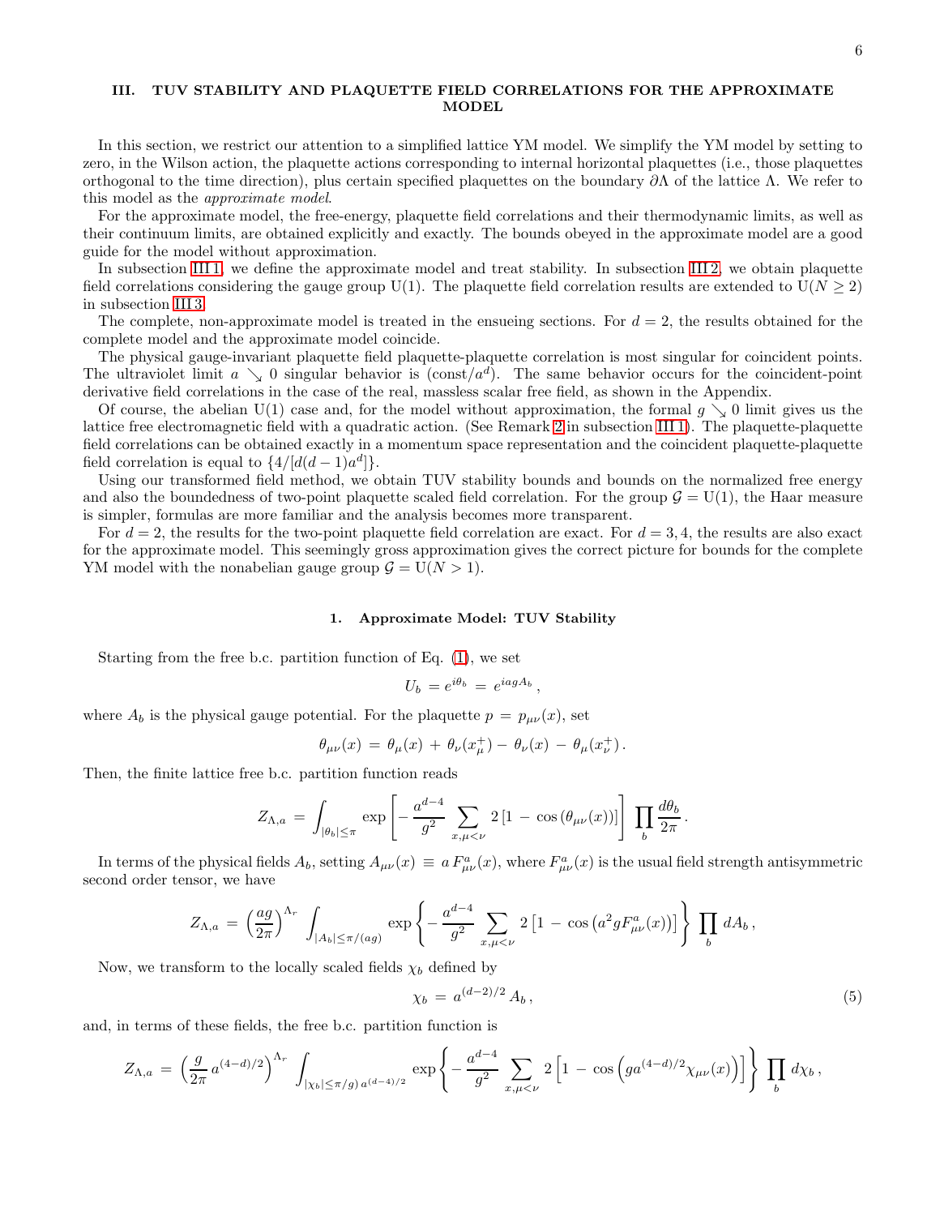## III. TUV STABILITY AND PLAQUETTE FIELD CORRELATIONS FOR THE APPROXIMATE MODEL

In this section, we restrict our attention to a simplified lattice YM model. We simplify the YM model by setting to zero, in the Wilson action, the plaquette actions corresponding to internal horizontal plaquettes (i.e., those plaquettes orthogonal to the time direction), plus certain specified plaquettes on the boundary $\partial\Lambda$ of the lattice $\Lambda$. We refer to this model as the *approximate model*.

For the approximate model, the free-energy, plaquette field correlations and their thermodynamic limits, as well as their continuum limits, are obtained explicitly and exactly. The bounds obeyed in the approximate model are a good guide for the model without approximation.

In subsection III 1, we define the approximate model and treat stability. In subsection III 2, we obtain plaquette field correlations considering the gauge group U(1). The plaquette field correlation results are extended to $\mathrm{U}(N \geq 2)$ in subsection III 3.

The complete, non-approximate model is treated in the ensueing sections. For $d = 2$, the results obtained for the complete model and the approximate model coincide.

The physical gauge-invariant plaquette field plaquette-plaquette correlation is most singular for coincident points. The ultraviolet limit $a \searrow 0$ singular behavior is $(\mathrm{const}/a^d)$. The same behavior occurs for the coincident-point derivative field correlations in the case of the real, massless scalar free field, as shown in the Appendix.

Of course, the abelian U(1) case and, for the model without approximation, the formal $g \searrow 0$ limit gives us the lattice free electromagnetic field with a quadratic action. (See Remark 2 in subsection III 1). The plaquette-plaquette field correlations can be obtained exactly in a momentum space representation and the coincident plaquette-plaquette field correlation is equal to $\{4/[d(d-1)a^d]\}$.

Using our transformed field method, we obtain TUV stability bounds and bounds on the normalized free energy and also the boundedness of two-point plaquette scaled field correlation. For the group $\mathcal{G} = \mathrm{U}(1)$, the Haar measure is simpler, formulas are more familiar and the analysis becomes more transparent.

For $d = 2$, the results for the two-point plaquette field correlation are exact. For $d = 3, 4$, the results are also exact for the approximate model. This seemingly gross approximation gives the correct picture for bounds for the complete YM model with the nonabelian gauge group $\mathcal{G} = \mathrm{U}(N > 1)$.

### 1. Approximate Model: TUV Stability

Starting from the free b.c. partition function of Eq. (1), we set

$$U_b = e^{i\theta_b} = e^{iagA_b}\,,$$

where $A_b$ is the physical gauge potential. For the plaquette $p = p_{\mu\nu}(x)$, set

$$\theta_{\mu\nu}(x) = \theta_\mu(x) + \theta_\nu(x^+_\mu) - \theta_\nu(x) - \theta_\mu(x^+_\nu)\,.$$

Then, the finite lattice free b.c. partition function reads

$$Z_{\Lambda,a} = \int_{|\theta_b|\leq\pi} \exp\left[-\frac{a^{d-4}}{g^2}\sum_{x,\mu<\nu} 2\left[1 - \cos\left(\theta_{\mu\nu}(x)\right)\right]\right]\prod_b \frac{d\theta_b}{2\pi}\,.$$

In terms of the physical fields $A_b$, setting $A_{\mu\nu}(x) \equiv a\,F^a_{\mu\nu}(x)$, where $F^a_{\mu\nu}(x)$ is the usual field strength antisymmetric second order tensor, we have

$$Z_{\Lambda,a} = \left(\frac{ag}{2\pi}\right)^{\Lambda_r}\int_{|A_b|\leq\pi/(ag)} \exp\left\{-\frac{a^{d-4}}{g^2}\sum_{x,\mu<\nu} 2\left[1 - \cos\left(a^2 g F^a_{\mu\nu}(x)\right)\right]\right\}\prod_b dA_b\,,$$

Now, we transform to the locally scaled fields $\chi_b$ defined by

$$\chi_b = a^{(d-2)/2}\,A_b\,, \tag{5}$$

and, in terms of these fields, the free b.c. partition function is

$$Z_{\Lambda,a} = \left(\frac{g}{2\pi}\,a^{(4-d)/2}\right)^{\Lambda_r}\int_{|\chi_b|\leq\pi/g)\,a^{(d-4)/2}} \exp\left\{-\frac{a^{d-4}}{g^2}\sum_{x,\mu<\nu} 2\left[1 - \cos\left(g a^{(4-d)/2}\chi_{\mu\nu}(x)\right)\right]\right\}\prod_b d\chi_b\,,$$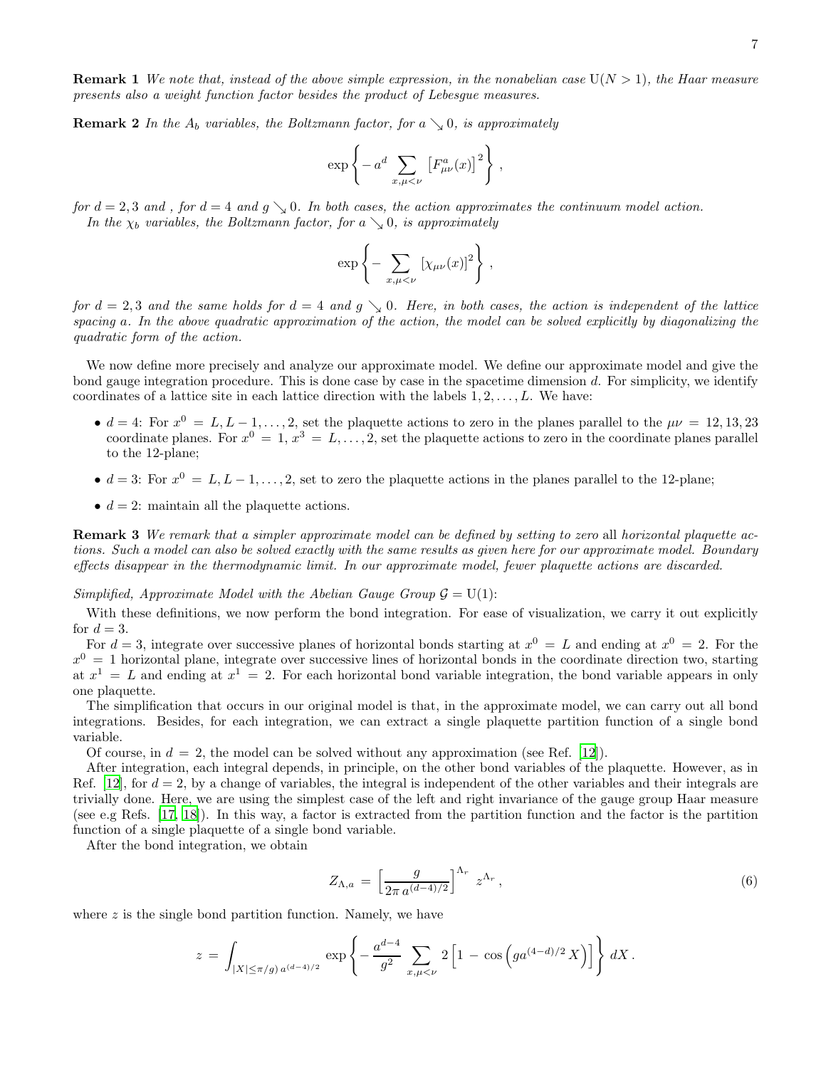**Remark 1** *We note that, instead of the above simple expression, in the nonabelian case* $\mathrm{U}(N>1)$*, the Haar measure presents also a weight function factor besides the product of Lebesgue measures.*

**Remark 2** *In the* $A_b$ *variables, the Boltzmann factor, for* $a \searrow 0$*, is approximately*

$$\exp\left\{ -\, a^d \sum_{x,\mu<\nu} \left[F^a_{\mu\nu}(x)\right]^2 \right\} ,$$

*for* $d = 2, 3$ *and , for* $d = 4$ *and* $g \searrow 0$*. In both cases, the action approximates the continuum model action.*

*In the* $\chi_b$ *variables, the Boltzmann factor, for* $a \searrow 0$*, is approximately*

$$\exp\left\{ -\sum_{x,\mu<\nu} \left[\chi_{\mu\nu}(x)\right]^2 \right\} ,$$

*for* $d = 2, 3$ *and the same holds for* $d = 4$ *and* $g \searrow 0$*. Here, in both cases, the action is independent of the lattice spacing* $a$*. In the above quadratic approximation of the action, the model can be solved explicitly by diagonalizing the quadratic form of the action.*

We now define more precisely and analyze our approximate model. We define our approximate model and give the bond gauge integration procedure. This is done case by case in the spacetime dimension $d$. For simplicity, we identify coordinates of a lattice site in each lattice direction with the labels $1, 2, \ldots, L$. We have:

- $d = 4$: For $x^0 = L, L-1, \ldots, 2$, set the plaquette actions to zero in the planes parallel to the $\mu\nu = 12, 13, 23$ coordinate planes. For $x^0 = 1$, $x^3 = L, \ldots, 2$, set the plaquette actions to zero in the coordinate planes parallel to the 12-plane;
- $d = 3$: For $x^0 = L, L-1, \ldots, 2$, set to zero the plaquette actions in the planes parallel to the 12-plane;
- $d = 2$: maintain all the plaquette actions.

**Remark 3** *We remark that a simpler approximate model can be defined by setting to zero* all *horizontal plaquette actions. Such a model can also be solved exactly with the same results as given here for our approximate model. Boundary effects disappear in the thermodynamic limit. In our approximate model, fewer plaquette actions are discarded.*

*Simplified, Approximate Model with the Abelian Gauge Group* $\mathcal{G} = \mathrm{U}(1)$*:*

With these definitions, we now perform the bond integration. For ease of visualization, we carry it out explicitly for $d = 3$.

For $d = 3$, integrate over successive planes of horizontal bonds starting at $x^0 = L$ and ending at $x^0 = 2$. For the $x^0 = 1$ horizontal plane, integrate over successive lines of horizontal bonds in the coordinate direction two, starting at $x^1 = L$ and ending at $x^1 = 2$. For each horizontal bond variable integration, the bond variable appears in only one plaquette.

The simplification that occurs in our original model is that, in the approximate model, we can carry out all bond integrations. Besides, for each integration, we can extract a single plaquette partition function of a single bond variable.

Of course, in $d = 2$, the model can be solved without any approximation (see Ref. [12]).

After integration, each integral depends, in principle, on the other bond variables of the plaquette. However, as in Ref. [12], for $d = 2$, by a change of variables, the integral is independent of the other variables and their integrals are trivially done. Here, we are using the simplest case of the left and right invariance of the gauge group Haar measure (see e.g Refs. [17, 18]). In this way, a factor is extracted from the partition function and the factor is the partition function of a single plaquette of a single bond variable.

After the bond integration, we obtain

$$Z_{\Lambda,a} \,=\, \Big[\frac{g}{2\pi\, a^{(d-4)/2}}\Big]^{\Lambda_r}\; z^{\Lambda_r}\,, \tag{6}$$

where $z$ is the single bond partition function. Namely, we have

$$z \,=\, \int_{|X|\leq (\pi/g)\, a^{(d-4)/2}} \exp\left\{ -\frac{a^{d-4}}{g^2} \sum_{x,\mu<\nu} 2\left[1 \,-\, \cos\left(g a^{(4-d)/2}\, X\right)\right] \right\} dX\,.$$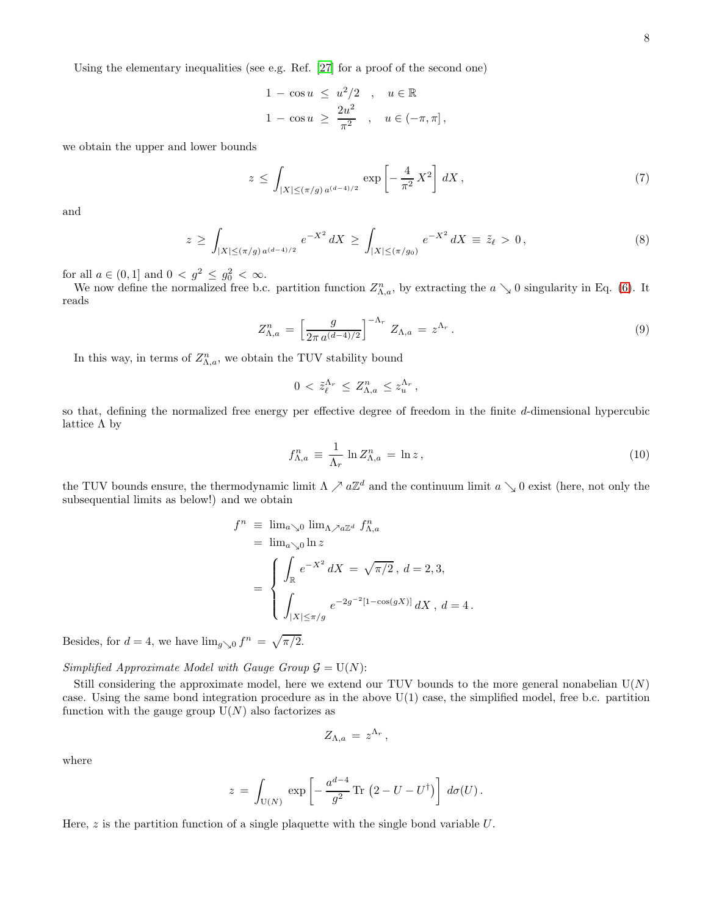Using the elementary inequalities (see e.g. Ref. [27] for a proof of the second one)

$$
\begin{aligned}
1 - \cos u \;&\leq\; u^2/2 \quad , \quad u \in \mathbb{R} \\
1 - \cos u \;&\geq\; \frac{2u^2}{\pi^2} \quad , \quad u \in (-\pi, \pi]\,,
\end{aligned}
$$

we obtain the upper and lower bounds

$$
z \,\leq\, \int_{|X| \leq (\pi/g)\, a^{(d-4)/2}} \exp\left[ -\,\frac{4}{\pi^2}\, X^2 \right] dX\,, \tag{7}
$$

and

$$
z \,\geq\, \int_{|X| \leq (\pi/g)\, a^{(d-4)/2}} e^{-X^2}\, dX \,\geq\, \int_{|X| \leq (\pi/g_0)} e^{-X^2}\, dX \,\equiv\, \tilde{z}_\ell \,>\, 0\,, \tag{8}
$$

for all $a \in (0, 1]$ and $0 \,<\, g^2 \,\leq\, g_0^2 \,<\, \infty$.

We now define the normalized free b.c. partition function $Z^n_{\Lambda,a}$, by extracting the $a \searrow 0$ singularity in Eq. (6). It reads

$$
Z^n_{\Lambda,a} \,=\, \Big[ \frac{g}{2\pi\, a^{(d-4)/2}} \Big]^{-\Lambda_r} Z_{\Lambda,a} \,=\, z^{\Lambda_r}\,. \tag{9}
$$

In this way, in terms of $Z^n_{\Lambda,a}$, we obtain the TUV stability bound

$$
0 \,<\, \tilde{z}_\ell^{\Lambda_r} \,\leq\, Z^n_{\Lambda,a} \,\leq z_u^{\Lambda_r}\,,
$$

so that, defining the normalized free energy per effective degree of freedom in the finite $d$-dimensional hypercubic lattice $\Lambda$ by

$$
f^n_{\Lambda,a} \,\equiv\, \frac{1}{\Lambda_r} \ln Z^n_{\Lambda,a} \,=\, \ln z\,, \tag{10}
$$

the TUV bounds ensure, the thermodynamic limit $\Lambda \nearrow a\mathbb{Z}^d$ and the continuum limit $a \searrow 0$ exist (here, not only the subsequential limits as below!) and we obtain

$$
\begin{aligned}
f^n \;&\equiv\; \lim\nolimits_{a\searrow 0} \lim\nolimits_{\Lambda \nearrow a\mathbb{Z}^d}\, f^n_{\Lambda,a} \\
&=\; \lim\nolimits_{a\searrow 0} \ln z \\
&=\; \left\{
\begin{array}{l}
\displaystyle\int_{\mathbb{R}} e^{-X^2}\, dX \,=\, \sqrt{\pi/2}\,,\; d = 2, 3, \\[2ex]
\displaystyle\int_{|X| \leq \pi/g} e^{-2g^{-2}[1-\cos(gX)]}\, dX\,,\; d = 4\,.
\end{array}
\right.
\end{aligned}
$$

Besides, for $d = 4$, we have $\lim_{g\searrow 0} f^n \,=\, \sqrt{\pi/2}$.

*Simplified Approximate Model with Gauge Group $\mathcal{G} = \mathrm{U}(N)$:*

Still considering the approximate model, here we extend our TUV bounds to the more general nonabelian $\mathrm{U}(N)$ case. Using the same bond integration procedure as in the above $\mathrm{U}(1)$ case, the simplified model, free b.c. partition function with the gauge group $\mathrm{U}(N)$ also factorizes as

$$
Z_{\Lambda,a} \,=\, z^{\Lambda_r}\,,
$$

where

$$
z \,=\, \int_{\mathrm{U}(N)} \exp\left[ -\,\frac{a^{d-4}}{g^2}\, \mathrm{Tr}\, \left( 2 - U - U^\dagger \right) \right] d\sigma(U)\,.
$$

Here, $z$ is the partition function of a single plaquette with the single bond variable $U$.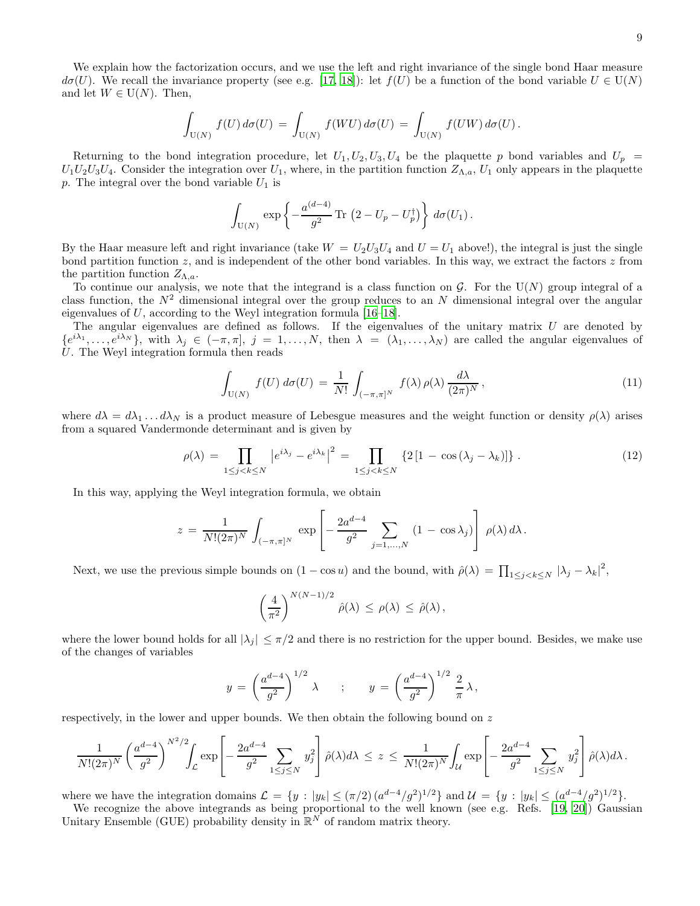We explain how the factorization occurs, and we use the left and right invariance of the single bond Haar measure $d\sigma(U)$. We recall the invariance property (see e.g. [17, 18]): let $f(U)$ be a function of the bond variable $U \in \mathrm{U}(N)$ and let $W \in \mathrm{U}(N)$. Then,

$$\int_{\mathrm{U}(N)} f(U)\, d\sigma(U) \,=\, \int_{\mathrm{U}(N)} f(WU)\, d\sigma(U) \,=\, \int_{\mathrm{U}(N)} f(UW)\, d\sigma(U)\,.$$

Returning to the bond integration procedure, let $U_1, U_2, U_3, U_4$ be the plaquette $p$ bond variables and $U_p = U_1 U_2 U_3 U_4$. Consider the integration over $U_1$, where, in the partition function $Z_{\Lambda,a}$, $U_1$ only appears in the plaquette $p$. The integral over the bond variable $U_1$ is

$$\int_{\mathrm{U}(N)} \exp\left\{ -\frac{a^{(d-4)}}{g^2}\, \mathrm{Tr}\,\left(2 - U_p - U_p^\dagger\right)\right\}\, d\sigma(U_1)\,.$$

By the Haar measure left and right invariance (take $W = U_2U_3U_4$ and $U = U_1$ above!), the integral is just the single bond partition function $z$, and is independent of the other bond variables. In this way, we extract the factors $z$ from the partition function $Z_{\Lambda,a}$.

To continue our analysis, we note that the integrand is a class function on $\mathcal{G}$. For the $\mathrm{U}(N)$ group integral of a class function, the $N^2$ dimensional integral over the group reduces to an $N$ dimensional integral over the angular eigenvalues of $U$, according to the Weyl integration formula [16–18].

The angular eigenvalues are defined as follows. If the eigenvalues of the unitary matrix $U$ are denoted by $\{e^{i\lambda_1}, \ldots, e^{i\lambda_N}\}$, with $\lambda_j \in (-\pi, \pi]$, $j = 1, \ldots, N$, then $\lambda = (\lambda_1, \ldots, \lambda_N)$ are called the angular eigenvalues of $U$. The Weyl integration formula then reads

$$\int_{\mathrm{U}(N)} f(U)\, d\sigma(U) \,=\, \frac{1}{N!} \int_{(-\pi,\pi]^N} f(\lambda)\, \rho(\lambda)\, \frac{d\lambda}{(2\pi)^N}\,, \tag{11}$$

where $d\lambda = d\lambda_1 \ldots d\lambda_N$ is a product measure of Lebesgue measures and the weight function or density $\rho(\lambda)$ arises from a squared Vandermonde determinant and is given by

$$\rho(\lambda) \,=\, \prod_{1\le j<k\le N} \left| e^{i\lambda_j} - e^{i\lambda_k}\right|^2 \,=\, \prod_{1\le j<k\le N} \left\{ 2\left[1 \,-\, \cos\left(\lambda_j - \lambda_k\right)\right]\right\}\,. \tag{12}$$

In this way, applying the Weyl integration formula, we obtain

$$z \,=\, \frac{1}{N!(2\pi)^N} \int_{(-\pi,\pi]^N} \exp\left[ -\frac{2a^{d-4}}{g^2} \sum_{j=1,\ldots,N} \left(1 \,-\, \cos\lambda_j\right)\right]\, \rho(\lambda)\, d\lambda\,.$$

Next, we use the previous simple bounds on $(1 - \cos u)$ and the bound, with $\hat{\rho}(\lambda) = \prod_{1\le j<k\le N} \left|\lambda_j - \lambda_k\right|^2$,

$$\left(\frac{4}{\pi^2}\right)^{N(N-1)/2} \hat{\rho}(\lambda) \,\le\, \rho(\lambda) \,\le\, \hat{\rho}(\lambda)\,,$$

where the lower bound holds for all $|\lambda_j| \le \pi/2$ and there is no restriction for the upper bound. Besides, we make use of the changes of variables

$$y \,=\, \left(\frac{a^{d-4}}{g^2}\right)^{1/2} \lambda \qquad ; \qquad y \,=\, \left(\frac{a^{d-4}}{g^2}\right)^{1/2} \frac{2}{\pi}\, \lambda\,,$$

respectively, in the lower and upper bounds. We then obtain the following bound on $z$

$$\frac{1}{N!(2\pi)^N} \left(\frac{a^{d-4}}{g^2}\right)^{N^2/2} \int_{\mathcal{L}} \exp\left[ -\frac{2a^{d-4}}{g^2} \sum_{1\le j\le N} y_j^2\right] \hat{\rho}(\lambda) d\lambda \,\le\, z \,\le\, \frac{1}{N!(2\pi)^N} \int_{\mathcal{U}} \exp\left[ -\frac{2a^{d-4}}{g^2} \sum_{1\le j\le N} y_j^2\right] \hat{\rho}(\lambda) d\lambda\,.$$

where we have the integration domains $\mathcal{L} = \{y : |y_k| \le (\pi/2)\,(a^{d-4}/g^2)^{1/2}\}$ and $\mathcal{U} = \{y : |y_k| \le (a^{d-4}/g^2)^{1/2}\}$.

We recognize the above integrands as being proportional to the well known (see e.g. Refs. [19, 20]) Gaussian Unitary Ensemble (GUE) probability density in $\mathbb{R}^N$ of random matrix theory.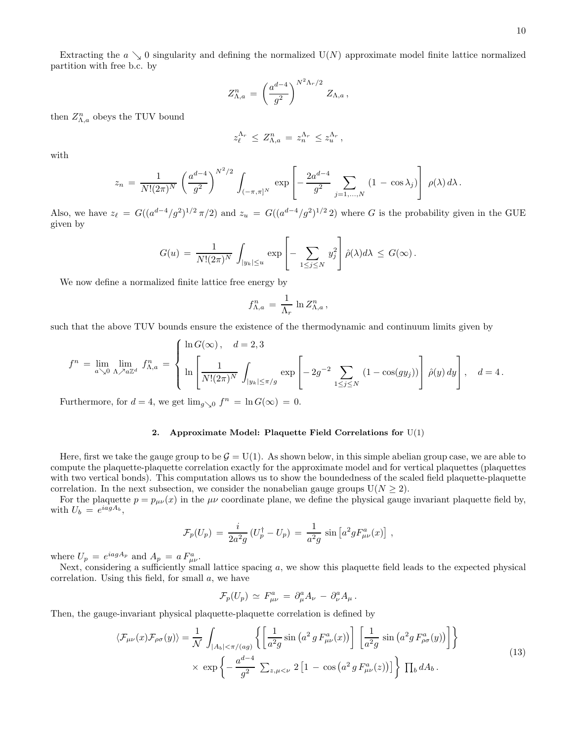Extracting the $a \searrow 0$ singularity and defining the normalized U($N$) approximate model finite lattice normalized partition with free b.c. by

$$Z^n_{\Lambda,a} \,=\, \left(\frac{a^{d-4}}{g^2}\right)^{N^2\Lambda_r/2} Z_{\Lambda,a}\,,$$

then $Z^n_{\Lambda,a}$ obeys the TUV bound

$$z_\ell^{\Lambda_r} \,\leq\, Z^n_{\Lambda,a} \,=\, z_n^{\Lambda_r} \,\leq z_u^{\Lambda_r}\,,$$

with

$$z_n \,=\, \frac{1}{N!(2\pi)^N}\left(\frac{a^{d-4}}{g^2}\right)^{N^2/2}\int_{(-\pi,\pi]^N}\exp\left[-\,\frac{2a^{d-4}}{g^2}\sum_{j=1,\ldots,N}\left(1\,-\,\cos\lambda_j\right)\right]\,\rho(\lambda)\,d\lambda\,.$$

Also, we have $z_\ell \,=\, G((a^{d-4}/g^2)^{1/2}\,\pi/2)$ and $z_u \,=\, G((a^{d-4}/g^2)^{1/2}\,2)$ where $G$ is the probability given in the GUE given by

$$G(u) \,=\, \frac{1}{N!(2\pi)^N}\int_{|y_k|\leq u}\exp\left[-\sum_{1\leq j\leq N}y_j^2\right]\hat{\rho}(\lambda)d\lambda \,\leq\, G(\infty)\,.$$

We now define a normalized finite lattice free energy by

$$f^n_{\Lambda,a} \,=\, \frac{1}{\Lambda_r}\,\ln Z^n_{\Lambda,a}\,,$$

such that the above TUV bounds ensure the existence of the thermodynamic and continuum limits given by

$$f^n \,=\, \lim_{a\searrow 0}\,\lim_{\Lambda\nearrow a\mathbb{Z}^d}\,f^n_{\Lambda,a} \,=\, \begin{cases}\ln G(\infty)\,, \quad d=2,3\\[2ex] \ln\left[\dfrac{1}{N!(2\pi)^N}\displaystyle\int_{|y_k|\leq\pi/g}\exp\left[-\,2g^{-2}\sum_{1\leq j\leq N}\left(1-\cos(gy_j)\right)\right]\,\hat{\rho}(y)\,dy\right]\,, \quad d=4\,.\end{cases}$$

Furthermore, for $d=4$, we get $\lim_{g\searrow 0}\,f^n \,=\, \ln G(\infty) \,=\, 0$.

### 2. Approximate Model: Plaquette Field Correlations for U(1)

Here, first we take the gauge group to be $\mathcal{G} = \mathrm{U}(1)$. As shown below, in this simple abelian group case, we are able to compute the plaquette-plaquette correlation exactly for the approximate model and for vertical plaquettes (plaquettes with two vertical bonds). This computation allows us to show the boundedness of the scaled field plaquette-plaquette correlation. In the next subsection, we consider the nonabelian gauge groups U($N \geq 2$).

For the plaquette $p = p_{\mu\nu}(x)$ in the $\mu\nu$ coordinate plane, we define the physical gauge invariant plaquette field by, with $U_b \,=\, e^{iagA_b}$,

$$\mathcal{F}_p(U_p) \,=\, \frac{i}{2a^2g}\,(U_p^\dagger - U_p) \,=\, \frac{1}{a^2g}\,\sin\left[a^2gF_{\mu\nu}^a(x)\right]\,,$$

where $U_p \,=\, e^{iagA_p}$ and $A_p \,=\, a\,F^a_{\mu\nu}$.

Next, considering a sufficiently small lattice spacing $a$, we show this plaquette field leads to the expected physical correlation. Using this field, for small $a$, we have

$$\mathcal{F}_p(U_p) \,\simeq\, F^a_{\mu\nu} \,=\, \partial^a_\mu A_\nu \,-\, \partial^a_\nu A_\mu\,.$$

Then, the gauge-invariant physical plaquette-plaquette correlation is defined by

$$\begin{aligned}\langle\mathcal{F}_{\mu\nu}(x)\mathcal{F}_{\rho\sigma}(y)\rangle = \frac{1}{\mathcal{N}}\int_{|A_b|<\pi/(ag)}&\left\{\left[\frac{1}{a^2g}\sin\left(a^2\,g\,F^a_{\mu\nu}(x)\right)\right]\,\left[\frac{1}{a^2g}\,\sin\left(a^2g\,F^a_{\rho\sigma}(y)\right)\right]\right\}\\ &\times\,\exp\left\{-\,\frac{a^{d-4}}{g^2}\,\textstyle\sum_{z,\mu<\nu}\,2\left[1\,-\,\cos\left(a^2\,g\,F^a_{\mu\nu}(z)\right)\right]\right\}\,\textstyle\prod_b dA_b\,.\end{aligned} \tag{13}$$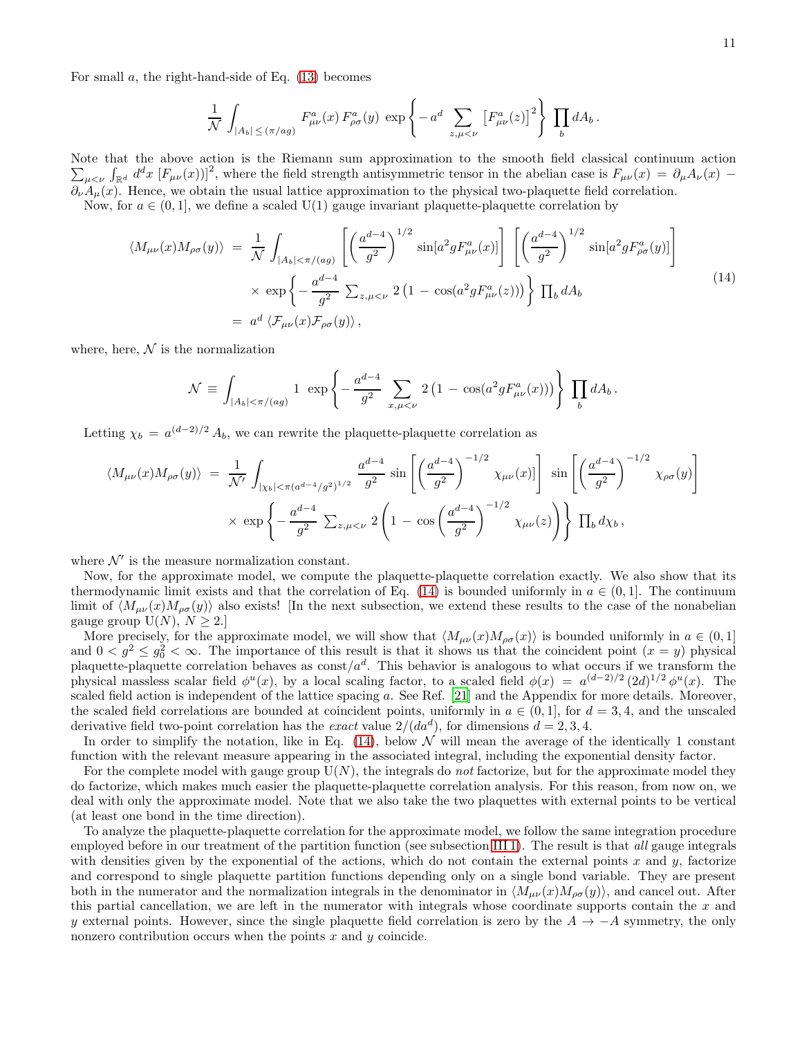For small $a$, the right-hand-side of Eq. (13) becomes

$$\frac{1}{\mathcal{N}} \int_{|A_b| \leq (\pi/ag)} F^a_{\mu\nu}(x)\, F^a_{\rho\sigma}(y)\, \exp\left\{ -\, a^d \sum_{z, \mu<\nu} \left[ F^a_{\mu\nu}(z) \right]^2 \right\} \prod_b dA_b \,.$$

Note that the above action is the Riemann sum approximation to the smooth field classical continuum action $\sum_{\mu<\nu} \int_{\mathbb{R}^d} d^dx\, [F_{\mu\nu}(x))]^2$, where the field strength antisymmetric tensor in the abelian case is $F_{\mu\nu}(x) = \partial_\mu A_\nu(x) - \partial_\nu A_\mu(x)$. Hence, we obtain the usual lattice approximation to the physical two-plaquette field correlation.

Now, for $a \in (0,1]$, we define a scaled U(1) gauge invariant plaquette-plaquette correlation by

$$\begin{aligned}
\langle M_{\mu\nu}(x) M_{\rho\sigma}(y) \rangle \;&=\; \frac{1}{\mathcal{N}} \int_{|A_b|<\pi/(ag)} \left[ \left( \frac{a^{d-4}}{g^2} \right)^{1/2} \sin[a^2 g F^a_{\mu\nu}(x)] \right] \left[ \left( \frac{a^{d-4}}{g^2} \right)^{1/2} \sin[a^2 g F^a_{\rho\sigma}(y)] \right] \\
&\quad\times\, \exp\left\{ -\, \frac{a^{d-4}}{g^2} \, \textstyle\sum_{z, \mu<\nu} 2 \left( 1 \,-\, \cos(a^2 g F^a_{\mu\nu}(z)) \right) \right\} \textstyle\prod_b dA_b \\
&=\; a^d \, \langle \mathcal{F}_{\mu\nu}(x) \mathcal{F}_{\rho\sigma}(y) \rangle \,,
\end{aligned} \tag{14}$$

where, here, $\mathcal{N}$ is the normalization

$$\mathcal{N} \;\equiv\; \int_{|A_b|<\pi/(ag)} 1 \;\; \exp\left\{ -\, \frac{a^{d-4}}{g^2} \sum_{x, \mu<\nu} 2 \left( 1 \,-\, \cos(a^2 g F^a_{\mu\nu}(x)) \right) \right\} \prod_b dA_b \,.$$

Letting $\chi_b \;=\; a^{(d-2)/2}\, A_b$, we can rewrite the plaquette-plaquette correlation as

$$\begin{aligned}
\langle M_{\mu\nu}(x) M_{\rho\sigma}(y) \rangle \;&=\; \frac{1}{\mathcal{N}'} \int_{|\chi_b|<\pi(a^{d-4}/g^2)^{1/2}} \frac{a^{d-4}}{g^2} \sin\left[ \left( \frac{a^{d-4}}{g^2} \right)^{-1/2} \chi_{\mu\nu}(x) \right] \, \sin\left[ \left( \frac{a^{d-4}}{g^2} \right)^{-1/2} \chi_{\rho\sigma}(y) \right] \\
&\quad\times\, \exp\left\{ -\, \frac{a^{d-4}}{g^2} \, \textstyle\sum_{z, \mu<\nu} 2 \left( 1 \,-\, \cos\left( \frac{a^{d-4}}{g^2} \right)^{-1/2} \chi_{\mu\nu}(z) \right) \right\} \textstyle\prod_b d\chi_b \,,
\end{aligned}$$

where $\mathcal{N}'$ is the measure normalization constant.

Now, for the approximate model, we compute the plaquette-plaquette correlation exactly. We also show that its thermodynamic limit exists and that the correlation of Eq. (14) is bounded uniformly in $a \in (0,1]$. The continuum limit of $\langle M_{\mu\nu}(x) M_{\rho\sigma}(y) \rangle$ also exists! [In the next subsection, we extend these results to the case of the nonabelian gauge group U($N$), $N \geq 2$.]

More precisely, for the approximate model, we will show that $\langle M_{\mu\nu}(x) M_{\rho\sigma}(x) \rangle$ is bounded uniformly in $a \in (0,1]$ and $0 < g^2 \leq g_0^2 < \infty$. The importance of this result is that it shows us that the coincident point ($x = y$) physical plaquette-plaquette correlation behaves as const$/a^d$. This behavior is analogous to what occurs if we transform the physical massless scalar field $\phi^u(x)$, by a local scaling factor, to a scaled field $\phi(x) \;=\; a^{(d-2)/2}\, (2d)^{1/2}\, \phi^u(x)$. The scaled field action is independent of the lattice spacing $a$. See Ref. [21] and the Appendix for more details. Moreover, the scaled field correlations are bounded at coincident points, uniformly in $a \in (0,1]$, for $d = 3, 4$, and the unscaled derivative field two-point correlation has the *exact* value $2/(da^d)$, for dimensions $d = 2, 3, 4$.

In order to simplify the notation, like in Eq. (14), below $\mathcal{N}$ will mean the average of the identically 1 constant function with the relevant measure appearing in the associated integral, including the exponential density factor.

For the complete model with gauge group U($N$), the integrals do *not* factorize, but for the approximate model they do factorize, which makes much easier the plaquette-plaquette correlation analysis. For this reason, from now on, we deal with only the approximate model. Note that we also take the two plaquettes with external points to be vertical (at least one bond in the time direction).

To analyze the plaquette-plaquette correlation for the approximate model, we follow the same integration procedure employed before in our treatment of the partition function (see subsection III 1). The result is that *all* gauge integrals with densities given by the exponential of the actions, which do not contain the external points $x$ and $y$, factorize and correspond to single plaquette partition functions depending only on a single bond variable. They are present both in the numerator and the normalization integrals in the denominator in $\langle M_{\mu\nu}(x) M_{\rho\sigma}(y) \rangle$, and cancel out. After this partial cancellation, we are left in the numerator with integrals whose coordinate supports contain the $x$ and $y$ external points. However, since the single plaquette field correlation is zero by the $A \to -A$ symmetry, the only nonzero contribution occurs when the points $x$ and $y$ coincide.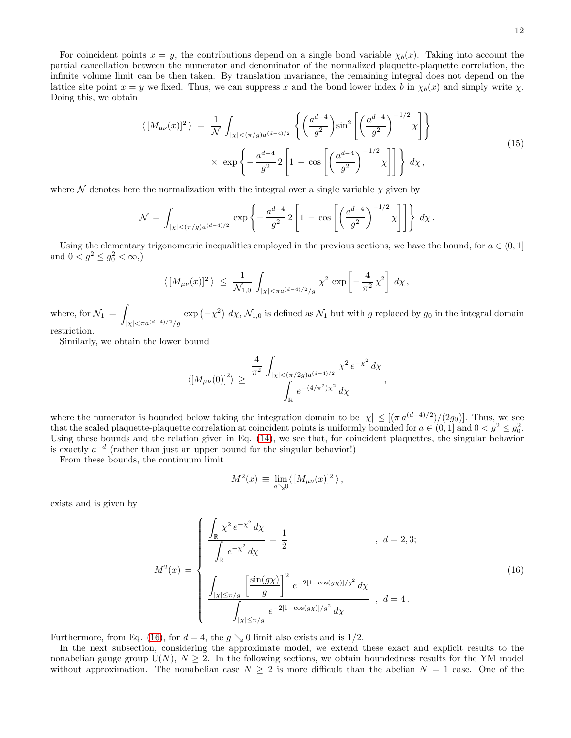For coincident points $x = y$, the contributions depend on a single bond variable $\chi_b(x)$. Taking into account the partial cancellation between the numerator and denominator of the normalized plaquette-plaquette correlation, the infinite volume limit can be then taken. By translation invariance, the remaining integral does not depend on the lattice site point $x = y$ we fixed. Thus, we can suppress $x$ and the bond lower index $b$ in $\chi_b(x)$ and simply write $\chi$. Doing this, we obtain

$$
\begin{aligned}
\langle\, [M_{\mu\nu}(x)]^2\,\rangle \;=\; \frac{1}{\mathcal{N}} \int_{|\chi|<(\pi/g)a^{(d-4)/2}} &\left\{ \left(\frac{a^{d-4}}{g^2}\right) \sin^2\left[ \left(\frac{a^{d-4}}{g^2}\right)^{-1/2} \chi \right] \right\} \\
&\times\; \exp\left\{ -\,\frac{a^{d-4}}{g^2}\, 2 \left[ 1 \,-\, \cos\left[ \left(\frac{a^{d-4}}{g^2}\right)^{-1/2} \chi \right] \right] \right\}\, d\chi\,,
\end{aligned} \tag{15}
$$

where $\mathcal{N}$ denotes here the normalization with the integral over a single variable $\chi$ given by

$$
\mathcal{N} \;=\; \int_{|\chi|<(\pi/g)a^{(d-4)/2}} \exp\left\{ -\,\frac{a^{d-4}}{g^2}\, 2 \left[ 1 \,-\, \cos\left[ \left(\frac{a^{d-4}}{g^2}\right)^{-1/2} \chi \right] \right] \right\}\, d\chi\,.
$$

Using the elementary trigonometric inequalities employed in the previous sections, we have the bound, for $a \in (0, 1]$ and $0 < g^2 \le g_0^2 < \infty$,)

$$
\langle\, [M_{\mu\nu}(x)]^2\,\rangle \;\le\; \frac{1}{\mathcal{N}_{1,0}} \int_{|\chi|<\pi a^{(d-4)/2}/g} \chi^2 \, \exp\left[ -\,\frac{4}{\pi^2}\, \chi^2 \right]\, d\chi\,,
$$

where, for $\mathcal{N}_1 \,=\, \displaystyle\int_{|\chi|<\pi a^{(d-4)/2}/g} \exp\left(-\chi^2\right)\, d\chi$, $\mathcal{N}_{1,0}$ is defined as $\mathcal{N}_1$ but with $g$ replaced by $g_0$ in the integral domain restriction.

Similarly, we obtain the lower bound

$$
\langle [M_{\mu\nu}(0)]^2 \rangle \;\ge\; \frac{\dfrac{4}{\pi^2} \displaystyle\int_{|\chi|<(\pi/2g)a^{(d-4)/2}} \chi^2\, e^{-\chi^2}\, d\chi}{\displaystyle\int_{\mathbb{R}} e^{-(4/\pi^2)\chi^2}\, d\chi}\,,
$$

where the numerator is bounded below taking the integration domain to be $|\chi| \le [(\pi\, a^{(d-4)/2})/(2g_0)]$. Thus, we see that the scaled plaquette-plaquette correlation at coincident points is uniformly bounded for $a \in (0, 1]$ and $0 < g^2 \le g_0^2$. Using these bounds and the relation given in Eq. (14), we see that, for coincident plaquettes, the singular behavior is exactly $a^{-d}$ (rather than just an upper bound for the singular behavior!)

From these bounds, the continuum limit

$$
M^2(x) \;\equiv\; \lim_{a \searrow 0} \langle\, [M_{\mu\nu}(x)]^2\,\rangle\,,
$$

exists and is given by

$$
M^2(x) \;=\; \begin{cases}
\dfrac{\displaystyle\int_{\mathbb{R}} \chi^2\, e^{-\chi^2}\, d\chi}{\displaystyle\int_{\mathbb{R}} e^{-\chi^2}\, d\chi} \;=\; \dfrac{1}{2} & ,\;\; d = 2, 3; \\[4ex]
\dfrac{\displaystyle\int_{|\chi|\le\pi/g} \left[\dfrac{\sin(g\chi)}{g}\right]^2\, e^{-2[1-\cos(g\chi)]/g^2}\, d\chi}{\displaystyle\int_{|\chi|\le\pi/g} e^{-2[1-\cos(g\chi)]/g^2}\, d\chi} & ,\;\; d = 4\,.
\end{cases} \tag{16}
$$

Furthermore, from Eq. (16), for $d = 4$, the $g \searrow 0$ limit also exists and is $1/2$.

In the next subsection, considering the approximate model, we extend these exact and explicit results to the nonabelian gauge group $\mathrm{U}(N)$, $N \ge 2$. In the following sections, we obtain boundedness results for the YM model without approximation. The nonabelian case $N \ge 2$ is more difficult than the abelian $N = 1$ case. One of the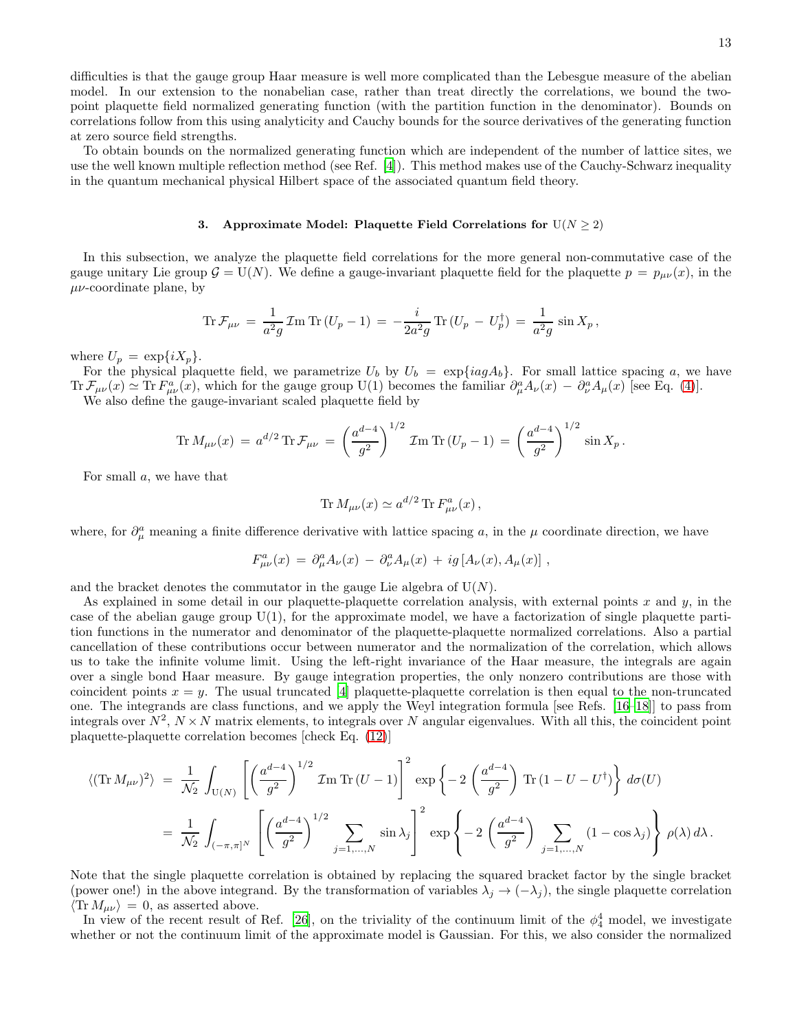difficulties is that the gauge group Haar measure is well more complicated than the Lebesgue measure of the abelian model. In our extension to the nonabelian case, rather than treat directly the correlations, we bound the two-point plaquette field normalized generating function (with the partition function in the denominator). Bounds on correlations follow from this using analyticity and Cauchy bounds for the source derivatives of the generating function at zero source field strengths.

To obtain bounds on the normalized generating function which are independent of the number of lattice sites, we use the well known multiple reflection method (see Ref. [4]). This method makes use of the Cauchy-Schwarz inequality in the quantum mechanical physical Hilbert space of the associated quantum field theory.

### 3. Approximate Model: Plaquette Field Correlations for $\mathrm{U}(N\geq 2)$

In this subsection, we analyze the plaquette field correlations for the more general non-commutative case of the gauge unitary Lie group $\mathcal{G}=\mathrm{U}(N)$. We define a gauge-invariant plaquette field for the plaquette $p=p_{\mu\nu}(x)$, in the $\mu\nu$-coordinate plane, by

$$\mathrm{Tr}\,\mathcal{F}_{\mu\nu}\,=\,\frac{1}{a^2 g}\,\mathcal{I}\mathrm{m}\,\mathrm{Tr}\,(U_p-1)\,=\,-\frac{i}{2a^2 g}\,\mathrm{Tr}\,(U_p\,-\,U_p^\dagger)\,=\,\frac{1}{a^2 g}\,\sin X_p\,,$$

where $U_p\,=\,\exp\{iX_p\}$.

For the physical plaquette field, we parametrize $U_b$ by $U_b\,=\,\exp\{iagA_b\}$. For small lattice spacing $a$, we have $\mathrm{Tr}\,\mathcal{F}_{\mu\nu}(x)\simeq\mathrm{Tr}\,F^a_{\mu\nu}(x)$, which for the gauge group U(1) becomes the familiar $\partial^a_\mu A_\nu(x)\,-\,\partial^a_\nu A_\mu(x)$ [see Eq. (4)].

We also define the gauge-invariant scaled plaquette field by

$$\mathrm{Tr}\,M_{\mu\nu}(x)\,=\,a^{d/2}\,\mathrm{Tr}\,\mathcal{F}_{\mu\nu}\,=\,\left(\frac{a^{d-4}}{g^2}\right)^{1/2}\,\mathcal{I}\mathrm{m}\,\mathrm{Tr}\,(U_p-1)\,=\,\left(\frac{a^{d-4}}{g^2}\right)^{1/2}\,\sin X_p\,.$$

For small $a$, we have that

$$\mathrm{Tr}\,M_{\mu\nu}(x)\,\simeq\,a^{d/2}\,\mathrm{Tr}\,F^a_{\mu\nu}(x)\,,$$

where, for $\partial^a_\mu$ meaning a finite difference derivative with lattice spacing $a$, in the $\mu$ coordinate direction, we have

$$F^a_{\mu\nu}(x)\,=\,\partial^a_\mu A_\nu(x)\,-\,\partial^a_\nu A_\mu(x)\,+\,ig\,[A_\nu(x),A_\mu(x)]\;,$$

and the bracket denotes the commutator in the gauge Lie algebra of U($N$).

As explained in some detail in our plaquette-plaquette correlation analysis, with external points $x$ and $y$, in the case of the abelian gauge group U(1), for the approximate model, we have a factorization of single plaquette partition functions in the numerator and denominator of the plaquette-plaquette normalized correlations. Also a partial cancellation of these contributions occur between numerator and the normalization of the correlation, which allows us to take the infinite volume limit. Using the left-right invariance of the Haar measure, the integrals are again over a single bond Haar measure. By gauge integration properties, the only nonzero contributions are those with coincident points $x=y$. The usual truncated [4] plaquette-plaquette correlation is then equal to the non-truncated one. The integrands are class functions, and we apply the Weyl integration formula [see Refs. [16–18]] to pass from integrals over $N^2$, $N\times N$ matrix elements, to integrals over $N$ angular eigenvalues. With all this, the coincident point plaquette-plaquette correlation becomes [check Eq. (12)]

$$\begin{aligned}\langle(\mathrm{Tr}\,M_{\mu\nu})^2\rangle\;&=\;\frac{1}{\mathcal{N}_2}\int_{\mathrm{U}(N)}\left[\left(\frac{a^{d-4}}{g^2}\right)^{1/2}\mathcal{I}\mathrm{m}\,\mathrm{Tr}\,(U-1)\right]^2\exp\left\{-\,2\,\left(\frac{a^{d-4}}{g^2}\right)\,\mathrm{Tr}\,(1-U-U^\dagger)\right\}\,d\sigma(U)\\&=\;\frac{1}{\mathcal{N}_2}\int_{(-\pi,\pi]^N}\left[\left(\frac{a^{d-4}}{g^2}\right)^{1/2}\sum_{j=1,\ldots,N}\sin\lambda_j\right]^2\,\exp\left\{-\,2\,\left(\frac{a^{d-4}}{g^2}\right)\,\sum_{j=1,\ldots,N}(1-\cos\lambda_j)\right\}\,\rho(\lambda)\,d\lambda\,.\end{aligned}$$

Note that the single plaquette correlation is obtained by replacing the squared bracket factor by the single bracket (power one!) in the above integrand. By the transformation of variables $\lambda_j\to(-\lambda_j)$, the single plaquette correlation $\langle\mathrm{Tr}\,M_{\mu\nu}\rangle\,=\,0$, as asserted above.

In view of the recent result of Ref. [26], on the triviality of the continuum limit of the $\phi^4_4$ model, we investigate whether or not the continuum limit of the approximate model is Gaussian. For this, we also consider the normalized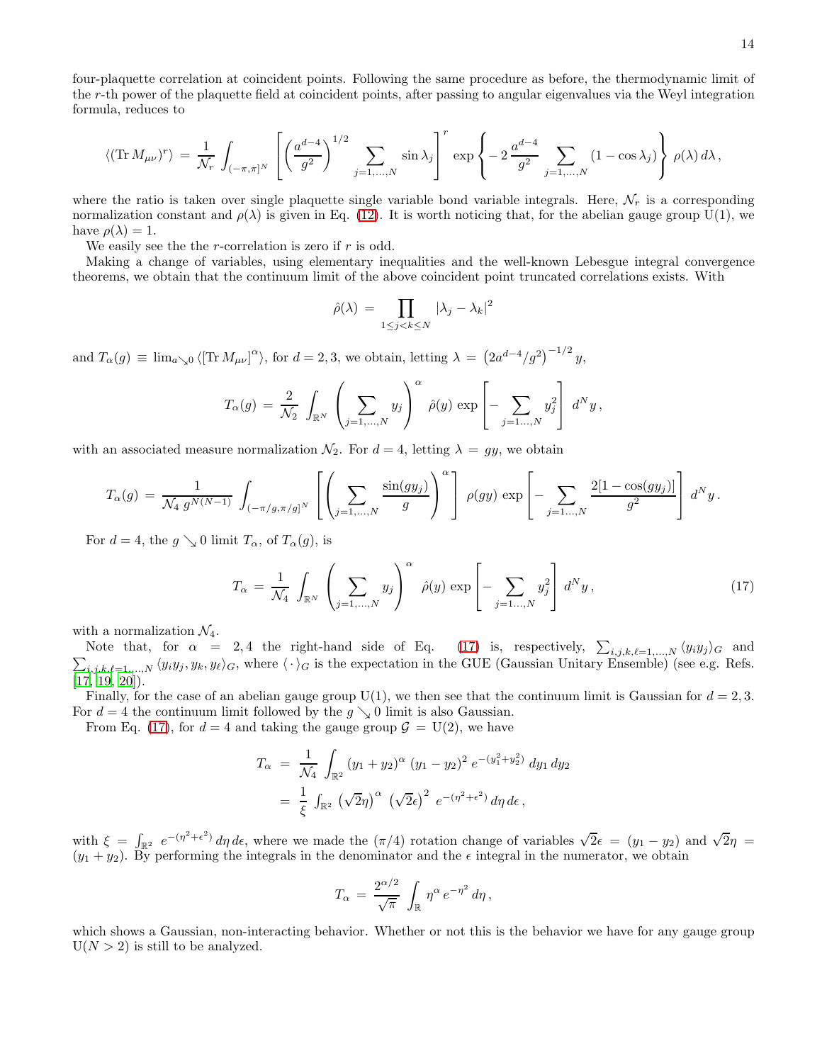four-plaquette correlation at coincident points. Following the same procedure as before, the thermodynamic limit of the $r$-th power of the plaquette field at coincident points, after passing to angular eigenvalues via the Weyl integration formula, reduces to

$$\langle (\mathrm{Tr}\, M_{\mu\nu})^r \rangle \,=\, \frac{1}{\mathcal{N}_r} \int_{(-\pi,\pi]^N} \left[ \left( \frac{a^{d-4}}{g^2} \right)^{1/2} \sum_{j=1,\ldots,N} \sin \lambda_j \right]^r \exp\left\{ -\, 2\, \frac{a^{d-4}}{g^2} \sum_{j=1,\ldots,N} (1-\cos\lambda_j) \right\} \rho(\lambda)\, d\lambda \,,$$

where the ratio is taken over single plaquette single variable bond variable integrals. Here, $\mathcal{N}_r$ is a corresponding normalization constant and $\rho(\lambda)$ is given in Eq. (12). It is worth noticing that, for the abelian gauge group U(1), we have $\rho(\lambda) = 1$.

We easily see the the $r$-correlation is zero if $r$ is odd.

Making a change of variables, using elementary inequalities and the well-known Lebesgue integral convergence theorems, we obtain that the continuum limit of the above coincident point truncated correlations exists. With

$$\hat\rho(\lambda) \,=\, \prod_{1\leq j<k\leq N} |\lambda_j - \lambda_k|^2$$

and $T_\alpha(g) \equiv \lim_{a\searrow 0} \langle [\mathrm{Tr}\, M_{\mu\nu}]^\alpha \rangle$, for $d = 2, 3$, we obtain, letting $\lambda \,=\, \left(2a^{d-4}/g^2\right)^{-1/2} y$,

$$T_\alpha(g) \,=\, \frac{2}{\mathcal{N}_2} \int_{\mathbb{R}^N} \left( \sum_{j=1,\ldots,N} y_j \right)^\alpha \,\hat\rho(y)\, \exp\left[ -\sum_{j=1\ldots,N} y_j^2 \right] d^N y \,,$$

with an associated measure normalization $\mathcal{N}_2$. For $d = 4$, letting $\lambda \,=\, gy$, we obtain

$$T_\alpha(g) \,=\, \frac{1}{\mathcal{N}_4\, g^{N(N-1)}} \int_{(-\pi/g,\pi/g]^N} \left[ \left( \sum_{j=1,\ldots,N} \frac{\sin(gy_j)}{g} \right)^\alpha \right] \rho(gy)\, \exp\left[ -\sum_{j=1\ldots,N} \frac{2[1-\cos(gy_j)]}{g^2} \right] d^N y \,.$$

For $d = 4$, the $g \searrow 0$ limit $T_\alpha$, of $T_\alpha(g)$, is

$$T_\alpha \,=\, \frac{1}{\mathcal{N}_4} \int_{\mathbb{R}^N} \left( \sum_{j=1,\ldots,N} y_j \right)^\alpha \,\hat\rho(y)\, \exp\left[ -\sum_{j=1\ldots,N} y_j^2 \right] d^N y \,, \tag{17}$$

with a normalization $\mathcal{N}_4$.

Note that, for $\alpha = 2, 4$ the right-hand side of Eq. (17) is, respectively, $\sum_{i,j,k,\ell=1,\ldots,N} \langle y_i y_j \rangle_G$ and $\sum_{i,j,k,\ell=1,\ldots,N} \langle y_i y_j, y_k, y_\ell \rangle_G$, where $\langle\cdot\rangle_G$ is the expectation in the GUE (Gaussian Unitary Ensemble) (see e.g. Refs. [17, 19, 20]).

Finally, for the case of an abelian gauge group U(1), we then see that the continuum limit is Gaussian for $d = 2, 3$. For $d = 4$ the continuum limit followed by the $g \searrow 0$ limit is also Gaussian.

From Eq. (17), for $d = 4$ and taking the gauge group $\mathcal{G} = \mathrm{U}(2)$, we have

$$\begin{aligned} T_\alpha \,&=\, \frac{1}{\mathcal{N}_4} \int_{\mathbb{R}^2} (y_1+y_2)^\alpha\, (y_1-y_2)^2\, e^{-(y_1^2+y_2^2)}\, dy_1\, dy_2 \\ &=\, \frac{1}{\xi} \int_{\mathbb{R}^2} \left(\sqrt{2}\eta\right)^\alpha \left(\sqrt{2}\epsilon\right)^2\, e^{-(\eta^2+\epsilon^2)}\, d\eta\, d\epsilon \,, \end{aligned}$$

with $\xi \,=\, \int_{\mathbb{R}^2} e^{-(\eta^2+\epsilon^2)}\, d\eta\, d\epsilon$, where we made the $(\pi/4)$ rotation change of variables $\sqrt{2}\epsilon \,=\, (y_1 - y_2)$ and $\sqrt{2}\eta \,=\, (y_1 + y_2)$. By performing the integrals in the denominator and the $\epsilon$ integral in the numerator, we obtain

$$T_\alpha \,=\, \frac{2^{\alpha/2}}{\sqrt{\pi}} \int_{\mathbb{R}} \eta^\alpha\, e^{-\eta^2}\, d\eta \,,$$

which shows a Gaussian, non-interacting behavior. Whether or not this is the behavior we have for any gauge group $\mathrm{U}(N > 2)$ is still to be analyzed.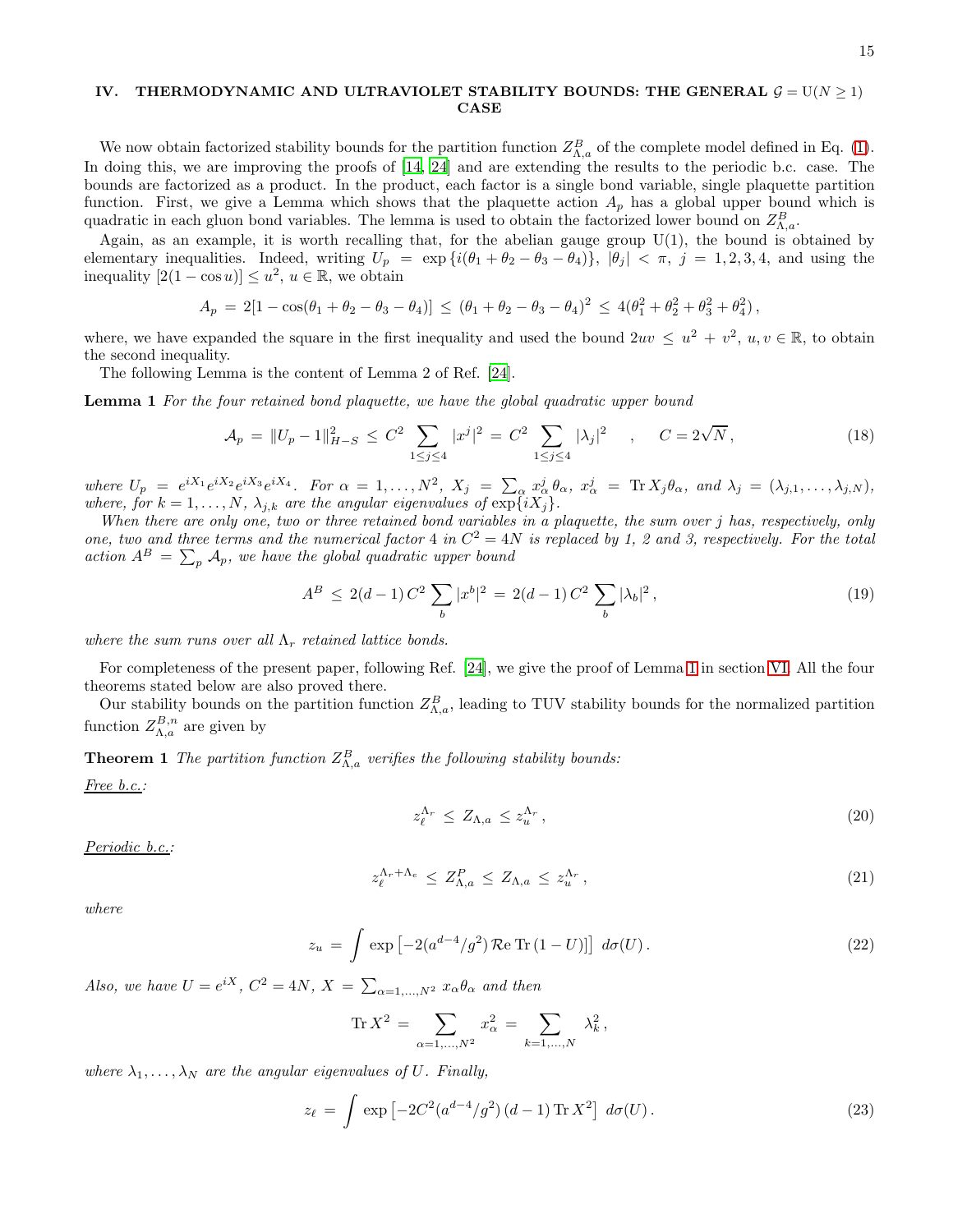## IV. THERMODYNAMIC AND ULTRAVIOLET STABILITY BOUNDS: THE GENERAL $\mathcal{G} = \mathrm{U}(N \geq 1)$ CASE

We now obtain factorized stability bounds for the partition function $Z^B_{\Lambda,a}$ of the complete model defined in Eq. (1). In doing this, we are improving the proofs of [14, 24] and are extending the results to the periodic b.c. case. The bounds are factorized as a product. In the product, each factor is a single bond variable, single plaquette partition function. First, we give a Lemma which shows that the plaquette action $A_p$ has a global upper bound which is quadratic in each gluon bond variables. The lemma is used to obtain the factorized lower bound on $Z^B_{\Lambda,a}$.

Again, as an example, it is worth recalling that, for the abelian gauge group U(1), the bound is obtained by elementary inequalities. Indeed, writing $U_p = \exp\{i(\theta_1 + \theta_2 - \theta_3 - \theta_4)\}$, $|\theta_j| < \pi$, $j = 1, 2, 3, 4$, and using the inequality $[2(1 - \cos u)] \leq u^2$, $u \in \mathbb{R}$, we obtain

$$A_p = 2[1 - \cos(\theta_1 + \theta_2 - \theta_3 - \theta_4)] \leq (\theta_1 + \theta_2 - \theta_3 - \theta_4)^2 \leq 4(\theta_1^2 + \theta_2^2 + \theta_3^2 + \theta_4^2),$$

where, we have expanded the square in the first inequality and used the bound $2uv \leq u^2 + v^2$, $u, v \in \mathbb{R}$, to obtain the second inequality.

The following Lemma is the content of Lemma 2 of Ref. [24].

**Lemma 1** *For the four retained bond plaquette, we have the global quadratic upper bound*

$$\mathcal{A}_p = \|U_p - 1\|^2_{H-S} \leq C^2 \sum_{1 \leq j \leq 4} |x^j|^2 = C^2 \sum_{1 \leq j \leq 4} |\lambda_j|^2 \quad , \quad C = 2\sqrt{N}, \tag{18}$$

*where $U_p = e^{iX_1} e^{iX_2} e^{iX_3} e^{iX_4}$. For $\alpha = 1, \ldots, N^2$, $X_j = \sum_\alpha x^j_\alpha \theta_\alpha$, $x^j_\alpha = \mathrm{Tr}\, X_j \theta_\alpha$, and $\lambda_j = (\lambda_{j,1}, \ldots, \lambda_{j,N})$, where, for $k = 1, \ldots, N$, $\lambda_{j,k}$ are the angular eigenvalues of $\exp\{iX_j\}$.*

*When there are only one, two or three retained bond variables in a plaquette, the sum over $j$ has, respectively, only one, two and three terms and the numerical factor 4 in $C^2 = 4N$ is replaced by 1, 2 and 3, respectively. For the total action $A^B = \sum_p \mathcal{A}_p$, we have the global quadratic upper bound*

$$A^B \leq 2(d-1)\, C^2 \sum_b |x^b|^2 = 2(d-1)\, C^2 \sum_b |\lambda_b|^2, \tag{19}$$

*where the sum runs over all $\Lambda_r$ retained lattice bonds.*

For completeness of the present paper, following Ref. [24], we give the proof of Lemma 1 in section VI. All the four theorems stated below are also proved there.

Our stability bounds on the partition function $Z^B_{\Lambda,a}$, leading to TUV stability bounds for the normalized partition function $Z^{B,n}_{\Lambda,a}$ are given by

**Theorem 1** *The partition function $Z^B_{\Lambda,a}$ verifies the following stability bounds:*

*Free b.c.:*

$$z_\ell^{\Lambda_r} \leq Z_{\Lambda,a} \leq z_u^{\Lambda_r}, \tag{20}$$

*Periodic b.c.:*

$$z_\ell^{\Lambda_r + \Lambda_e} \leq Z^P_{\Lambda,a} \leq Z_{\Lambda,a} \leq z_u^{\Lambda_r}, \tag{21}$$

*where*

$$z_u = \int \exp\left[-2(a^{d-4}/g^2)\, \mathcal{R}\mathrm{e}\, \mathrm{Tr}\,(1 - U)\right]\, d\sigma(U). \tag{22}$$

*Also, we have $U = e^{iX}$, $C^2 = 4N$, $X = \sum_{\alpha=1,\ldots,N^2} x_\alpha \theta_\alpha$ and then*

$$\mathrm{Tr}\, X^2 = \sum_{\alpha=1,\ldots,N^2} x_\alpha^2 = \sum_{k=1,\ldots,N} \lambda_k^2,$$

*where $\lambda_1, \ldots, \lambda_N$ are the angular eigenvalues of $U$. Finally,*

$$z_\ell = \int \exp\left[-2C^2(a^{d-4}/g^2)\,(d-1)\, \mathrm{Tr}\, X^2\right]\, d\sigma(U). \tag{23}$$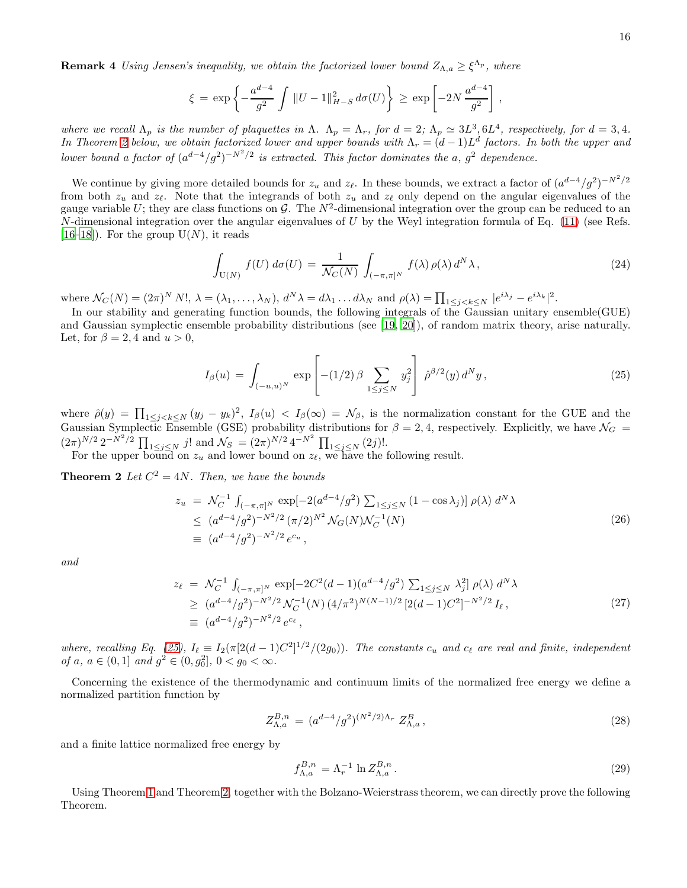**Remark 4** *Using Jensen's inequality, we obtain the factorized lower bound $Z_{\Lambda,a} \geq \xi^{\Lambda_p}$, where*

$$\xi = \exp\left\{-\frac{a^{d-4}}{g^2}\int \|U-1\|^2_{H-S}\, d\sigma(U)\right\} \geq \exp\left[-2N\,\frac{a^{d-4}}{g^2}\right],$$

*where we recall $\Lambda_p$ is the number of plaquettes in $\Lambda$. $\Lambda_p = \Lambda_r$, for $d=2$; $\Lambda_p \simeq 3L^3, 6L^4$, respectively, for $d=3,4$. In Theorem 2 below, we obtain factorized lower and upper bounds with $\Lambda_r = (d-1)L^d$ factors. In both the upper and lower bound a factor of $(a^{d-4}/g^2)^{-N^2/2}$ is extracted. This factor dominates the $a$, $g^2$ dependence.*

We continue by giving more detailed bounds for $z_u$ and $z_\ell$. In these bounds, we extract a factor of $(a^{d-4}/g^2)^{-N^2/2}$ from both $z_u$ and $z_\ell$. Note that the integrands of both $z_u$ and $z_\ell$ only depend on the angular eigenvalues of the gauge variable $U$; they are class functions on $\mathcal{G}$. The $N^2$-dimensional integration over the group can be reduced to an $N$-dimensional integration over the angular eigenvalues of $U$ by the Weyl integration formula of Eq. (11) (see Refs. [16–18]). For the group $\mathrm{U}(N)$, it reads

$$\int_{\mathrm{U}(N)} f(U)\, d\sigma(U) = \frac{1}{\mathcal{N}_C(N)}\int_{(-\pi,\pi]^N} f(\lambda)\,\rho(\lambda)\, d^N\lambda\,, \tag{24}$$

where $\mathcal{N}_C(N) = (2\pi)^N N!$, $\lambda = (\lambda_1,\ldots,\lambda_N)$, $d^N\lambda = d\lambda_1\ldots d\lambda_N$ and $\rho(\lambda) = \prod_{1\leq j<k\leq N} |e^{i\lambda_j} - e^{i\lambda_k}|^2$.

In our stability and generating function bounds, the following integrals of the Gaussian unitary ensemble(GUE) and Gaussian symplectic ensemble probability distributions (see [19, 20]), of random matrix theory, arise naturally. Let, for $\beta = 2,4$ and $u>0$,

$$I_\beta(u) = \int_{(-u,u)^N} \exp\left[-(1/2)\,\beta \sum_{1\leq j\leq N} y_j^2\right]\,\hat{\rho}^{\beta/2}(y)\, d^N y\,, \tag{25}$$

where $\hat{\rho}(y) = \prod_{1\leq j<k\leq N}(y_j-y_k)^2$, $I_\beta(u) < I_\beta(\infty) = \mathcal{N}_\beta$, is the normalization constant for the GUE and the Gaussian Symplectic Ensemble (GSE) probability distributions for $\beta = 2,4$, respectively. Explicitly, we have $\mathcal{N}_G = (2\pi)^{N/2}\, 2^{-N^2/2}\prod_{1\leq j\leq N} j!$ and $\mathcal{N}_S = (2\pi)^{N/2}\, 4^{-N^2}\prod_{1\leq j\leq N}(2j)!$.

For the upper bound on $z_u$ and lower bound on $z_\ell$, we have the following result.

**Theorem 2** *Let $C^2 = 4N$. Then, we have the bounds*

$$\begin{aligned} z_u &= \mathcal{N}_C^{-1}\int_{(-\pi,\pi]^N} \exp[-2(a^{d-4}/g^2)\textstyle\sum_{1\leq j\leq N}(1-\cos\lambda_j)]\,\rho(\lambda)\, d^N\lambda \\ &\leq (a^{d-4}/g^2)^{-N^2/2}\,(\pi/2)^{N^2}\,\mathcal{N}_G(N)\mathcal{N}_C^{-1}(N) \\ &\equiv (a^{d-4}/g^2)^{-N^2/2}\, e^{c_u}\,, \end{aligned} \tag{26}$$

*and*

$$\begin{aligned} z_\ell &= \mathcal{N}_C^{-1}\int_{(-\pi,\pi]^N} \exp[-2C^2(d-1)(a^{d-4}/g^2)\textstyle\sum_{1\leq j\leq N}\lambda_j^2]\,\rho(\lambda)\, d^N\lambda \\ &\geq (a^{d-4}/g^2)^{-N^2/2}\,\mathcal{N}_C^{-1}(N)\,(4/\pi^2)^{N(N-1)/2}\,[2(d-1)C^2]^{-N^2/2}\, I_\ell\,, \\ &\equiv (a^{d-4}/g^2)^{-N^2/2}\, e^{c_\ell}\,, \end{aligned} \tag{27}$$

*where, recalling Eq. (25), $I_\ell \equiv I_2(\pi[2(d-1)C^2]^{1/2}/(2g_0))$. The constants $c_u$ and $c_\ell$ are real and finite, independent of $a$, $a\in(0,1]$ and $g^2\in(0,g_0^2]$, $0<g_0<\infty$.*

Concerning the existence of the thermodynamic and continuum limits of the normalized free energy we define a normalized partition function by

$$Z^{B,n}_{\Lambda,a} = (a^{d-4}/g^2)^{(N^2/2)\Lambda_r}\, Z^B_{\Lambda,a}\,, \tag{28}$$

and a finite lattice normalized free energy by

$$f^{B,n}_{\Lambda,a} = \Lambda_r^{-1}\,\ln Z^{B,n}_{\Lambda,a}\,. \tag{29}$$

Using Theorem 1 and Theorem 2, together with the Bolzano-Weierstrass theorem, we can directly prove the following Theorem.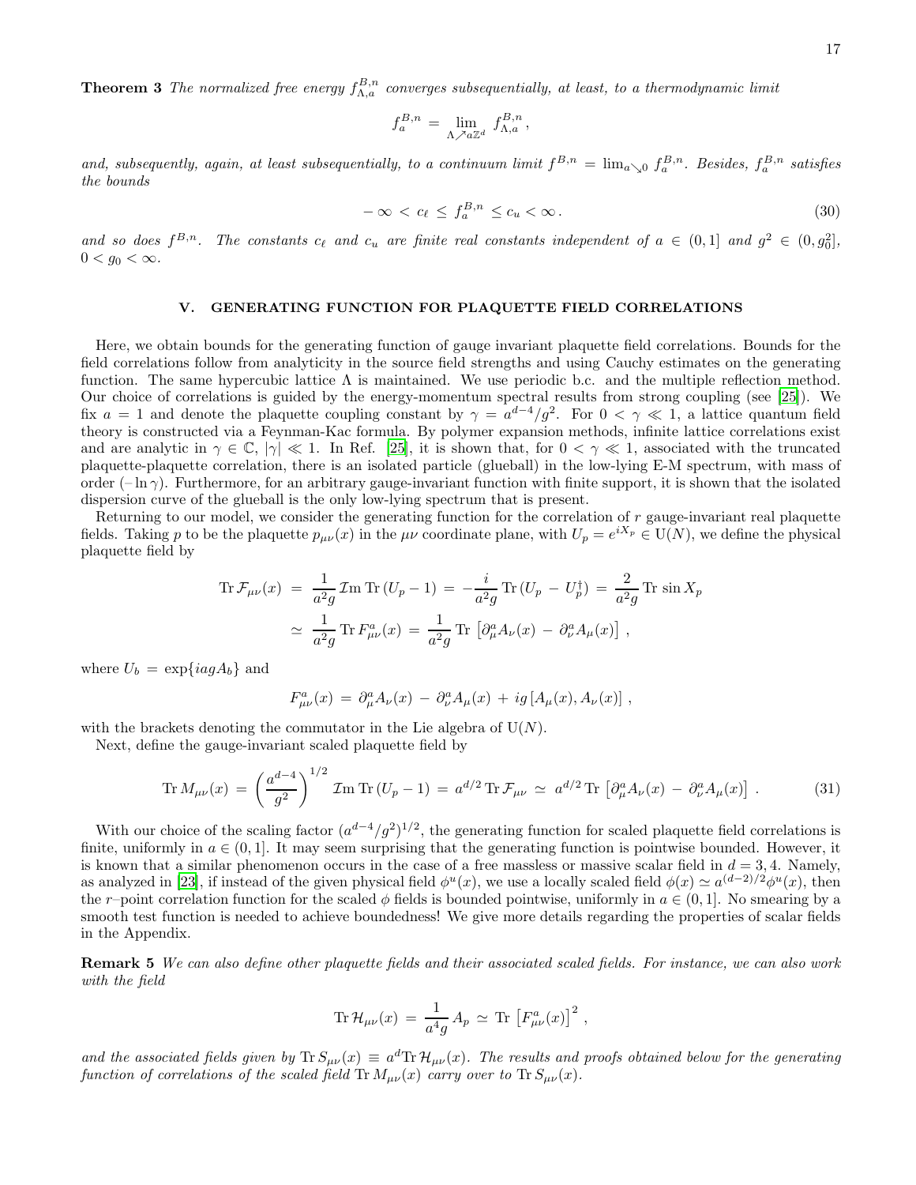**Theorem 3** *The normalized free energy $f^{B,n}_{\Lambda,a}$ converges subsequentially, at least, to a thermodynamic limit*

$$f^{B,n}_a = \lim_{\Lambda \nearrow a\mathbb{Z}^d} f^{B,n}_{\Lambda,a} \,,$$

*and, subsequently, again, at least subsequentially, to a continuum limit $f^{B,n} = \lim_{a\searrow 0} f^{B,n}_a$. Besides, $f^{B,n}_a$ satisfies the bounds*

$$-\infty < c_\ell \leq f^{B,n}_a \leq c_u < \infty \,. \tag{30}$$

*and so does $f^{B,n}$. The constants $c_\ell$ and $c_u$ are finite real constants independent of $a \in (0,1]$ and $g^2 \in (0, g_0^2]$, $0 < g_0 < \infty$.*

## V. GENERATING FUNCTION FOR PLAQUETTE FIELD CORRELATIONS

Here, we obtain bounds for the generating function of gauge invariant plaquette field correlations. Bounds for the field correlations follow from analyticity in the source field strengths and using Cauchy estimates on the generating function. The same hypercubic lattice $\Lambda$ is maintained. We use periodic b.c. and the multiple reflection method. Our choice of correlations is guided by the energy-momentum spectral results from strong coupling (see [25]). We fix $a = 1$ and denote the plaquette coupling constant by $\gamma = a^{d-4}/g^2$. For $0 < \gamma \ll 1$, a lattice quantum field theory is constructed via a Feynman-Kac formula. By polymer expansion methods, infinite lattice correlations exist and are analytic in $\gamma \in \mathbb{C}$, $|\gamma| \ll 1$. In Ref. [25], it is shown that, for $0 < \gamma \ll 1$, associated with the truncated plaquette-plaquette correlation, there is an isolated particle (glueball) in the low-lying E-M spectrum, with mass of order $(-\ln\gamma)$. Furthermore, for an arbitrary gauge-invariant function with finite support, it is shown that the isolated dispersion curve of the glueball is the only low-lying spectrum that is present.

Returning to our model, we consider the generating function for the correlation of $r$ gauge-invariant real plaquette fields. Taking $p$ to be the plaquette $p_{\mu\nu}(x)$ in the $\mu\nu$ coordinate plane, with $U_p = e^{iX_p} \in \mathrm{U}(N)$, we define the physical plaquette field by

$$\begin{aligned}
\mathrm{Tr}\,\mathcal{F}_{\mu\nu}(x) \;&=\; \frac{1}{a^2 g}\,\mathcal{I}\mathrm{m}\,\mathrm{Tr}\,(U_p - 1) \;=\; -\frac{i}{a^2 g}\,\mathrm{Tr}\,(U_p \,-\, U_p^\dagger) \;=\; \frac{2}{a^2 g}\,\mathrm{Tr}\,\sin X_p \\
&\simeq\; \frac{1}{a^2 g}\,\mathrm{Tr}\,F^a_{\mu\nu}(x) \;=\; \frac{1}{a^2 g}\,\mathrm{Tr}\,\left[\partial^a_\mu A_\nu(x) \,-\, \partial^a_\nu A_\mu(x)\right]\,,
\end{aligned}$$

where $U_b = \exp\{iagA_b\}$ and

$$F^a_{\mu\nu}(x) \,=\, \partial^a_\mu A_\nu(x) \,-\, \partial^a_\nu A_\mu(x) \,+\, ig\,[A_\mu(x), A_\nu(x)]\,,$$

with the brackets denoting the commutator in the Lie algebra of $\mathrm{U}(N)$.

Next, define the gauge-invariant scaled plaquette field by

$$\mathrm{Tr}\,M_{\mu\nu}(x) \,=\, \left(\frac{a^{d-4}}{g^2}\right)^{1/2} \mathcal{I}\mathrm{m}\,\mathrm{Tr}\,(U_p - 1) \,=\, a^{d/2}\,\mathrm{Tr}\,\mathcal{F}_{\mu\nu} \,\simeq\, a^{d/2}\,\mathrm{Tr}\,\left[\partial^a_\mu A_\nu(x) \,-\, \partial^a_\nu A_\mu(x)\right]\,. \tag{31}$$

With our choice of the scaling factor $(a^{d-4}/g^2)^{1/2}$, the generating function for scaled plaquette field correlations is finite, uniformly in $a \in (0,1]$. It may seem surprising that the generating function is pointwise bounded. However, it is known that a similar phenomenon occurs in the case of a free massless or massive scalar field in $d = 3, 4$. Namely, as analyzed in [23], if instead of the given physical field $\phi^u(x)$, we use a locally scaled field $\phi(x) \simeq a^{(d-2)/2}\phi^u(x)$, then the $r$–point correlation function for the scaled $\phi$ fields is bounded pointwise, uniformly in $a \in (0,1]$. No smearing by a smooth test function is needed to achieve boundedness! We give more details regarding the properties of scalar fields in the Appendix.

**Remark 5** *We can also define other plaquette fields and their associated scaled fields. For instance, we can also work with the field*

$$\mathrm{Tr}\,\mathcal{H}_{\mu\nu}(x) \,=\, \frac{1}{a^4 g}\,A_p \,\simeq\, \mathrm{Tr}\,\left[F^a_{\mu\nu}(x)\right]^2\,,$$

*and the associated fields given by $\mathrm{Tr}\,S_{\mu\nu}(x) \equiv a^d\,\mathrm{Tr}\,\mathcal{H}_{\mu\nu}(x)$. The results and proofs obtained below for the generating function of correlations of the scaled field $\mathrm{Tr}\,M_{\mu\nu}(x)$ carry over to $\mathrm{Tr}\,S_{\mu\nu}(x)$.*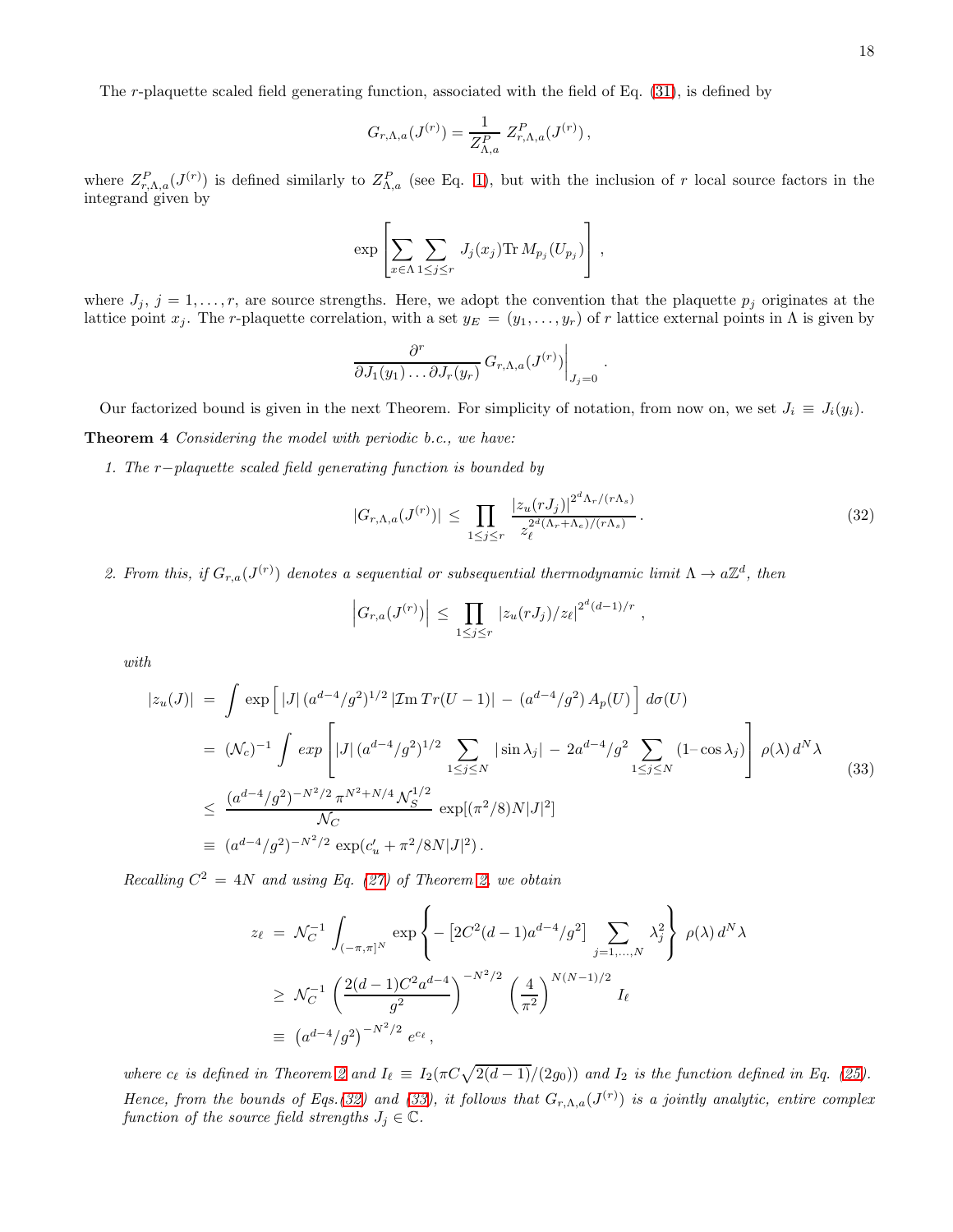The $r$-plaquette scaled field generating function, associated with the field of Eq. (31), is defined by

$$G_{r,\Lambda,a}(J^{(r)}) = \frac{1}{Z^P_{\Lambda,a}}\, Z^P_{r,\Lambda,a}(J^{(r)})\,,$$

where $Z^P_{r,\Lambda,a}(J^{(r)})$ is defined similarly to $Z^P_{\Lambda,a}$ (see Eq. 1), but with the inclusion of $r$ local source factors in the integrand given by

$$\exp\left[\sum_{x\in\Lambda}\sum_{1\le j\le r} J_j(x_j) \mathrm{Tr}\, M_{p_j}(U_{p_j})\right]\,,$$

where $J_j$, $j = 1,\ldots,r$, are source strengths. Here, we adopt the convention that the plaquette $p_j$ originates at the lattice point $x_j$. The $r$-plaquette correlation, with a set $y_E = (y_1,\ldots,y_r)$ of $r$ lattice external points in $\Lambda$ is given by

$$\frac{\partial^r}{\partial J_1(y_1)\ldots\partial J_r(y_r)}\, G_{r,\Lambda,a}(J^{(r)})\bigg|_{J_j=0}\,.$$

Our factorized bound is given in the next Theorem. For simplicity of notation, from now on, we set $J_i \equiv J_i(y_i)$.

**Theorem 4** *Considering the model with periodic b.c., we have:*

1. *The $r-$plaquette scaled field generating function is bounded by*

$$|G_{r,\Lambda,a}(J^{(r)})| \le \prod_{1\le j\le r} \frac{|z_u(rJ_j)|^{2^d\Lambda_r/(r\Lambda_s)}}{z_\ell^{2^d(\Lambda_r+\Lambda_e)/(r\Lambda_s)}}\,. \tag{32}$$

2. *From this, if $G_{r,a}(J^{(r)})$ denotes a sequential or subsequential thermodynamic limit $\Lambda\to a\mathbb{Z}^d$, then*

$$\left|G_{r,a}(J^{(r)})\right| \le \prod_{1\le j\le r} |z_u(rJ_j)/z_\ell|^{2^d(d-1)/r}\,,$$

*with*

$$\begin{aligned}
|z_u(J)| &= \int \exp\Big[\,|J|\,(a^{d-4}/g^2)^{1/2}\,|\mathcal{I}\mathrm{m}\, Tr(U-1)| - (a^{d-4}/g^2)\,A_p(U)\,\Big]\, d\sigma(U)\\
&= (\mathcal{N}_c)^{-1}\int exp\left[|J|\,(a^{d-4}/g^2)^{1/2}\sum_{1\le j\le N}|\sin\lambda_j| - 2a^{d-4}/g^2\sum_{1\le j\le N}(1-\cos\lambda_j)\right]\rho(\lambda)\, d^N\lambda\\
&\le \frac{(a^{d-4}/g^2)^{-N^2/2}\,\pi^{N^2+N/4}\,\mathcal{N}_S^{1/2}}{\mathcal{N}_C}\,\exp[(\pi^2/8)N|J|^2]\\
&\equiv (a^{d-4}/g^2)^{-N^2/2}\exp(c'_u + \pi^2/8N|J|^2)\,.
\end{aligned} \tag{33}$$

*Recalling $C^2 = 4N$ and using Eq. (27) of Theorem 2, we obtain*

$$\begin{aligned}
z_\ell &= \mathcal{N}_C^{-1}\int_{(-\pi,\pi]^N}\exp\left\{-\left[2C^2(d-1)a^{d-4}/g^2\right]\sum_{j=1,\ldots,N}\lambda_j^2\right\}\rho(\lambda)\, d^N\lambda\\
&\ge \mathcal{N}_C^{-1}\left(\frac{2(d-1)C^2a^{d-4}}{g^2}\right)^{-N^2/2}\left(\frac{4}{\pi^2}\right)^{N(N-1)/2} I_\ell\\
&\equiv \left(a^{d-4}/g^2\right)^{-N^2/2} e^{c_\ell}\,,
\end{aligned}$$

*where $c_\ell$ is defined in Theorem 2 and $I_\ell \equiv I_2(\pi C\sqrt{2(d-1)}/(2g_0))$ and $I_2$ is the function defined in Eq. (25). Hence, from the bounds of Eqs.(32) and (33), it follows that $G_{r,\Lambda,a}(J^{(r)})$ is a jointly analytic, entire complex function of the source field strengths $J_j\in\mathbb{C}$.*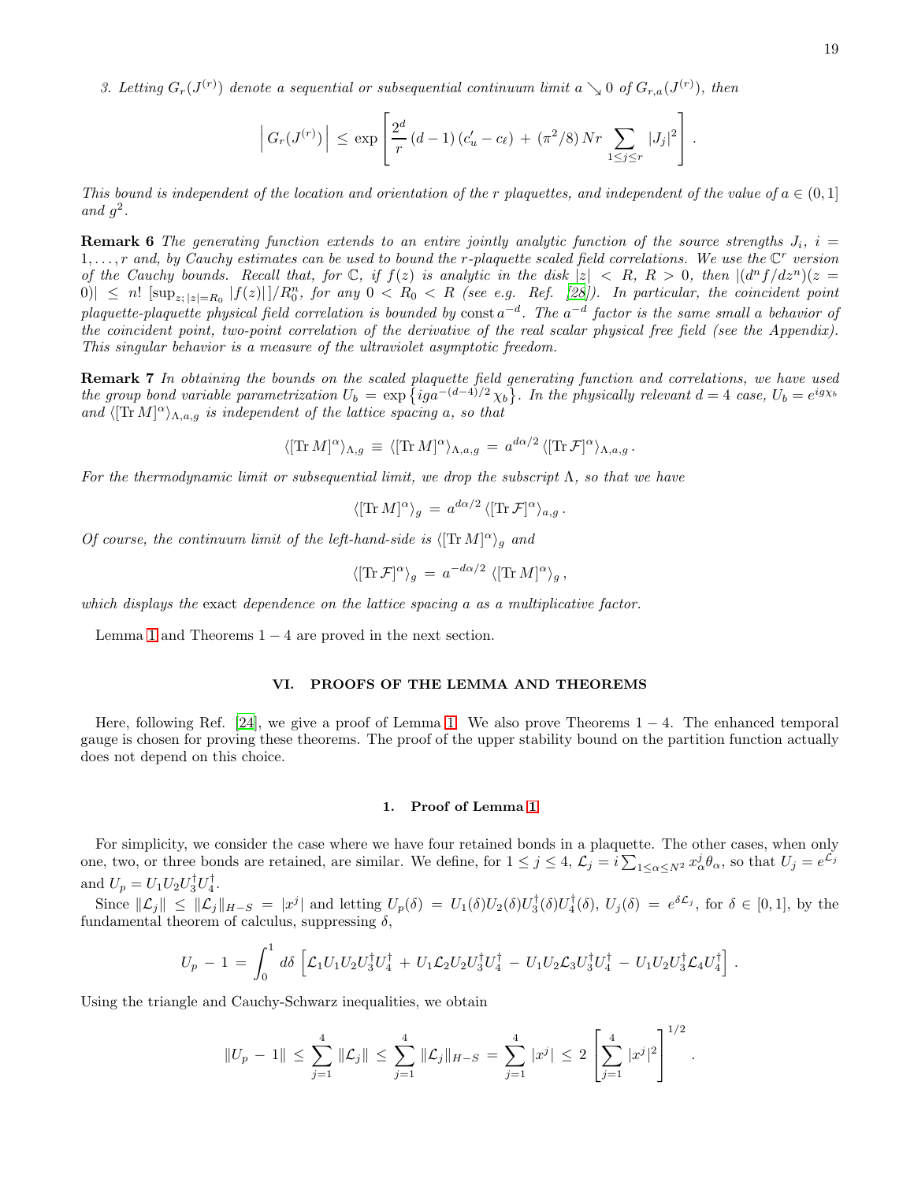*3. Letting $G_r(J^{(r)})$ denote a sequential or subsequential continuum limit $a \searrow 0$ of $G_{r,a}(J^{(r)})$, then*

$$\left| \, G_r(J^{(r)}) \right| \, \leq \, \exp \left[ \frac{2^d}{r} \, (d-1) \, (c'_u - c_\ell) \, + \, (\pi^2/8) \, N r \sum_{1 \leq j \leq r} |J_j|^2 \right] .$$

*This bound is independent of the location and orientation of the $r$ plaquettes, and independent of the value of $a \in (0, 1]$ and $g^2$.*

**Remark 6** *The generating function extends to an entire jointly analytic function of the source strengths $J_i$, $i = 1, \ldots, r$ and, by Cauchy estimates can be used to bound the $r$-plaquette scaled field correlations. We use the $\mathbb{C}^r$ version of the Cauchy bounds. Recall that, for $\mathbb{C}$, if $f(z)$ is analytic in the disk $|z| < R$, $R > 0$, then $|(d^n f / dz^n)(z = 0)| \leq n! \, [\sup_{z; \, |z| = R_0} |f(z)|] / R_0^n$, for any $0 < R_0 < R$ (see e.g. Ref. [28]). In particular, the coincident point plaquette-plaquette physical field correlation is bounded by $\mathrm{const}\, a^{-d}$. The $a^{-d}$ factor is the same small a behavior of the coincident point, two-point correlation of the derivative of the real scalar physical free field (see the Appendix). This singular behavior is a measure of the ultraviolet asymptotic freedom.*

**Remark 7** *In obtaining the bounds on the scaled plaquette field generating function and correlations, we have used the group bond variable parametrization $U_b = \exp\left\{ i g a^{-(d-4)/2} \chi_b \right\}$. In the physically relevant $d = 4$ case, $U_b = e^{i g \chi_b}$ and $\langle [\mathrm{Tr}\, M]^\alpha \rangle_{\Lambda, a, g}$ is independent of the lattice spacing $a$, so that*

$$\langle [\mathrm{Tr}\, M]^\alpha \rangle_{\Lambda, g} \, \equiv \, \langle [\mathrm{Tr}\, M]^\alpha \rangle_{\Lambda, a, g} \, = \, a^{d\alpha/2} \, \langle [\mathrm{Tr}\, \mathcal{F}]^\alpha \rangle_{\Lambda, a, g} \, .$$

*For the thermodynamic limit or subsequential limit, we drop the subscript $\Lambda$, so that we have*

$$\langle [\mathrm{Tr}\, M]^\alpha \rangle_g \, = \, a^{d\alpha/2} \, \langle [\mathrm{Tr}\, \mathcal{F}]^\alpha \rangle_{a, g} \, .$$

*Of course, the continuum limit of the left-hand-side is $\langle [\mathrm{Tr}\, M]^\alpha \rangle_g$ and*

$$\langle [\mathrm{Tr}\, \mathcal{F}]^\alpha \rangle_g \, = \, a^{-d\alpha/2} \, \langle [\mathrm{Tr}\, M]^\alpha \rangle_g \, ,$$

*which displays the* exact *dependence on the lattice spacing $a$ as a multiplicative factor.*

Lemma 1 and Theorems $1 - 4$ are proved in the next section.

## VI. PROOFS OF THE LEMMA AND THEOREMS

Here, following Ref. [24], we give a proof of Lemma 1. We also prove Theorems $1 - 4$. The enhanced temporal gauge is chosen for proving these theorems. The proof of the upper stability bound on the partition function actually does not depend on this choice.

### 1. Proof of Lemma 1

For simplicity, we consider the case where we have four retained bonds in a plaquette. The other cases, when only one, two, or three bonds are retained, are similar. We define, for $1 \leq j \leq 4$, $\mathcal{L}_j = i \sum_{1 \leq \alpha \leq N^2} x^j_\alpha \theta_\alpha$, so that $U_j = e^{\mathcal{L}_j}$ and $U_p = U_1 U_2 U_3^\dagger U_4^\dagger$.

Since $\|\mathcal{L}_j\| \, \leq \, \|\mathcal{L}_j\|_{H-S} \, = \, |x^j|$ and letting $U_p(\delta) \, = \, U_1(\delta) U_2(\delta) U_3^\dagger(\delta) U_4^\dagger(\delta)$, $U_j(\delta) \, = \, e^{\delta \mathcal{L}_j}$, for $\delta \in [0, 1]$, by the fundamental theorem of calculus, suppressing $\delta$,

$$U_p \, - \, 1 \, = \, \int_0^1 d\delta \, \left[ \mathcal{L}_1 U_1 U_2 U_3^\dagger U_4^\dagger \, + \, U_1 \mathcal{L}_2 U_2 U_3^\dagger U_4^\dagger \, - \, U_1 U_2 \mathcal{L}_3 U_3^\dagger U_4^\dagger \, - \, U_1 U_2 U_3^\dagger \mathcal{L}_4 U_4^\dagger \right] .$$

Using the triangle and Cauchy-Schwarz inequalities, we obtain

$$\|U_p \, - \, 1\| \, \leq \, \sum_{j=1}^4 \, \|\mathcal{L}_j\| \, \leq \, \sum_{j=1}^4 \, \|\mathcal{L}_j\|_{H-S} \, = \, \sum_{j=1}^4 \, |x^j| \, \leq \, 2 \left[ \sum_{j=1}^4 \, |x^j|^2 \right]^{1/2} .$$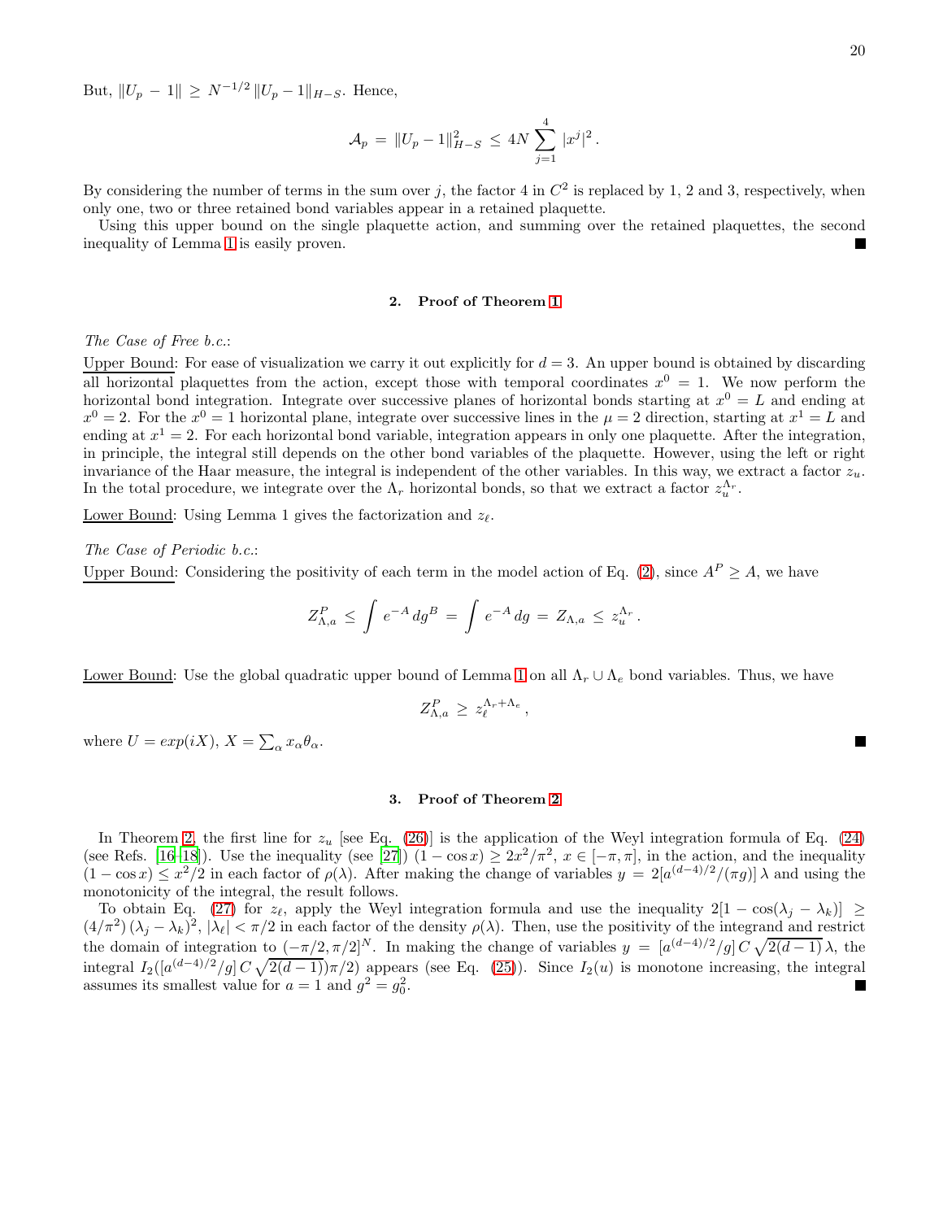But, $\|U_p - 1\| \geq N^{-1/2}\, \|U_p - 1\|_{H-S}$. Hence,

$$\mathcal{A}_p \,=\, \|U_p - 1\|^2_{H-S} \,\leq\, 4N \sum_{j=1}^{4} |x^j|^2 \,.$$

By considering the number of terms in the sum over $j$, the factor 4 in $C^2$ is replaced by 1, 2 and 3, respectively, when only one, two or three retained bond variables appear in a retained plaquette.

Using this upper bound on the single plaquette action, and summing over the retained plaquettes, the second inequality of Lemma 1 is easily proven. ∎

### 2. Proof of Theorem 1

*The Case of Free b.c.*:

Upper Bound: For ease of visualization we carry it out explicitly for $d = 3$. An upper bound is obtained by discarding all horizontal plaquettes from the action, except those with temporal coordinates $x^0 = 1$. We now perform the horizontal bond integration. Integrate over successive planes of horizontal bonds starting at $x^0 = L$ and ending at $x^0 = 2$. For the $x^0 = 1$ horizontal plane, integrate over successive lines in the $\mu = 2$ direction, starting at $x^1 = L$ and ending at $x^1 = 2$. For each horizontal bond variable, integration appears in only one plaquette. After the integration, in principle, the integral still depends on the other bond variables of the plaquette. However, using the left or right invariance of the Haar measure, the integral is independent of the other variables. In this way, we extract a factor $z_u$. In the total procedure, we integrate over the $\Lambda_r$ horizontal bonds, so that we extract a factor $z_u^{\Lambda_r}$.

Lower Bound: Using Lemma 1 gives the factorization and $z_\ell$.

*The Case of Periodic b.c.*:

Upper Bound: Considering the positivity of each term in the model action of Eq. (2), since $A^P \geq A$, we have

$$Z^P_{\Lambda,a} \,\leq\, \int e^{-A}\, dg^B \,=\, \int e^{-A}\, dg \,=\, Z_{\Lambda,a} \,\leq\, z_u^{\Lambda_r}\,.$$

Lower Bound: Use the global quadratic upper bound of Lemma 1 on all $\Lambda_r \cup \Lambda_e$ bond variables. Thus, we have

$$Z^P_{\Lambda,a} \,\geq\, z_\ell^{\Lambda_r + \Lambda_e}\,,$$

where $U = exp(iX)$, $X = \sum_\alpha x_\alpha \theta_\alpha$. ∎

### 3. Proof of Theorem 2

In Theorem 2, the first line for $z_u$ [see Eq. (26)] is the application of the Weyl integration formula of Eq. (24) (see Refs. [16–18]). Use the inequality (see [27]) $(1 - \cos x) \geq 2x^2/\pi^2$, $x \in [-\pi, \pi]$, in the action, and the inequality $(1 - \cos x) \leq x^2/2$ in each factor of $\rho(\lambda)$. After making the change of variables $y = 2[a^{(d-4)/2}/(\pi g)]\,\lambda$ and using the monotonicity of the integral, the result follows.

To obtain Eq. (27) for $z_\ell$, apply the Weyl integration formula and use the inequality $2[1 - \cos(\lambda_j - \lambda_k)] \geq (4/\pi^2)\,(\lambda_j - \lambda_k)^2$, $|\lambda_\ell| < \pi/2$ in each factor of the density $\rho(\lambda)$. Then, use the positivity of the integrand and restrict the domain of integration to $(-\pi/2, \pi/2]^N$. In making the change of variables $y = [a^{(d-4)/2}/g]\, C\, \sqrt{2(d-1)}\, \lambda$, the integral $I_2([a^{(d-4)/2}/g]\, C\, \sqrt{2(d-1)})\pi/2)$ appears (see Eq. (25)). Since $I_2(u)$ is monotone increasing, the integral assumes its smallest value for $a = 1$ and $g^2 = g_0^2$. ∎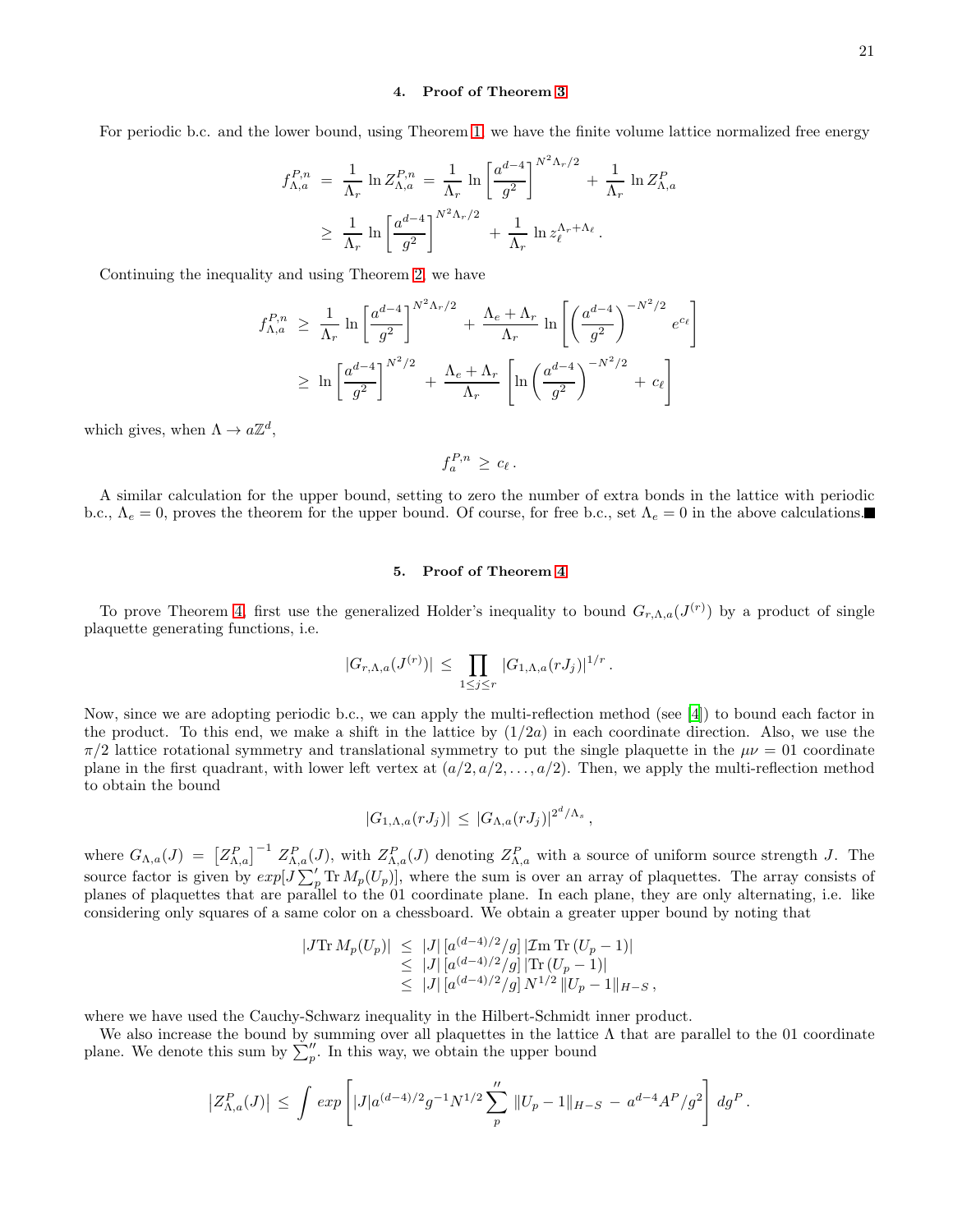#### 4. Proof of Theorem 3

For periodic b.c. and the lower bound, using Theorem 1, we have the finite volume lattice normalized free energy

$$
\begin{aligned}
f^{P,n}_{\Lambda,a} \;&=\; \frac{1}{\Lambda_r}\,\ln Z^{P,n}_{\Lambda,a} \;=\; \frac{1}{\Lambda_r}\,\ln\left[\frac{a^{d-4}}{g^2}\right]^{N^2\Lambda_r/2} \;+\; \frac{1}{\Lambda_r}\,\ln Z^{P}_{\Lambda,a} \\
&\geq\; \frac{1}{\Lambda_r}\,\ln\left[\frac{a^{d-4}}{g^2}\right]^{N^2\Lambda_r/2} \;+\; \frac{1}{\Lambda_r}\,\ln z_\ell^{\Lambda_r+\Lambda_\ell}\,.
\end{aligned}
$$

Continuing the inequality and using Theorem 2, we have

$$
\begin{aligned}
f^{P,n}_{\Lambda,a} \;&\geq\; \frac{1}{\Lambda_r}\,\ln\left[\frac{a^{d-4}}{g^2}\right]^{N^2\Lambda_r/2} \;+\; \frac{\Lambda_e+\Lambda_r}{\Lambda_r}\,\ln\left[\left(\frac{a^{d-4}}{g^2}\right)^{-N^2/2} e^{c_\ell}\right] \\
&\geq\; \ln\left[\frac{a^{d-4}}{g^2}\right]^{N^2/2} \;+\; \frac{\Lambda_e+\Lambda_r}{\Lambda_r}\,\left[\ln\left(\frac{a^{d-4}}{g^2}\right)^{-N^2/2} \;+\; c_\ell\right]
\end{aligned}
$$

which gives, when $\Lambda\to a\mathbb{Z}^d$,

$$
f^{P,n}_{a} \;\geq\; c_\ell\,.
$$

A similar calculation for the upper bound, setting to zero the number of extra bonds in the lattice with periodic b.c., $\Lambda_e=0$, proves the theorem for the upper bound. Of course, for free b.c., set $\Lambda_e=0$ in the above calculations.■

#### 5. Proof of Theorem 4

To prove Theorem 4, first use the generalized Holder's inequality to bound $G_{r,\Lambda,a}(J^{(r)})$ by a product of single plaquette generating functions, i.e.

$$
|G_{r,\Lambda,a}(J^{(r)})| \;\leq\; \prod_{1\leq j\leq r} |G_{1,\Lambda,a}(rJ_j)|^{1/r}\,.
$$

Now, since we are adopting periodic b.c., we can apply the multi-reflection method (see [4]) to bound each factor in the product. To this end, we make a shift in the lattice by $(1/2a)$ in each coordinate direction. Also, we use the $\pi/2$ lattice rotational symmetry and translational symmetry to put the single plaquette in the $\mu\nu=01$ coordinate plane in the first quadrant, with lower left vertex at $(a/2,a/2,\ldots,a/2)$. Then, we apply the multi-reflection method to obtain the bound

$$
|G_{1,\Lambda,a}(rJ_j)| \;\leq\; |G_{\Lambda,a}(rJ_j)|^{2^d/\Lambda_s}\,,
$$

where $G_{\Lambda,a}(J)\;=\;\left[Z^P_{\Lambda,a}\right]^{-1}\,Z^P_{\Lambda,a}(J)$, with $Z^P_{\Lambda,a}(J)$ denoting $Z^P_{\Lambda,a}$ with a source of uniform source strength $J$. The source factor is given by $exp[J\sum_p' \operatorname{Tr} M_p(U_p)]$, where the sum is over an array of plaquettes. The array consists of planes of plaquettes that are parallel to the 01 coordinate plane. In each plane, they are only alternating, i.e. like considering only squares of a same color on a chessboard. We obtain a greater upper bound by noting that

$$
\begin{aligned}
|J\operatorname{Tr} M_p(U_p)| \;&\leq\; |J|\,[a^{(d-4)/2}/g]\,|\mathcal{I}\mathrm{m}\operatorname{Tr}(U_p-1)| \\
&\leq\; |J|\,[a^{(d-4)/2}/g]\,|\operatorname{Tr}(U_p-1)| \\
&\leq\; |J|\,[a^{(d-4)/2}/g]\,N^{1/2}\,\|U_p-1\|_{H-S}\,,
\end{aligned}
$$

where we have used the Cauchy-Schwarz inequality in the Hilbert-Schmidt inner product.

We also increase the bound by summing over all plaquettes in the lattice $\Lambda$ that are parallel to the 01 coordinate plane. We denote this sum by $\sum_p''$. In this way, we obtain the upper bound

$$
\left|Z^P_{\Lambda,a}(J)\right| \;\leq\; \int exp\left[|J|a^{(d-4)/2}g^{-1}N^{1/2}\sum_p{}'' \;\|U_p-1\|_{H-S} \;-\; a^{d-4}A^P/g^2\right]\,dg^P\,.
$$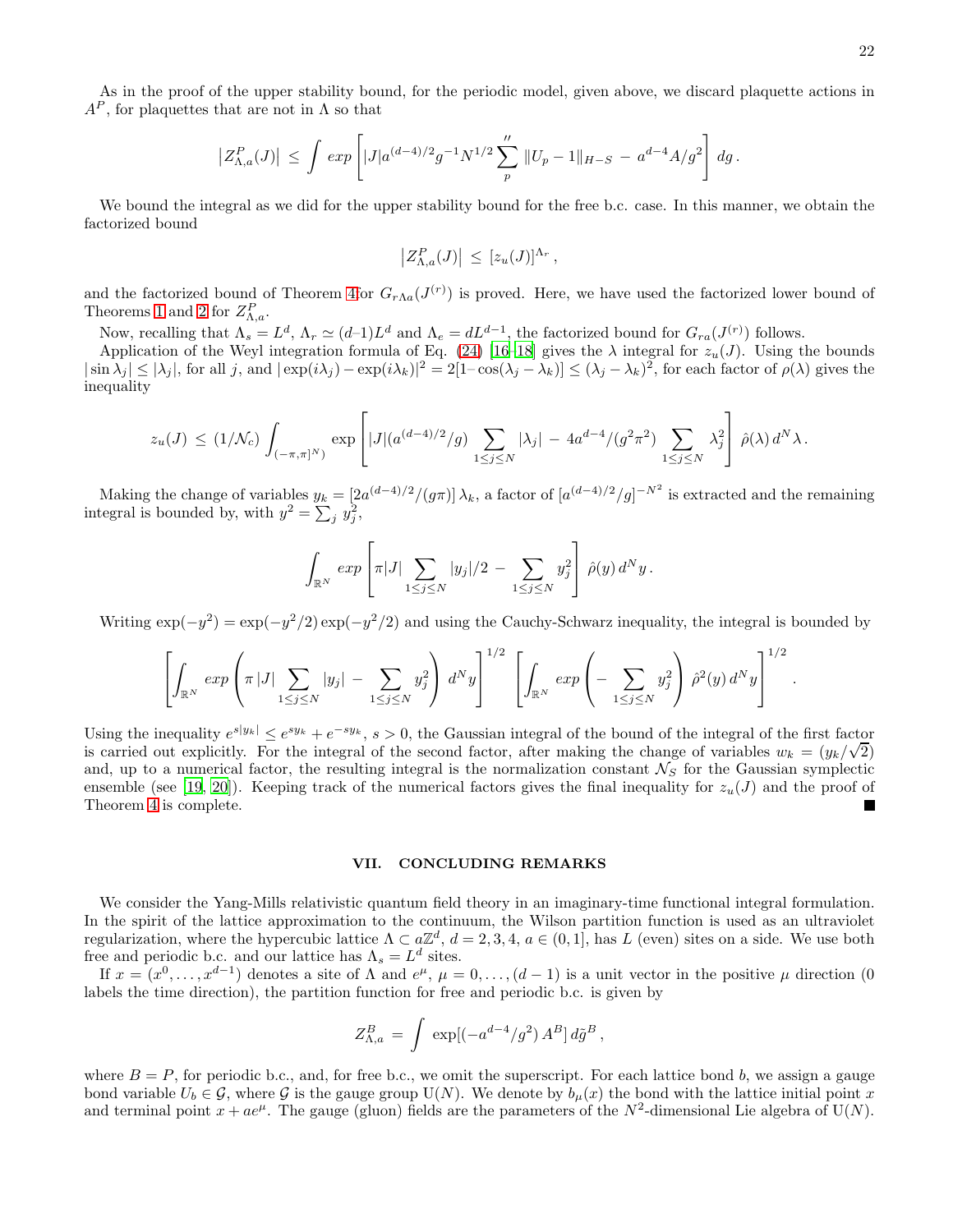As in the proof of the upper stability bound, for the periodic model, given above, we discard plaquette actions in $A^P$, for plaquettes that are not in $\Lambda$ so that

$$\left|Z^P_{\Lambda,a}(J)\right| \le \int exp\left[|J|a^{(d-4)/2}g^{-1}N^{1/2}\sum_p{}'' \,\|U_p - 1\|_{H-S} \,-\, a^{d-4}A/g^2\right] dg\,.$$

We bound the integral as we did for the upper stability bound for the free b.c. case. In this manner, we obtain the factorized bound

$$\left|Z^P_{\Lambda,a}(J)\right| \le [z_u(J)]^{\Lambda_r}\,,$$

and the factorized bound of Theorem 4for $G_{r\Lambda a}(J^{(r)})$ is proved. Here, we have used the factorized lower bound of Theorems 1 and 2 for $Z^P_{\Lambda,a}$.

Now, recalling that $\Lambda_s = L^d$, $\Lambda_r \simeq (d–1)L^d$ and $\Lambda_e = dL^{d-1}$, the factorized bound for $G_{ra}(J^{(r)})$ follows.

Application of the Weyl integration formula of Eq. (24) [16–18] gives the $\lambda$ integral for $z_u(J)$. Using the bounds $|\sin\lambda_j| \le |\lambda_j|$, for all $j$, and $|\exp(i\lambda_j) - \exp(i\lambda_k)|^2 = 2[1-\cos(\lambda_j-\lambda_k)] \le (\lambda_j-\lambda_k)^2$, for each factor of $\rho(\lambda)$ gives the inequality

$$z_u(J) \le (1/\mathcal{N}_c)\int_{(-\pi,\pi]^N)} \exp\left[|J|(a^{(d-4)/2}/g)\sum_{1\le j\le N}|\lambda_j| \,-\, 4a^{d-4}/(g^2\pi^2)\sum_{1\le j\le N}\lambda_j^2\right]\hat\rho(\lambda)\,d^N\lambda\,.$$

Making the change of variables $y_k = [2a^{(d-4)/2}/(g\pi)]\,\lambda_k$, a factor of $[a^{(d-4)/2}/g]^{-N^2}$ is extracted and the remaining integral is bounded by, with $y^2 = \sum_j y_j^2$,

$$\int_{\mathbb{R}^N} exp\left[\pi|J|\sum_{1\le j\le N}|y_j|/2 \,-\, \sum_{1\le j\le N}y_j^2\right]\hat\rho(y)\,d^N y\,.$$

Writing $\exp(-y^2) = \exp(-y^2/2)\exp(-y^2/2)$ and using the Cauchy-Schwarz inequality, the integral is bounded by

$$\left[\int_{\mathbb{R}^N} exp\left(\pi\,|J|\sum_{1\le j\le N}|y_j| \,-\, \sum_{1\le j\le N}y_j^2\right) d^N y\right]^{1/2}\left[\int_{\mathbb{R}^N} exp\left(-\sum_{1\le j\le N}y_j^2\right)\hat\rho^2(y)\,d^N y\right]^{1/2}.$$

Using the inequality $e^{s|y_k|} \le e^{sy_k} + e^{-sy_k}$, $s > 0$, the Gaussian integral of the bound of the integral of the first factor is carried out explicitly. For the integral of the second factor, after making the change of variables $w_k = (y_k/\sqrt{2})$ and, up to a numerical factor, the resulting integral is the normalization constant $\mathcal{N}_S$ for the Gaussian symplectic ensemble (see [19, 20]). Keeping track of the numerical factors gives the final inequality for $z_u(J)$ and the proof of Theorem 4 is complete. ∎

## VII. CONCLUDING REMARKS

We consider the Yang-Mills relativistic quantum field theory in an imaginary-time functional integral formulation. In the spirit of the lattice approximation to the continuum, the Wilson partition function is used as an ultraviolet regularization, where the hypercubic lattice $\Lambda \subset a\mathbb{Z}^d$, $d = 2, 3, 4$, $a \in (0, 1]$, has $L$ (even) sites on a side. We use both free and periodic b.c. and our lattice has $\Lambda_s = L^d$ sites.

If $x = (x^0, \ldots, x^{d-1})$ denotes a site of $\Lambda$ and $e^\mu$, $\mu = 0, \ldots, (d-1)$ is a unit vector in the positive $\mu$ direction (0 labels the time direction), the partition function for free and periodic b.c. is given by

$$Z^B_{\Lambda,a} = \int \exp[(-a^{d-4}/g^2)\,A^B]\,d\tilde g^B\,,$$

where $B = P$, for periodic b.c., and, for free b.c., we omit the superscript. For each lattice bond $b$, we assign a gauge bond variable $U_b \in \mathcal{G}$, where $\mathcal{G}$ is the gauge group U($N$). We denote by $b_\mu(x)$ the bond with the lattice initial point $x$ and terminal point $x + ae^\mu$. The gauge (gluon) fields are the parameters of the $N^2$-dimensional Lie algebra of U($N$).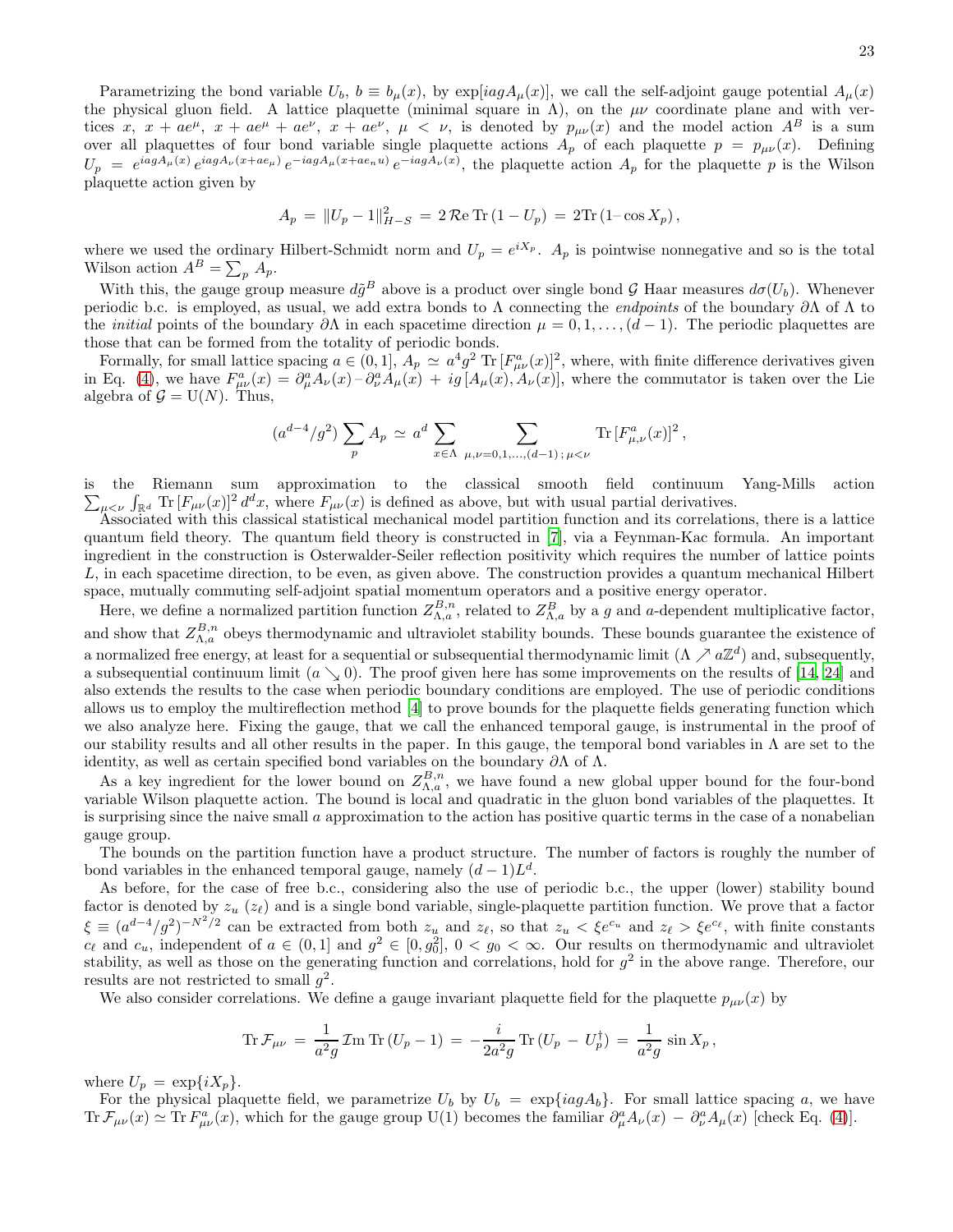Parametrizing the bond variable $U_b$, $b \equiv b_\mu(x)$, by $\exp[iagA_\mu(x)]$, we call the self-adjoint gauge potential $A_\mu(x)$ the physical gluon field. A lattice plaquette (minimal square in $\Lambda$), on the $\mu\nu$ coordinate plane and with vertices $x$, $x + ae^\mu$, $x + ae^\mu + ae^\nu$, $x + ae^\nu$, $\mu < \nu$, is denoted by $p_{\mu\nu}(x)$ and the model action $A^B$ is a sum over all plaquettes of four bond variable single plaquette actions $A_p$ of each plaquette $p = p_{\mu\nu}(x)$. Defining $U_p = e^{iagA_\mu(x)}\, e^{iagA_\nu(x+ae_\mu)}\, e^{-iagA_\mu(x+ae_n u)}\, e^{-iagA_\nu(x)}$, the plaquette action $A_p$ for the plaquette $p$ is the Wilson plaquette action given by

$$A_p \,=\, \|U_p - 1\|^2_{H-S} \,=\, 2\,\mathcal{R}\mathrm{e}\,\mathrm{Tr}\,(1 - U_p) \,=\, 2\mathrm{Tr}\,(1 - \cos X_p)\,,$$

where we used the ordinary Hilbert-Schmidt norm and $U_p = e^{iX_p}$. $A_p$ is pointwise nonnegative and so is the total Wilson action $A^B = \sum_p A_p$.

With this, the gauge group measure $d\tilde{g}^B$ above is a product over single bond $\mathcal{G}$ Haar measures $d\sigma(U_b)$. Whenever periodic b.c. is employed, as usual, we add extra bonds to $\Lambda$ connecting the *endpoints* of the boundary $\partial\Lambda$ of $\Lambda$ to the *initial* points of the boundary $\partial\Lambda$ in each spacetime direction $\mu = 0, 1, \ldots, (d-1)$. The periodic plaquettes are those that can be formed from the totality of periodic bonds.

Formally, for small lattice spacing $a \in (0, 1]$, $A_p \simeq a^4 g^2\,\mathrm{Tr}\,[F^a_{\mu\nu}(x)]^2$, where, with finite difference derivatives given in Eq. (4), we have $F^a_{\mu\nu}(x) = \partial^a_\mu A_\nu(x) - \partial^a_\nu A_\mu(x) + ig\,[A_\mu(x), A_\nu(x)]$, where the commutator is taken over the Lie algebra of $\mathcal{G} = \mathrm{U}(N)$. Thus,

$$(a^{d-4}/g^2)\,\sum_p A_p \,\simeq\, a^d \sum_{x\in\Lambda}\,\sum_{\mu,\nu=0,1,\ldots,(d-1)\,;\,\mu<\nu} \mathrm{Tr}\,[F^a_{\mu,\nu}(x)]^2\,,$$

is the Riemann sum approximation to the classical smooth field continuum Yang-Mills action $\sum_{\mu<\nu}\int_{\mathbb{R}^d} \mathrm{Tr}\,[F_{\mu\nu}(x)]^2\, d^dx$, where $F_{\mu\nu}(x)$ is defined as above, but with usual partial derivatives.

Associated with this classical statistical mechanical model partition function and its correlations, there is a lattice quantum field theory. The quantum field theory is constructed in [7], via a Feynman-Kac formula. An important ingredient in the construction is Osterwalder-Seiler reflection positivity which requires the number of lattice points $L$, in each spacetime direction, to be even, as given above. The construction provides a quantum mechanical Hilbert space, mutually commuting self-adjoint spatial momentum operators and a positive energy operator.

Here, we define a normalized partition function $Z^{B,n}_{\Lambda,a}$, related to $Z^B_{\Lambda,a}$ by a $g$ and $a$-dependent multiplicative factor, and show that $Z^{B,n}_{\Lambda,a}$ obeys thermodynamic and ultraviolet stability bounds. These bounds guarantee the existence of a normalized free energy, at least for a sequential or subsequential thermodynamic limit ($\Lambda \nearrow a\mathbb{Z}^d$) and, subsequently, a subsequential continuum limit ($a \searrow 0$). The proof given here has some improvements on the results of [14, 24] and also extends the results to the case when periodic boundary conditions are employed. The use of periodic conditions allows us to employ the multireflection method [4] to prove bounds for the plaquette fields generating function which we also analyze here. Fixing the gauge, that we call the enhanced temporal gauge, is instrumental in the proof of our stability results and all other results in the paper. In this gauge, the temporal bond variables in $\Lambda$ are set to the identity, as well as certain specified bond variables on the boundary $\partial\Lambda$ of $\Lambda$.

As a key ingredient for the lower bound on $Z^{B,n}_{\Lambda,a}$, we have found a new global upper bound for the four-bond variable Wilson plaquette action. The bound is local and quadratic in the gluon bond variables of the plaquettes. It is surprising since the naive small $a$ approximation to the action has positive quartic terms in the case of a nonabelian gauge group.

The bounds on the partition function have a product structure. The number of factors is roughly the number of bond variables in the enhanced temporal gauge, namely $(d-1)L^d$.

As before, for the case of free b.c., considering also the use of periodic b.c., the upper (lower) stability bound factor is denoted by $z_u$ ($z_\ell$) and is a single bond variable, single-plaquette partition function. We prove that a factor $\xi \equiv (a^{d-4}/g^2)^{-N^2/2}$ can be extracted from both $z_u$ and $z_\ell$, so that $z_u < \xi e^{c_u}$ and $z_\ell > \xi e^{c_\ell}$, with finite constants $c_\ell$ and $c_u$, independent of $a \in (0, 1]$ and $g^2 \in [0, g_0^2]$, $0 < g_0 < \infty$. Our results on thermodynamic and ultraviolet stability, as well as those on the generating function and correlations, hold for $g^2$ in the above range. Therefore, our results are not restricted to small $g^2$.

We also consider correlations. We define a gauge invariant plaquette field for the plaquette $p_{\mu\nu}(x)$ by

$$\mathrm{Tr}\,\mathcal{F}_{\mu\nu} \,=\, \frac{1}{a^2 g}\,\mathcal{I}\mathrm{m}\,\mathrm{Tr}\,(U_p - 1) \,=\, -\frac{i}{2a^2 g}\,\mathrm{Tr}\,(U_p \,-\, U_p^\dagger) \,=\, \frac{1}{a^2 g}\,\sin X_p\,,$$

where $U_p = \exp\{iX_p\}$.

For the physical plaquette field, we parametrize $U_b$ by $U_b = \exp\{iagA_b\}$. For small lattice spacing $a$, we have $\mathrm{Tr}\,\mathcal{F}_{\mu\nu}(x) \simeq \mathrm{Tr}\,F^a_{\mu\nu}(x)$, which for the gauge group U(1) becomes the familiar $\partial^a_\mu A_\nu(x) \,-\, \partial^a_\nu A_\mu(x)$ [check Eq. (4)].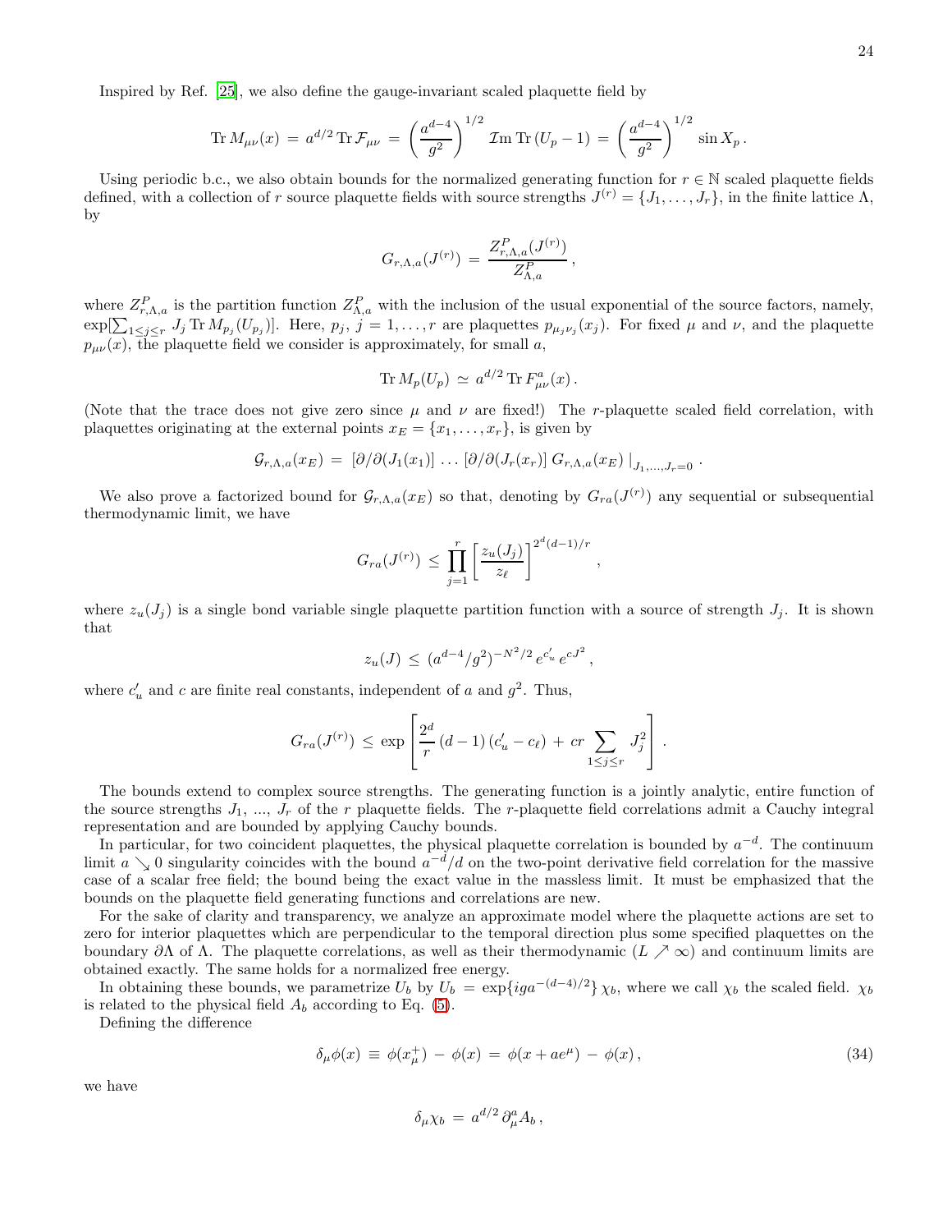Inspired by Ref. [25], we also define the gauge-invariant scaled plaquette field by

$$\mathrm{Tr}\, M_{\mu\nu}(x) \,=\, a^{d/2}\, \mathrm{Tr}\, \mathcal{F}_{\mu\nu} \,=\, \left(\frac{a^{d-4}}{g^2}\right)^{1/2} \mathcal{I}\mathrm{m}\, \mathrm{Tr}\,(U_p - 1) \,=\, \left(\frac{a^{d-4}}{g^2}\right)^{1/2} \sin X_p\,.$$

Using periodic b.c., we also obtain bounds for the normalized generating function for $r \in \mathbb{N}$ scaled plaquette fields defined, with a collection of $r$ source plaquette fields with source strengths $J^{(r)} = \{J_1, \ldots, J_r\}$, in the finite lattice $\Lambda$, by

$$G_{r,\Lambda,a}(J^{(r)}) \,=\, \frac{Z^P_{r,\Lambda,a}(J^{(r)})}{Z^P_{\Lambda,a}}\,,$$

where $Z^P_{r,\Lambda,a}$ is the partition function $Z^P_{\Lambda,a}$ with the inclusion of the usual exponential of the source factors, namely, $\exp[\sum_{1\leq j\leq r} J_j\, \mathrm{Tr}\, M_{p_j}(U_{p_j})]$. Here, $p_j$, $j = 1, \ldots, r$ are plaquettes $p_{\mu_j\nu_j}(x_j)$. For fixed $\mu$ and $\nu$, and the plaquette $p_{\mu\nu}(x)$, the plaquette field we consider is approximately, for small $a$,

$$\mathrm{Tr}\, M_p(U_p) \,\simeq\, a^{d/2}\, \mathrm{Tr}\, F^a_{\mu\nu}(x)\,.$$

(Note that the trace does not give zero since $\mu$ and $\nu$ are fixed!) The $r$-plaquette scaled field correlation, with plaquettes originating at the external points $x_E = \{x_1, \ldots, x_r\}$, is given by

$$\mathcal{G}_{r,\Lambda,a}(x_E) \,=\, [\partial/\partial(J_1(x_1)]\, \ldots\, [\partial/\partial(J_r(x_r)]\; G_{r,\Lambda,a}(x_E)\,|_{J_1,\ldots,J_r=0}\,.$$

We also prove a factorized bound for $\mathcal{G}_{r,\Lambda,a}(x_E)$ so that, denoting by $G_{ra}(J^{(r)})$ any sequential or subsequential thermodynamic limit, we have

$$G_{ra}(J^{(r)}) \,\leq\, \prod_{j=1}^{r} \left[\frac{z_u(J_j)}{z_\ell}\right]^{2^d(d-1)/r}\,,$$

where $z_u(J_j)$ is a single bond variable single plaquette partition function with a source of strength $J_j$. It is shown that

$$z_u(J) \,\leq\, (a^{d-4}/g^2)^{-N^2/2}\, e^{c'_u}\, e^{cJ^2}\,,$$

where $c'_u$ and $c$ are finite real constants, independent of $a$ and $g^2$. Thus,

$$G_{ra}(J^{(r)}) \,\leq\, \exp\left[\frac{2^d}{r}\,(d-1)\,(c'_u - c_\ell) \,+\, cr \sum_{1\leq j\leq r} J_j^2\right]\,.$$

The bounds extend to complex source strengths. The generating function is a jointly analytic, entire function of the source strengths $J_1$, ..., $J_r$ of the $r$ plaquette fields. The $r$-plaquette field correlations admit a Cauchy integral representation and are bounded by applying Cauchy bounds.

In particular, for two coincident plaquettes, the physical plaquette correlation is bounded by $a^{-d}$. The continuum limit $a \searrow 0$ singularity coincides with the bound $a^{-d}/d$ on the two-point derivative field correlation for the massive case of a scalar free field; the bound being the exact value in the massless limit. It must be emphasized that the bounds on the plaquette field generating functions and correlations are new.

For the sake of clarity and transparency, we analyze an approximate model where the plaquette actions are set to zero for interior plaquettes which are perpendicular to the temporal direction plus some specified plaquettes on the boundary $\partial\Lambda$ of $\Lambda$. The plaquette correlations, as well as their thermodynamic ($L \nearrow \infty$) and continuum limits are obtained exactly. The same holds for a normalized free energy.

In obtaining these bounds, we parametrize $U_b$ by $U_b = \exp\{iga^{-(d-4)/2}\}\,\chi_b$, where we call $\chi_b$ the scaled field. $\chi_b$ is related to the physical field $A_b$ according to Eq. (5).

Defining the difference

$$\delta_\mu \phi(x) \,\equiv\, \phi(x^+_\mu) \,-\, \phi(x) \,=\, \phi(x + ae^\mu) \,-\, \phi(x)\,, \tag{34}$$

we have

$$\delta_\mu \chi_b \,=\, a^{d/2}\, \partial^a_\mu A_b\,,$$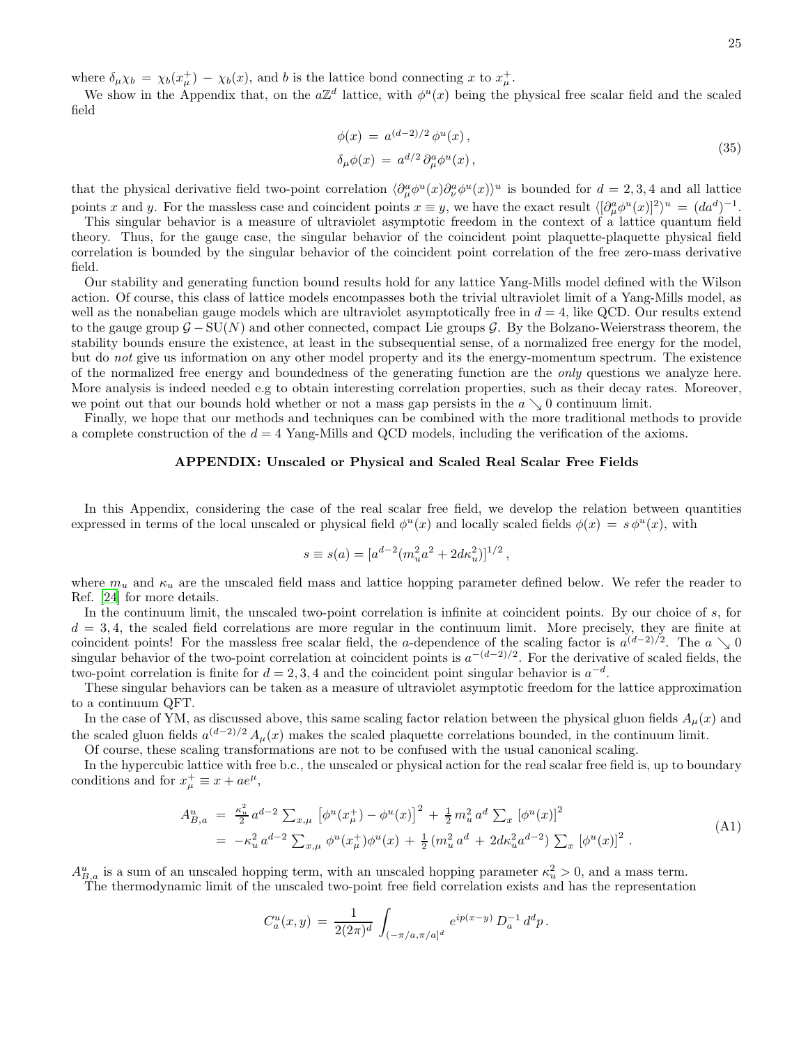where $\delta_\mu \chi_b = \chi_b(x^+_\mu) - \chi_b(x)$, and $b$ is the lattice bond connecting $x$ to $x^+_\mu$.

We show in the Appendix that, on the $a\mathbb{Z}^d$ lattice, with $\phi^u(x)$ being the physical free scalar field and the scaled field

$$
\begin{aligned}
\phi(x) &= a^{(d-2)/2}\, \phi^u(x)\,, \\
\delta_\mu \phi(x) &= a^{d/2}\, \partial^a_\mu \phi^u(x)\,,
\end{aligned}
\tag{35}
$$

that the physical derivative field two-point correlation $\langle \partial^a_\mu \phi^u(x) \partial^a_\nu \phi^u(x)\rangle^u$ is bounded for $d = 2, 3, 4$ and all lattice points $x$ and $y$. For the massless case and coincident points $x \equiv y$, we have the exact result $\langle [\partial^a_\mu \phi^u(x)]^2\rangle^u = (da^d)^{-1}$.

This singular behavior is a measure of ultraviolet asymptotic freedom in the context of a lattice quantum field theory. Thus, for the gauge case, the singular behavior of the coincident point plaquette-plaquette physical field correlation is bounded by the singular behavior of the coincident point correlation of the free zero-mass derivative field.

Our stability and generating function bound results hold for any lattice Yang-Mills model defined with the Wilson action. Of course, this class of lattice models encompasses both the trivial ultraviolet limit of a Yang-Mills model, as well as the nonabelian gauge models which are ultraviolet asymptotically free in $d = 4$, like QCD. Our results extend to the gauge group $\mathcal{G} - \mathrm{SU}(N)$ and other connected, compact Lie groups $\mathcal{G}$. By the Bolzano-Weierstrass theorem, the stability bounds ensure the existence, at least in the subsequential sense, of a normalized free energy for the model, but do *not* give us information on any other model property and its the energy-momentum spectrum. The existence of the normalized free energy and boundedness of the generating function are the *only* questions we analyze here. More analysis is indeed needed e.g to obtain interesting correlation properties, such as their decay rates. Moreover, we point out that our bounds hold whether or not a mass gap persists in the $a \searrow 0$ continuum limit.

Finally, we hope that our methods and techniques can be combined with the more traditional methods to provide a complete construction of the $d = 4$ Yang-Mills and QCD models, including the verification of the axioms.

## APPENDIX: Unscaled or Physical and Scaled Real Scalar Free Fields

In this Appendix, considering the case of the real scalar free field, we develop the relation between quantities expressed in terms of the local unscaled or physical field $\phi^u(x)$ and locally scaled fields $\phi(x) = s\, \phi^u(x)$, with

$$
s \equiv s(a) = [a^{d-2}(m_u^2 a^2 + 2d\kappa_u^2)]^{1/2}\,,
$$

where $m_u$ and $\kappa_u$ are the unscaled field mass and lattice hopping parameter defined below. We refer the reader to Ref. [24] for more details.

In the continuum limit, the unscaled two-point correlation is infinite at coincident points. By our choice of $s$, for $d = 3, 4$, the scaled field correlations are more regular in the continuum limit. More precisely, they are finite at coincident points! For the massless free scalar field, the $a$-dependence of the scaling factor is $a^{(d-2)/2}$. The $a \searrow 0$ singular behavior of the two-point correlation at coincident points is $a^{-(d-2)/2}$. For the derivative of scaled fields, the two-point correlation is finite for $d = 2, 3, 4$ and the coincident point singular behavior is $a^{-d}$.

These singular behaviors can be taken as a measure of ultraviolet asymptotic freedom for the lattice approximation to a continuum QFT.

In the case of YM, as discussed above, this same scaling factor relation between the physical gluon fields $A_\mu(x)$ and the scaled gluon fields $a^{(d-2)/2} A_\mu(x)$ makes the scaled plaquette correlations bounded, in the continuum limit.

Of course, these scaling transformations are not to be confused with the usual canonical scaling.

In the hypercubic lattice with free b.c., the unscaled or physical action for the real scalar free field is, up to boundary conditions and for $x^+_\mu \equiv x + ae^\mu$,

$$
\begin{aligned}
A^u_{B,a} &= \frac{\kappa_u^2}{2}\, a^{d-2} \sum_{x,\mu} \left[\phi^u(x^+_\mu) - \phi^u(x)\right]^2 + \frac{1}{2}\, m_u^2\, a^d \sum_x \left[\phi^u(x)\right]^2 \\
&= -\kappa_u^2\, a^{d-2} \sum_{x,\mu} \phi^u(x^+_\mu)\phi^u(x) + \frac{1}{2}\,(m_u^2\, a^d + 2d\kappa_u^2 a^{d-2}) \sum_x \left[\phi^u(x)\right]^2 .
\end{aligned}
\tag{A1}
$$

$A^u_{B,a}$ is a sum of an unscaled hopping term, with an unscaled hopping parameter $\kappa_u^2 > 0$, and a mass term.

The thermodynamic limit of the unscaled two-point free field correlation exists and has the representation

$$
C^u_a(x,y) = \frac{1}{2(2\pi)^d} \int_{(-\pi/a, \pi/a]^d} e^{ip(x-y)}\, D_a^{-1}\, d^d p\,.
$$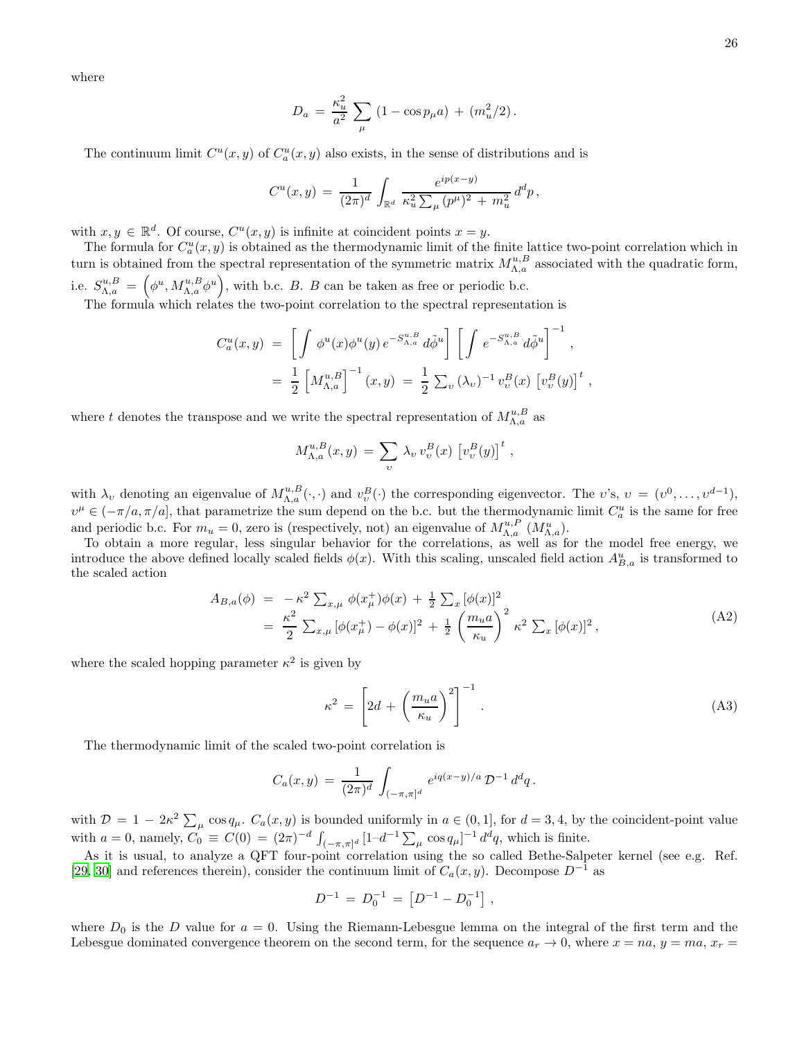where

$$D_a = \frac{\kappa_u^2}{a^2} \sum_\mu (1 - \cos p_\mu a) + (m_u^2/2).$$

The continuum limit $C^u(x,y)$ of $C^u_a(x,y)$ also exists, in the sense of distributions and is

$$C^u(x,y) = \frac{1}{(2\pi)^d} \int_{\mathbb{R}^d} \frac{e^{ip(x-y)}}{\kappa_u^2 \sum_\mu (p^\mu)^2 + m_u^2}\, d^d p,$$

with $x, y \in \mathbb{R}^d$. Of course, $C^u(x,y)$ is infinite at coincident points $x = y$.

The formula for $C^u_a(x,y)$ is obtained as the thermodynamic limit of the finite lattice two-point correlation which in turn is obtained from the spectral representation of the symmetric matrix $M^{u,B}_{\Lambda,a}$ associated with the quadratic form, i.e. $S^{u,B}_{\Lambda,a} = \left(\phi^u, M^{u,B}_{\Lambda,a}\phi^u\right)$, with b.c. $B$. $B$ can be taken as free or periodic b.c.

The formula which relates the two-point correlation to the spectral representation is

$$\begin{aligned} C^u_a(x,y) &= \left[\int \phi^u(x)\phi^u(y)\, e^{-S^{u,B}_{\Lambda,a}}\, d\tilde{\phi}^u\right] \left[\int e^{-S^{u,B}_{\Lambda,a}}\, d\tilde{\phi}^u\right]^{-1}, \\ &= \frac{1}{2}\left[M^{u,B}_{\Lambda,a}\right]^{-1}(x,y) = \frac{1}{2}\sum_\upsilon (\lambda_\upsilon)^{-1}\, v^B_\upsilon(x)\, \left[v^B_\upsilon(y)\right]^t, \end{aligned}$$

where $t$ denotes the transpose and we write the spectral representation of $M^{u,B}_{\Lambda,a}$ as

$$M^{u,B}_{\Lambda,a}(x,y) = \sum_\upsilon \lambda_\upsilon\, v^B_\upsilon(x)\, \left[v^B_\upsilon(y)\right]^t,$$

with $\lambda_\upsilon$ denoting an eigenvalue of $M^{u,B}_{\Lambda,a}(\cdot,\cdot)$ and $v^B_\upsilon(\cdot)$ the corresponding eigenvector. The $\upsilon$'s, $\upsilon = (\upsilon^0, \ldots, \upsilon^{d-1})$, $\upsilon^\mu \in (-\pi/a, \pi/a]$, that parametrize the sum depend on the b.c. but the thermodynamic limit $C^u_a$ is the same for free and periodic b.c. For $m_u = 0$, zero is (respectively, not) an eigenvalue of $M^{u,P}_{\Lambda,a}$ ($M^u_{\Lambda,a}$).

To obtain a more regular, less singular behavior for the correlations, as well as for the model free energy, we introduce the above defined locally scaled fields $\phi(x)$. With this scaling, unscaled field action $A^u_{B,a}$ is transformed to the scaled action

$$\begin{aligned} A_{B,a}(\phi) &= -\kappa^2 \sum_{x,\mu} \phi(x^+_\mu)\phi(x) + \tfrac{1}{2}\sum_x [\phi(x)]^2 \\ &= \frac{\kappa^2}{2}\sum_{x,\mu} [\phi(x^+_\mu) - \phi(x)]^2 + \tfrac{1}{2}\left(\frac{m_u a}{\kappa_u}\right)^2 \kappa^2 \sum_x [\phi(x)]^2, \end{aligned} \tag{A2}$$

where the scaled hopping parameter $\kappa^2$ is given by

$$\kappa^2 = \left[2d + \left(\frac{m_u a}{\kappa_u}\right)^2\right]^{-1}. \tag{A3}$$

The thermodynamic limit of the scaled two-point correlation is

$$C_a(x,y) = \frac{1}{(2\pi)^d} \int_{(-\pi,\pi]^d} e^{iq(x-y)/a}\, \mathcal{D}^{-1}\, d^d q.$$

with $\mathcal{D} = 1 - 2\kappa^2 \sum_\mu \cos q_\mu$. $C_a(x,y)$ is bounded uniformly in $a \in (0,1]$, for $d = 3, 4$, by the coincident-point value with $a = 0$, namely, $C_0 \equiv C(0) = (2\pi)^{-d} \int_{(-\pi,\pi]^d} [1 - d^{-1}\sum_\mu \cos q_\mu]^{-1}\, d^d q$, which is finite.

As it is usual, to analyze a QFT four-point correlation using the so called Bethe-Salpeter kernel (see e.g. Ref. [29, 30] and references therein), consider the continuum limit of $C_a(x,y)$. Decompose $D^{-1}$ as

$$D^{-1} = D_0^{-1} = \left[D^{-1} - D_0^{-1}\right],$$

where $D_0$ is the $D$ value for $a = 0$. Using the Riemann-Lebesgue lemma on the integral of the first term and the Lebesgue dominated convergence theorem on the second term, for the sequence $a_r \to 0$, where $x = na$, $y = ma$, $x_r =$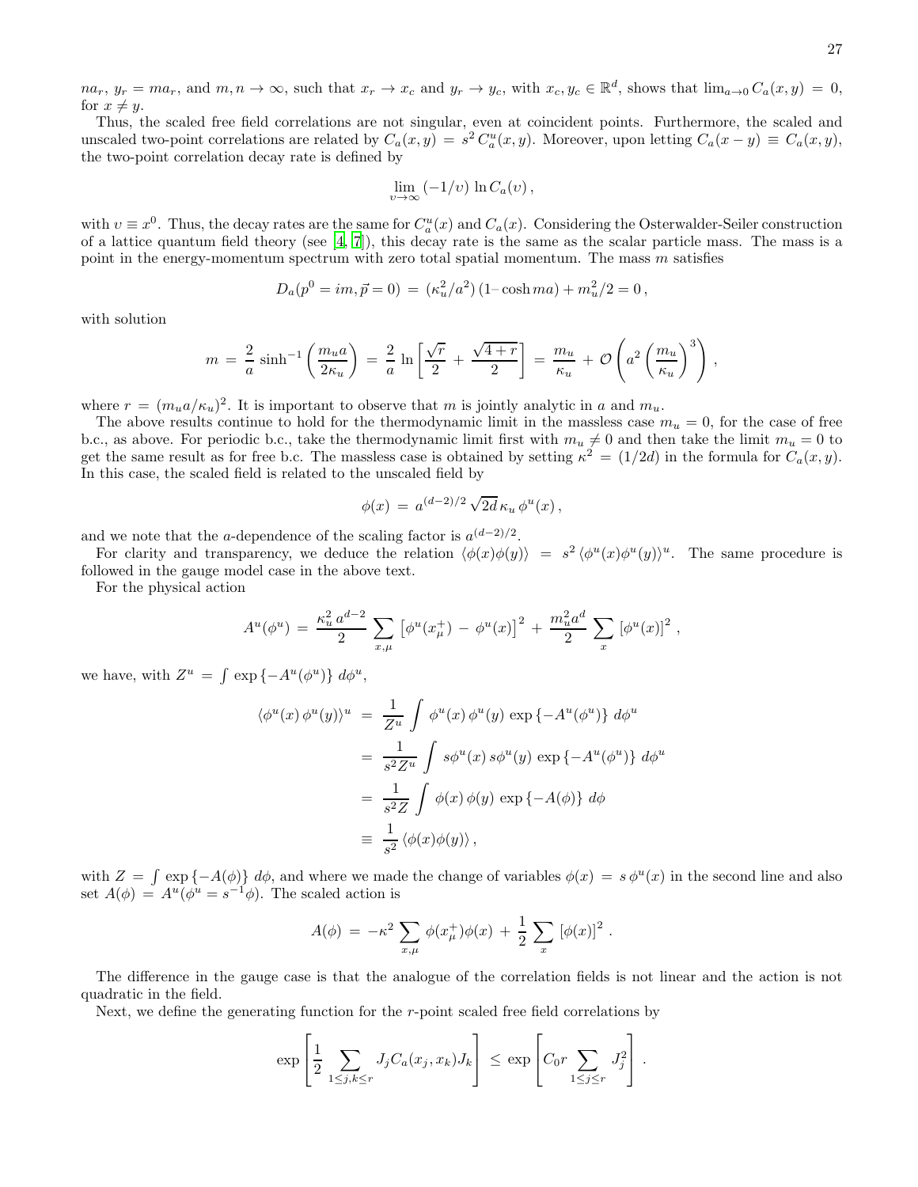$na_r$, $y_r = ma_r$, and $m, n \to \infty$, such that $x_r \to x_c$ and $y_r \to y_c$, with $x_c, y_c \in \mathbb{R}^d$, shows that $\lim_{a\to 0} C_a(x,y) = 0$, for $x \neq y$.

Thus, the scaled free field correlations are not singular, even at coincident points. Furthermore, the scaled and unscaled two-point correlations are related by $C_a(x,y) = s^2\, C_a^u(x,y)$. Moreover, upon letting $C_a(x-y) \equiv C_a(x,y)$, the two-point correlation decay rate is defined by

$$\lim_{\upsilon\to\infty} \,(-1/\upsilon)\, \ln C_a(\upsilon)\,,$$

with $\upsilon \equiv x^0$. Thus, the decay rates are the same for $C_a^u(x)$ and $C_a(x)$. Considering the Osterwalder-Seiler construction of a lattice quantum field theory (see [4, 7]), this decay rate is the same as the scalar particle mass. The mass is a point in the energy-momentum spectrum with zero total spatial momentum. The mass $m$ satisfies

$$D_a(p^0 = im, \vec{p} = 0) \,=\, (\kappa_u^2/a^2)\,(1 - \cosh ma) + m_u^2/2 = 0\,,$$

with solution

$$m \,=\, \frac{2}{a}\,\sinh^{-1}\left(\frac{m_u a}{2\kappa_u}\right) \,=\, \frac{2}{a}\,\ln\left[\frac{\sqrt{r}}{2} + \frac{\sqrt{4+r}}{2}\right] \,=\, \frac{m_u}{\kappa_u} \,+\, \mathcal{O}\left(a^2\left(\frac{m_u}{\kappa_u}\right)^3\right)\,,$$

where $r = (m_u a/\kappa_u)^2$. It is important to observe that $m$ is jointly analytic in $a$ and $m_u$.

The above results continue to hold for the thermodynamic limit in the massless case $m_u = 0$, for the case of free b.c., as above. For periodic b.c., take the thermodynamic limit first with $m_u \neq 0$ and then take the limit $m_u = 0$ to get the same result as for free b.c. The massless case is obtained by setting $\kappa^2 = (1/2d)$ in the formula for $C_a(x,y)$. In this case, the scaled field is related to the unscaled field by

$$\phi(x) \,=\, a^{(d-2)/2}\,\sqrt{2d}\,\kappa_u\,\phi^u(x)\,,$$

and we note that the $a$-dependence of the scaling factor is $a^{(d-2)/2}$.

For clarity and transparency, we deduce the relation $\langle \phi(x)\phi(y)\rangle \;=\; s^2\,\langle \phi^u(x)\phi^u(y)\rangle^u$. The same procedure is followed in the gauge model case in the above text.

For the physical action

$$A^u(\phi^u) \,=\, \frac{\kappa_u^2\,a^{d-2}}{2}\sum_{x,\mu}\left[\phi^u(x_\mu^+) \,-\, \phi^u(x)\right]^2 \,+\, \frac{m_u^2 a^d}{2}\sum_x\left[\phi^u(x)\right]^2\,,$$

we have, with $Z^u \,=\, \int \exp\{-A^u(\phi^u)\}\; d\phi^u$,

$$\begin{aligned}
\langle \phi^u(x)\,\phi^u(y)\rangle^u \;&=\; \frac{1}{Z^u}\int \phi^u(x)\,\phi^u(y)\,\exp\{-A^u(\phi^u)\}\; d\phi^u \\
&=\; \frac{1}{s^2 Z^u}\int s\phi^u(x)\,s\phi^u(y)\,\exp\{-A^u(\phi^u)\}\; d\phi^u \\
&=\; \frac{1}{s^2 Z}\int \phi(x)\,\phi(y)\,\exp\{-A(\phi)\}\; d\phi \\
&\equiv\; \frac{1}{s^2}\,\langle \phi(x)\phi(y)\rangle\,,
\end{aligned}$$

with $Z = \int \exp\{-A(\phi)\}\; d\phi$, and where we made the change of variables $\phi(x) = s\,\phi^u(x)$ in the second line and also set $A(\phi) = A^u(\phi^u = s^{-1}\phi)$. The scaled action is

$$A(\phi) \,=\, -\kappa^2\sum_{x,\mu}\phi(x_\mu^+)\phi(x) \,+\, \frac{1}{2}\sum_x\left[\phi(x)\right]^2\,.$$

The difference in the gauge case is that the analogue of the correlation fields is not linear and the action is not quadratic in the field.

Next, we define the generating function for the $r$-point scaled free field correlations by

$$\exp\left[\frac{1}{2}\sum_{1\le j,k\le r} J_j C_a(x_j,x_k) J_k\right] \,\le\, \exp\left[C_0 r\sum_{1\le j\le r} J_j^2\right]\,.$$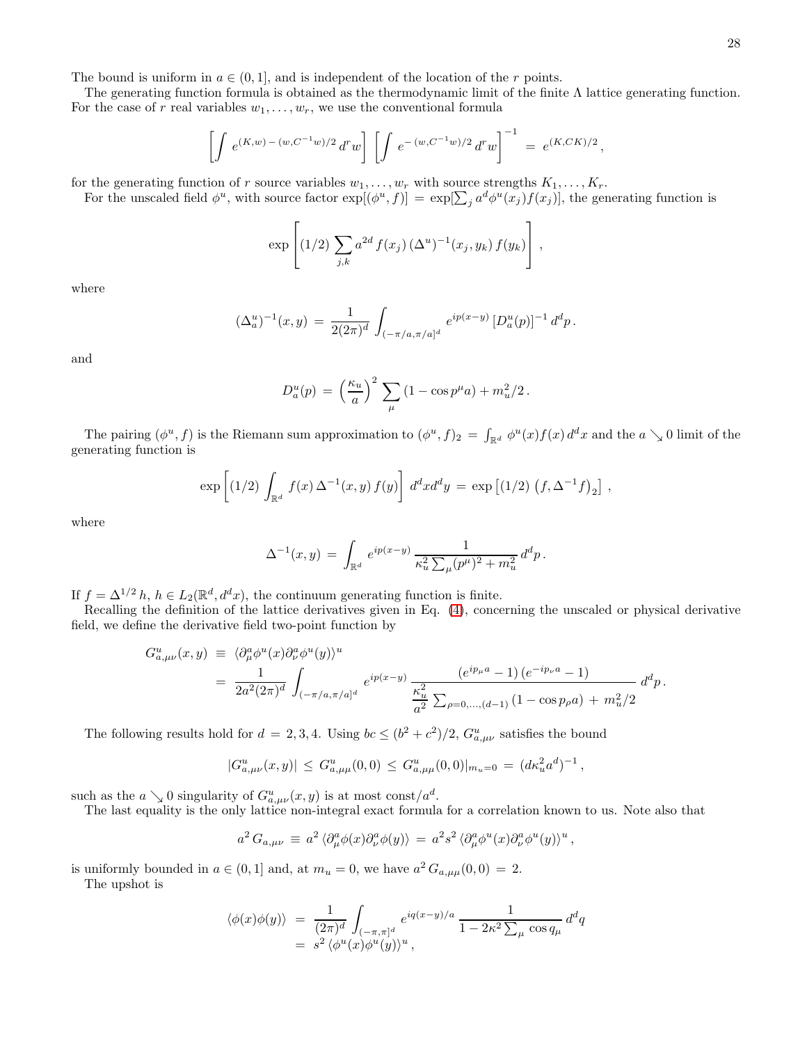The bound is uniform in $a \in (0, 1]$, and is independent of the location of the $r$ points.

The generating function formula is obtained as the thermodynamic limit of the finite $\Lambda$ lattice generating function. For the case of $r$ real variables $w_1, \ldots, w_r$, we use the conventional formula

$$\left[\int e^{(K,w) - (w,C^{-1}w)/2}\, d^r w\right] \left[\int e^{-(w,C^{-1}w)/2}\, d^r w\right]^{-1} = e^{(K,CK)/2},$$

for the generating function of $r$ source variables $w_1, \ldots, w_r$ with source strengths $K_1, \ldots, K_r$.

For the unscaled field $\phi^u$, with source factor $\exp[(\phi^u, f)] = \exp[\sum_j a^d \phi^u(x_j) f(x_j)]$, the generating function is

$$\exp\left[(1/2) \sum_{j,k} a^{2d}\, f(x_j)\, (\Delta^u)^{-1}(x_j, y_k)\, f(y_k)\right],$$

where

$$(\Delta_a^u)^{-1}(x, y) = \frac{1}{2(2\pi)^d} \int_{(-\pi/a, \pi/a]^d} e^{ip(x-y)}\, [D_a^u(p)]^{-1}\, d^d p.$$

and

$$D_a^u(p) = \left(\frac{\kappa_u}{a}\right)^2 \sum_\mu (1 - \cos p^\mu a) + m_u^2/2.$$

The pairing $(\phi^u, f)$ is the Riemann sum approximation to $(\phi^u, f)_2 = \int_{\mathbb{R}^d} \phi^u(x) f(x)\, d^d x$ and the $a \searrow 0$ limit of the generating function is

$$\exp\left[(1/2) \int_{\mathbb{R}^d} f(x)\, \Delta^{-1}(x, y)\, f(y)\right] d^d x d^d y = \exp\left[(1/2)\left(f, \Delta^{-1} f\right)_2\right],$$

where

$$\Delta^{-1}(x, y) = \int_{\mathbb{R}^d} e^{ip(x-y)}\, \frac{1}{\kappa_u^2 \sum_\mu (p^\mu)^2 + m_u^2}\, d^d p.$$

If $f = \Delta^{1/2} h$, $h \in L_2(\mathbb{R}^d, d^d x)$, the continuum generating function is finite.

Recalling the definition of the lattice derivatives given in Eq. (4), concerning the unscaled or physical derivative field, we define the derivative field two-point function by

$$\begin{aligned}
G^u_{a,\mu\nu}(x, y) &\equiv \langle \partial^a_\mu \phi^u(x) \partial^a_\nu \phi^u(y) \rangle^u \\
&= \frac{1}{2a^2 (2\pi)^d} \int_{(-\pi/a, \pi/a]^d} e^{ip(x-y)}\, \frac{(e^{ip_\mu a} - 1)\,(e^{-ip_\nu a} - 1)}{\dfrac{\kappa_u^2}{a^2} \sum_{\rho = 0, \ldots, (d-1)} (1 - \cos p_\rho a) + m_u^2/2}\, d^d p.
\end{aligned}$$

The following results hold for $d = 2, 3, 4$. Using $bc \le (b^2 + c^2)/2$, $G^u_{a,\mu\nu}$ satisfies the bound

$$|G^u_{a,\mu\nu}(x, y)| \le G^u_{a,\mu\mu}(0, 0) \le G^u_{a,\mu\mu}(0, 0)|_{m_u = 0} = (d \kappa_u^2 a^d)^{-1},$$

such as the $a \searrow 0$ singularity of $G^u_{a,\mu\nu}(x, y)$ is at most const$/a^d$.

The last equality is the only lattice non-integral exact formula for a correlation known to us. Note also that

$$a^2\, G_{a,\mu\nu} \equiv a^2\, \langle \partial^a_\mu \phi(x) \partial^a_\nu \phi(y) \rangle = a^2 s^2\, \langle \partial^a_\mu \phi^u(x) \partial^a_\nu \phi^u(y) \rangle^u,$$

is uniformly bounded in $a \in (0, 1]$ and, at $m_u = 0$, we have $a^2\, G_{a,\mu\mu}(0, 0) = 2$.

The upshot is

$$\begin{aligned}
\langle \phi(x) \phi(y) \rangle &= \frac{1}{(2\pi)^d} \int_{(-\pi, \pi]^d} e^{iq(x-y)/a}\, \frac{1}{1 - 2\kappa^2 \sum_\mu \cos q_\mu}\, d^d q \\
&= s^2\, \langle \phi^u(x) \phi^u(y) \rangle^u,
\end{aligned}$$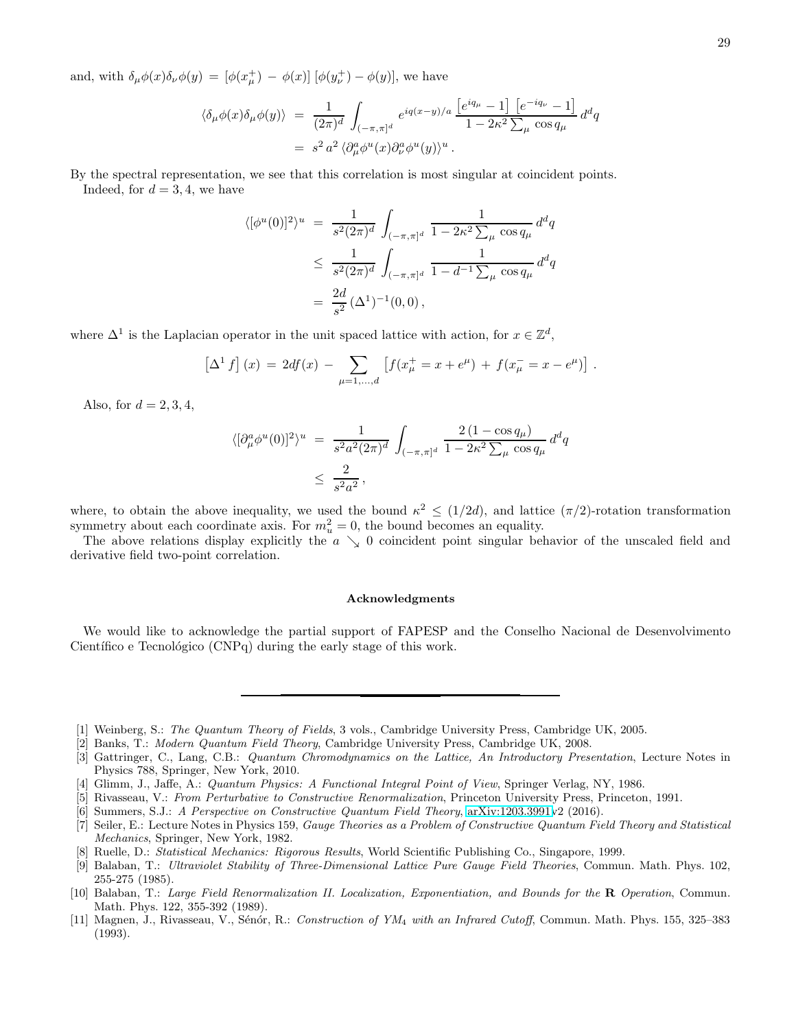and, with $\delta_\mu\phi(x)\delta_\nu\phi(y) = [\phi(x^+_\mu) - \phi(x)]\,[\phi(y^+_\nu) - \phi(y)]$, we have

$$
\begin{aligned}
\langle \delta_\mu\phi(x)\delta_\mu\phi(y)\rangle \;&=\; \frac{1}{(2\pi)^d}\int_{(-\pi,\pi]^d} e^{iq(x-y)/a}\,\frac{\left[e^{iq_\mu}-1\right]\,\left[e^{-iq_\nu}-1\right]}{1-2\kappa^2\sum_\mu \cos q_\mu}\,d^dq \\
&=\; s^2\,a^2\,\langle \partial^a_\mu\phi^u(x)\partial^a_\nu\phi^u(y)\rangle^u\,.
\end{aligned}
$$

By the spectral representation, we see that this correlation is most singular at coincident points.

Indeed, for $d = 3, 4$, we have

$$
\begin{aligned}
\langle[\phi^u(0)]^2\rangle^u \;&=\; \frac{1}{s^2(2\pi)^d}\int_{(-\pi,\pi]^d}\frac{1}{1-2\kappa^2\sum_\mu \cos q_\mu}\,d^dq \\
&\le\; \frac{1}{s^2(2\pi)^d}\int_{(-\pi,\pi]^d}\frac{1}{1-d^{-1}\sum_\mu \cos q_\mu}\,d^dq \\
&=\; \frac{2d}{s^2}\,(\Delta^1)^{-1}(0,0)\,,
\end{aligned}
$$

where $\Delta^1$ is the Laplacian operator in the unit spaced lattice with action, for $x\in\mathbb{Z}^d$,

$$
\left[\Delta^1 f\right](x) \;=\; 2df(x) \,-\, \sum_{\mu=1,\ldots,d}\left[f(x^+_\mu = x+e^\mu) \,+\, f(x^-_\mu = x-e^\mu)\right]\,.
$$

Also, for $d = 2, 3, 4$,

$$
\begin{aligned}
\langle[\partial^a_\mu\phi^u(0)]^2\rangle^u \;&=\; \frac{1}{s^2a^2(2\pi)^d}\int_{(-\pi,\pi]^d}\frac{2\,(1-\cos q_\mu)}{1-2\kappa^2\sum_\mu \cos q_\mu}\,d^dq \\
&\le\; \frac{2}{s^2a^2}\,,
\end{aligned}
$$

where, to obtain the above inequality, we used the bound $\kappa^2 \le (1/2d)$, and lattice $(\pi/2)$-rotation transformation symmetry about each coordinate axis. For $m_u^2 = 0$, the bound becomes an equality.

The above relations display explicitly the $a \searrow 0$ coincident point singular behavior of the unscaled field and derivative field two-point correlation.

**Acknowledgments**

We would like to acknowledge the partial support of FAPESP and the Conselho Nacional de Desenvolvimento Científico e Tecnológico (CNPq) during the early stage of this work.

---

[1] Weinberg, S.: *The Quantum Theory of Fields*, 3 vols., Cambridge University Press, Cambridge UK, 2005.

[2] Banks, T.: *Modern Quantum Field Theory*, Cambridge University Press, Cambridge UK, 2008.

[3] Gattringer, C., Lang, C.B.: *Quantum Chromodynamics on the Lattice, An Introductory Presentation*, Lecture Notes in Physics 788, Springer, New York, 2010.

[4] Glimm, J., Jaffe, A.: *Quantum Physics: A Functional Integral Point of View*, Springer Verlag, NY, 1986.

[5] Rivasseau, V.: *From Perturbative to Constructive Renormalization*, Princeton University Press, Princeton, 1991.

[6] Summers, S.J.: *A Perspective on Constructive Quantum Field Theory*, arXiv:1203.3991v2 (2016).

[7] Seiler, E.: Lecture Notes in Physics 159, *Gauge Theories as a Problem of Constructive Quantum Field Theory and Statistical Mechanics*, Springer, New York, 1982.

[8] Ruelle, D.: *Statistical Mechanics: Rigorous Results*, World Scientific Publishing Co., Singapore, 1999.

[9] Balaban, T.: *Ultraviolet Stability of Three-Dimensional Lattice Pure Gauge Field Theories*, Commun. Math. Phys. 102, 255-275 (1985).

[10] Balaban, T.: *Large Field Renormalization II. Localization, Exponentiation, and Bounds for the* **R** *Operation*, Commun. Math. Phys. 122, 355-392 (1989).

[11] Magnen, J., Rivasseau, V., Sénór, R.: *Construction of $YM_4$ with an Infrared Cutoff*, Commun. Math. Phys. 155, 325–383 (1993).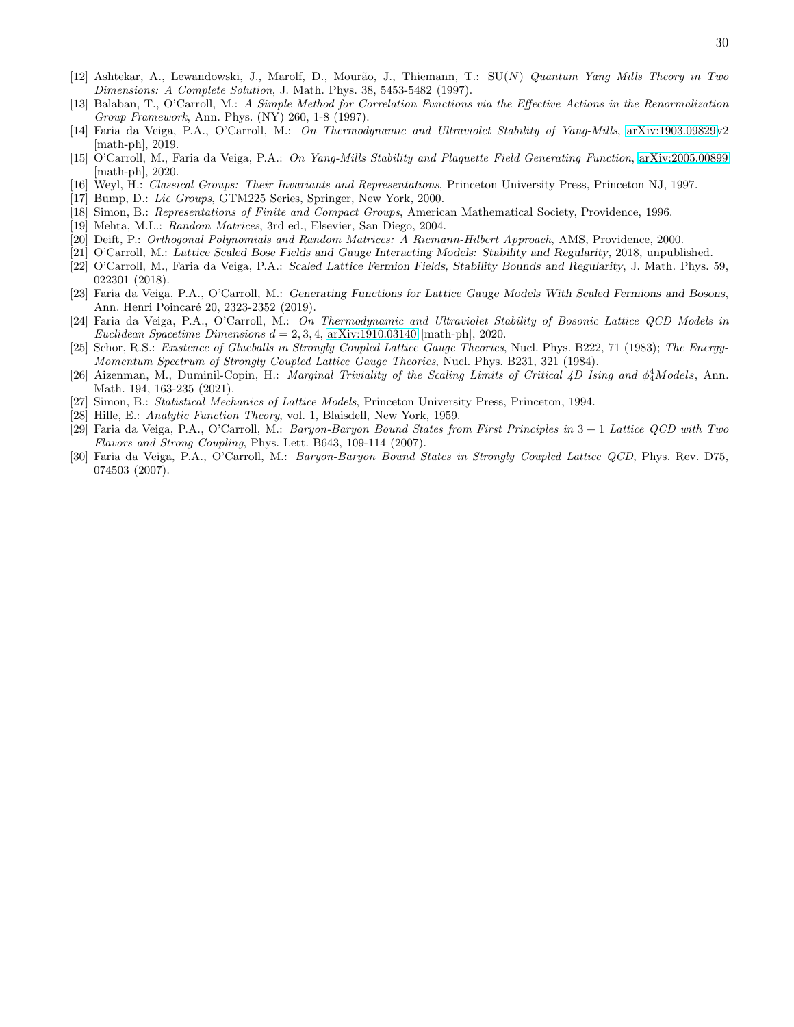[12] Ashtekar, A., Lewandowski, J., Marolf, D., Mourão, J., Thiemann, T.: SU($N$) *Quantum Yang–Mills Theory in Two Dimensions: A Complete Solution*, J. Math. Phys. 38, 5453-5482 (1997).

[13] Balaban, T., O'Carroll, M.: *A Simple Method for Correlation Functions via the Effective Actions in the Renormalization Group Framework*, Ann. Phys. (NY) 260, 1-8 (1997).

[14] Faria da Veiga, P.A., O'Carroll, M.: *On Thermodynamic and Ultraviolet Stability of Yang-Mills*, arXiv:1903.09829v2 [math-ph], 2019.

[15] O'Carroll, M., Faria da Veiga, P.A.: *On Yang-Mills Stability and Plaquette Field Generating Function*, arXiv:2005.00899 [math-ph], 2020.

[16] Weyl, H.: *Classical Groups: Their Invariants and Representations*, Princeton University Press, Princeton NJ, 1997.

[17] Bump, D.: *Lie Groups*, GTM225 Series, Springer, New York, 2000.

[18] Simon, B.: *Representations of Finite and Compact Groups*, American Mathematical Society, Providence, 1996.

[19] Mehta, M.L.: *Random Matrices*, 3rd ed., Elsevier, San Diego, 2004.

[20] Deift, P.: *Orthogonal Polynomials and Random Matrices: A Riemann-Hilbert Approach*, AMS, Providence, 2000.

[21] O'Carroll, M.: *Lattice Scaled Bose Fields and Gauge Interacting Models: Stability and Regularity*, 2018, unpublished.

[22] O'Carroll, M., Faria da Veiga, P.A.: *Scaled Lattice Fermion Fields, Stability Bounds and Regularity*, J. Math. Phys. 59, 022301 (2018).

[23] Faria da Veiga, P.A., O'Carroll, M.: *Generating Functions for Lattice Gauge Models With Scaled Fermions and Bosons*, Ann. Henri Poincaré 20, 2323-2352 (2019).

[24] Faria da Veiga, P.A., O'Carroll, M.: *On Thermodynamic and Ultraviolet Stability of Bosonic Lattice QCD Models in Euclidean Spacetime Dimensions* $d = 2, 3, 4$, arXiv:1910.03140 [math-ph], 2020.

[25] Schor, R.S.: *Existence of Glueballs in Strongly Coupled Lattice Gauge Theories*, Nucl. Phys. B222, 71 (1983); *The Energy-Momentum Spectrum of Strongly Coupled Lattice Gauge Theories*, Nucl. Phys. B231, 321 (1984).

[26] Aizenman, M., Duminil-Copin, H.: *Marginal Triviality of the Scaling Limits of Critical 4D Ising and* $\phi_4^4$ *Models*, Ann. Math. 194, 163-235 (2021).

[27] Simon, B.: *Statistical Mechanics of Lattice Models*, Princeton University Press, Princeton, 1994.

[28] Hille, E.: *Analytic Function Theory*, vol. 1, Blaisdell, New York, 1959.

[29] Faria da Veiga, P.A., O'Carroll, M.: *Baryon-Baryon Bound States from First Principles in* $3+1$ *Lattice QCD with Two Flavors and Strong Coupling*, Phys. Lett. B643, 109-114 (2007).

[30] Faria da Veiga, P.A., O'Carroll, M.: *Baryon-Baryon Bound States in Strongly Coupled Lattice QCD*, Phys. Rev. D75, 074503 (2007).